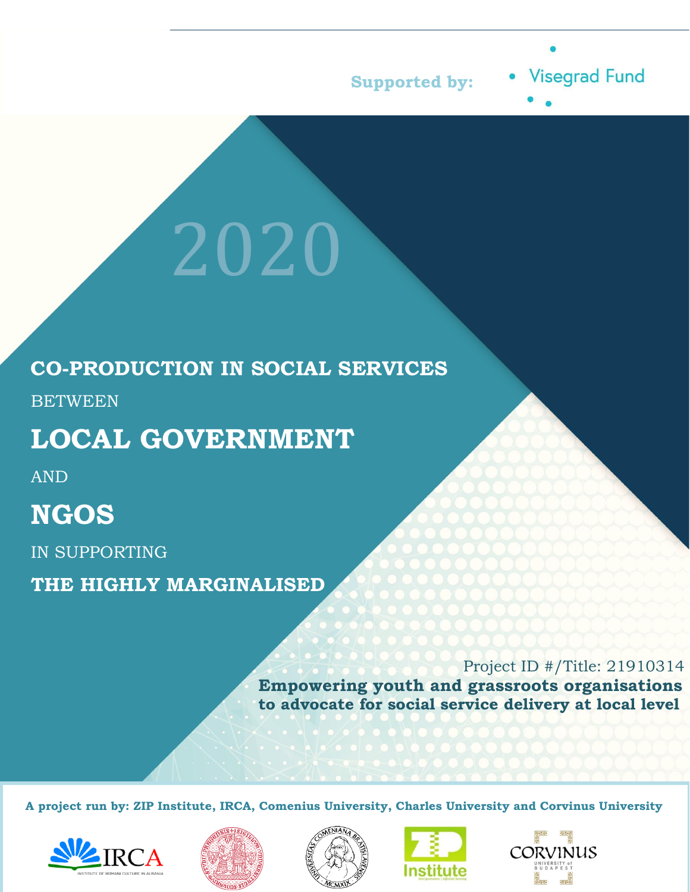Supported by: Visegrad Fund

2020

# CO-PRODUCTION IN SOCIAL SERVICES BETWEEN LOCAL GOVERNMENT AND NGOS IN SUPPORTING THE HIGHLY MARGINALISED

Project ID #/Title: 21910314

**Empowering youth and grassroots organisations to advocate for social service delivery at local level**

**A project run by: ZIP Institute, IRCA, Comenius University, Charles University and Corvinus University**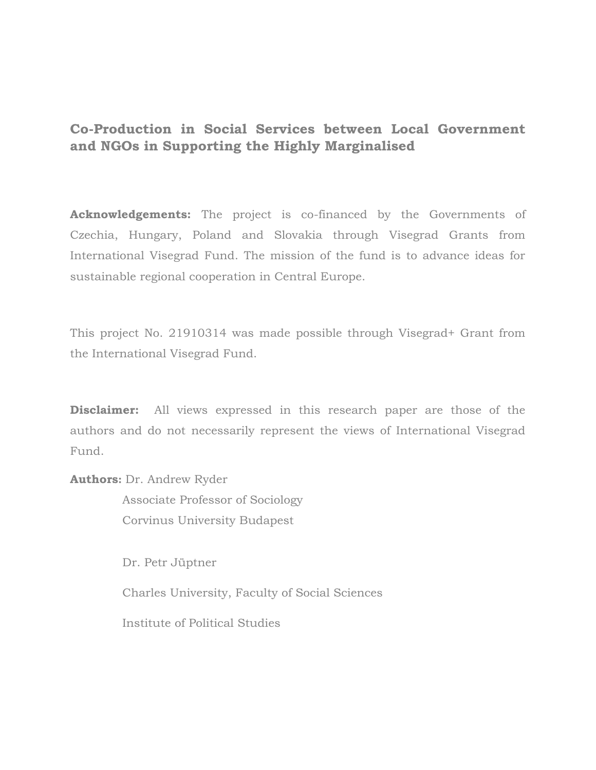# Co-Production in Social Services between Local Government and NGOs in Supporting the Highly Marginalised

**Acknowledgements:** The project is co-financed by the Governments of Czechia, Hungary, Poland and Slovakia through Visegrad Grants from International Visegrad Fund. The mission of the fund is to advance ideas for sustainable regional cooperation in Central Europe.

This project No. 21910314 was made possible through Visegrad+ Grant from the International Visegrad Fund.

**Disclaimer:** All views expressed in this research paper are those of the authors and do not necessarily represent the views of International Visegrad Fund.

**Authors:** Dr. Andrew Ryder
Associate Professor of Sociology
Corvinus University Budapest

Dr. Petr Jüptner

Charles University, Faculty of Social Sciences

Institute of Political Studies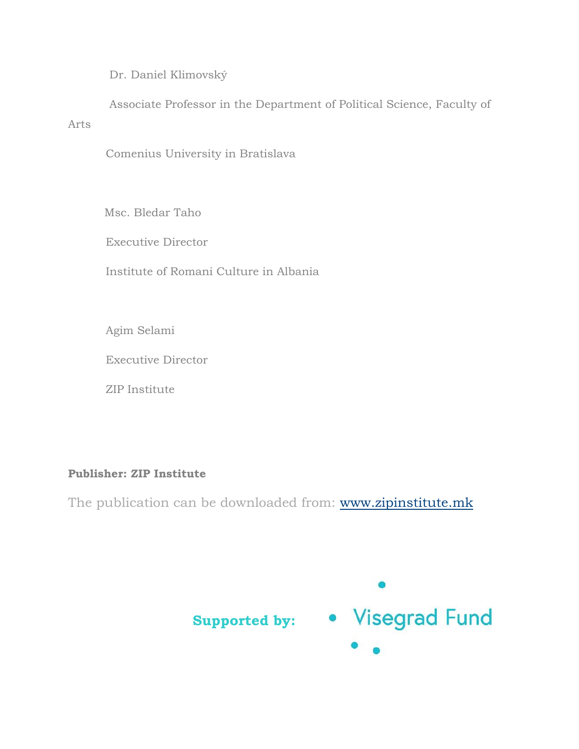Dr. Daniel Klimovský

Associate Professor in the Department of Political Science, Faculty of Arts

Comenius University in Bratislava

Msc. Bledar Taho

Executive Director

Institute of Romani Culture in Albania

Agim Selami

Executive Director

ZIP Institute

**Publisher: ZIP Institute**

The publication can be downloaded from: [www.zipinstitute.mk](http://www.zipinstitute.mk)

**Supported by:** Visegrad Fund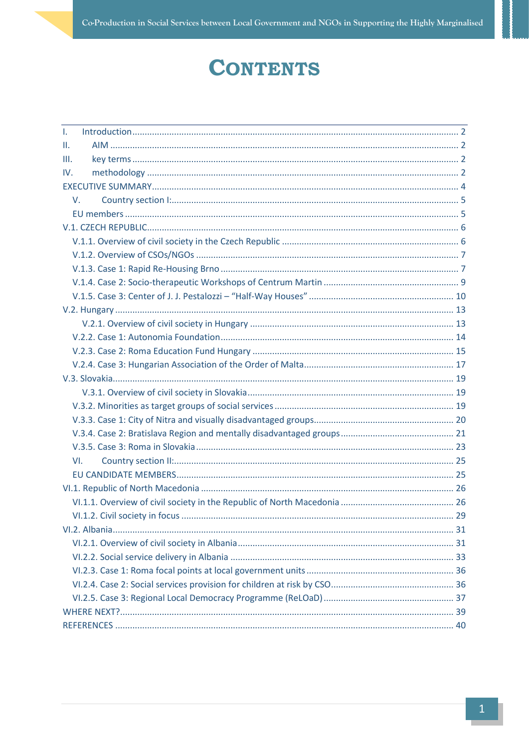# CONTENTS

| | |
|---|---|
| I. Introduction | 2 |
| II. AIM | 2 |
| III. key terms | 2 |
| IV. methodology | 2 |
| EXECUTIVE SUMMARY | 4 |
| V. Country section I: | 5 |
| EU members | 5 |
| V.1. CZECH REPUBLIC | 6 |
| V.1.1. Overview of civil society in the Czech Republic | 6 |
| V.1.2. Overview of CSOs/NGOs | 7 |
| V.1.3. Case 1: Rapid Re-Housing Brno | 7 |
| V.1.4. Case 2: Socio-therapeutic Workshops of Centrum Martin | 9 |
| V.1.5. Case 3: Center of J. J. Pestalozzi – "Half-Way Houses" | 10 |
| V.2. Hungary | 13 |
| V.2.1. Overview of civil society in Hungary | 13 |
| V.2.2. Case 1: Autonomia Foundation | 14 |
| V.2.3. Case 2: Roma Education Fund Hungary | 15 |
| V.2.4. Case 3: Hungarian Association of the Order of Malta | 17 |
| V.3. Slovakia | 19 |
| V.3.1. Overview of civil society in Slovakia | 19 |
| V.3.2. Minorities as target groups of social services | 19 |
| V.3.3. Case 1: City of Nitra and visually disadvantaged groups | 20 |
| V.3.4. Case 2: Bratislava Region and mentally disadvantaged groups | 21 |
| V.3.5. Case 3: Roma in Slovakia | 23 |
| VI. Country section II: | 25 |
| EU CANDIDATE MEMBERS | 25 |
| VI.1. Republic of North Macedonia | 26 |
| VI.1.1. Overview of civil society in the Republic of North Macedonia | 26 |
| VI.1.2. Civil society in focus | 29 |
| VI.2. Albania | 31 |
| VI.2.1. Overview of civil society in Albania | 31 |
| VI.2.2. Social service delivery in Albania | 33 |
| VI.2.3. Case 1: Roma focal points at local government units | 36 |
| VI.2.4. Case 2: Social services provision for children at risk by CSO | 36 |
| VI.2.5. Case 3: Regional Local Democracy Programme (ReLOaD) | 37 |
| WHERE NEXT? | 39 |
| REFERENCES | 40 |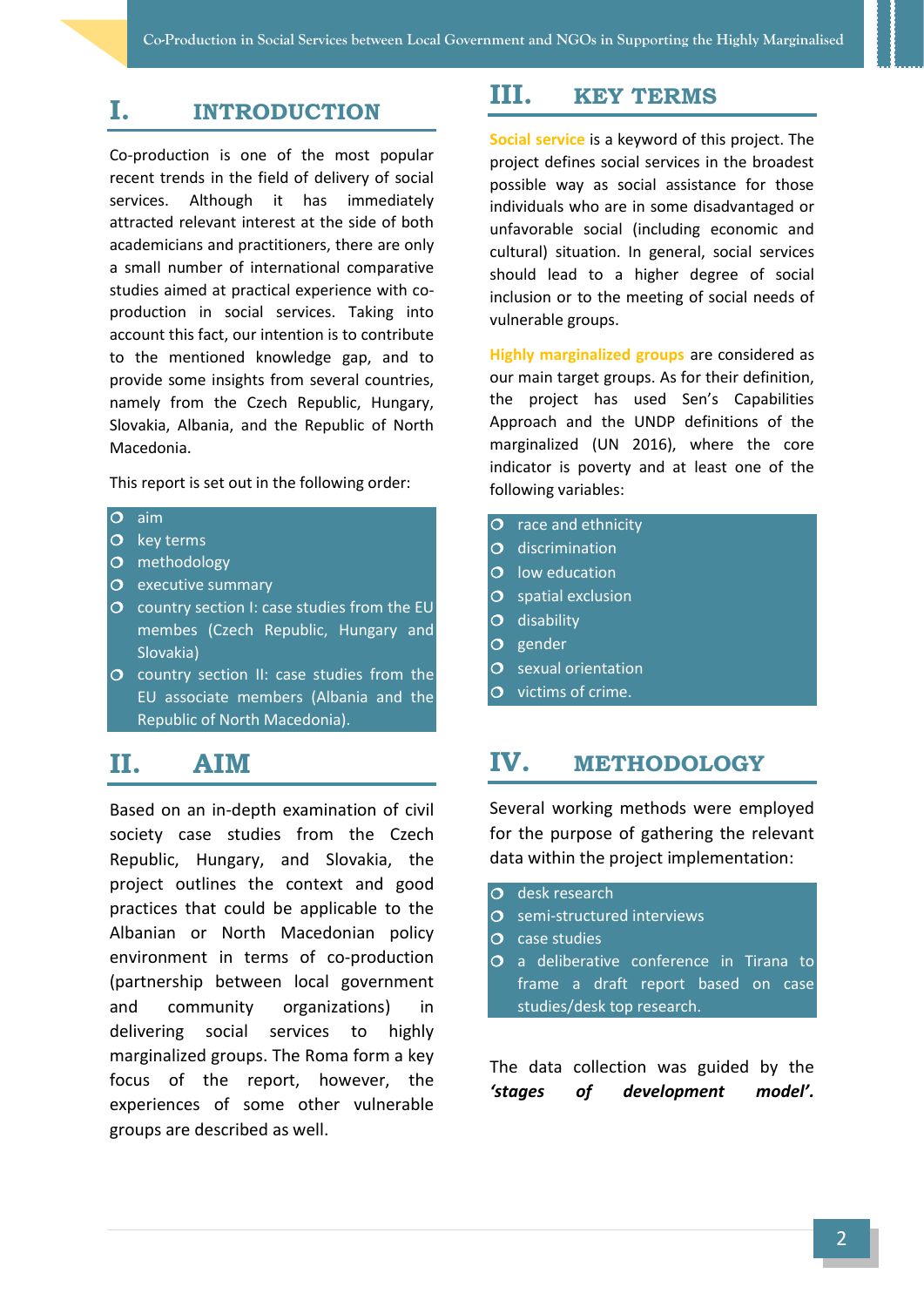# I. INTRODUCTION

Co-production is one of the most popular recent trends in the field of delivery of social services. Although it has immediately attracted relevant interest at the side of both academicians and practitioners, there are only a small number of international comparative studies aimed at practical experience with co-production in social services. Taking into account this fact, our intention is to contribute to the mentioned knowledge gap, and to provide some insights from several countries, namely from the Czech Republic, Hungary, Slovakia, Albania, and the Republic of North Macedonia.

This report is set out in the following order:

- aim
- key terms
- methodology
- executive summary
- country section I: case studies from the EU membes (Czech Republic, Hungary and Slovakia)
- country section II: case studies from the EU associate members (Albania and the Republic of North Macedonia).

# II. AIM

Based on an in-depth examination of civil society case studies from the Czech Republic, Hungary, and Slovakia, the project outlines the context and good practices that could be applicable to the Albanian or North Macedonian policy environment in terms of co-production (partnership between local government and community organizations) in delivering social services to highly marginalized groups. The Roma form a key focus of the report, however, the experiences of some other vulnerable groups are described as well.

# III. KEY TERMS

**Social service** is a keyword of this project. The project defines social services in the broadest possible way as social assistance for those individuals who are in some disadvantaged or unfavorable social (including economic and cultural) situation. In general, social services should lead to a higher degree of social inclusion or to the meeting of social needs of vulnerable groups.

**Highly marginalized groups** are considered as our main target groups. As for their definition, the project has used Sen's Capabilities Approach and the UNDP definitions of the marginalized (UN 2016), where the core indicator is poverty and at least one of the following variables:

- race and ethnicity
- discrimination
- low education
- spatial exclusion
- disability
- gender
- sexual orientation
- victims of crime.

# IV. METHODOLOGY

Several working methods were employed for the purpose of gathering the relevant data within the project implementation:

- desk research
- semi-structured interviews
- case studies
- a deliberative conference in Tirana to frame a draft report based on case studies/desk top research.

The data collection was guided by the ***'stages of development model'.***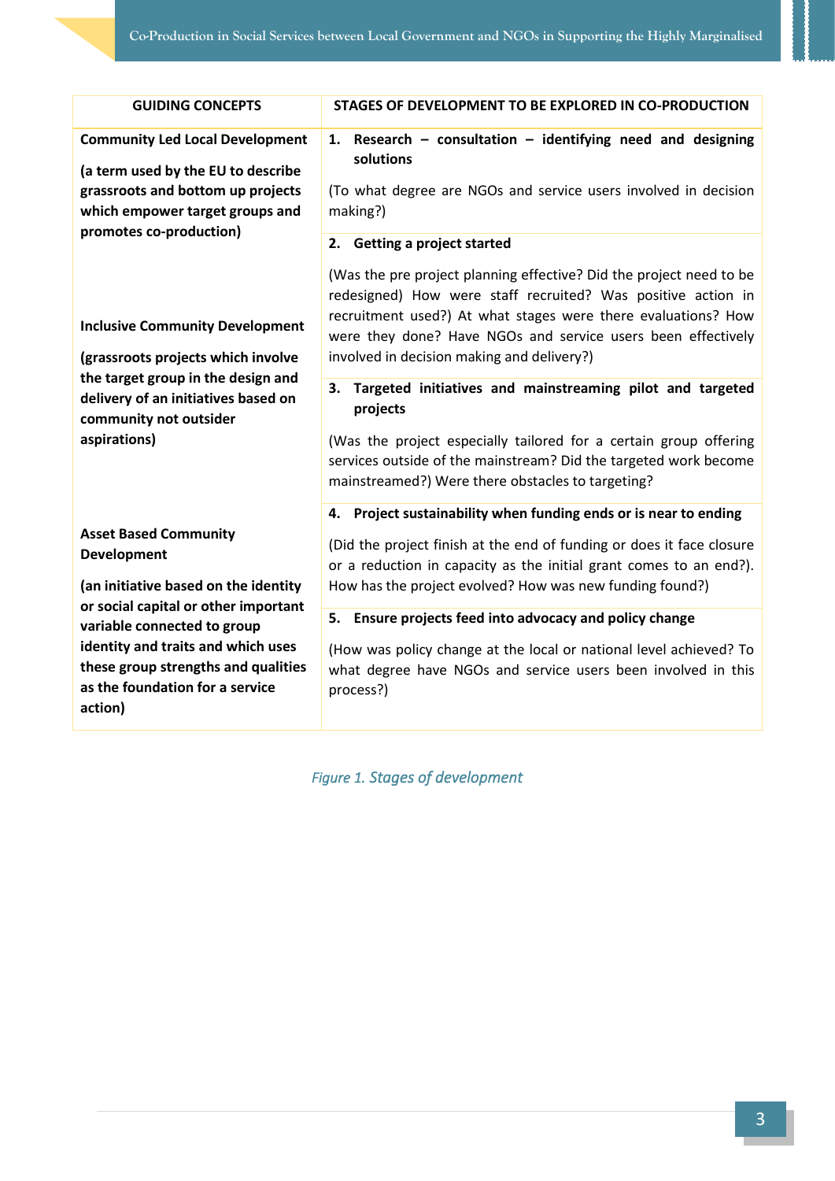| GUIDING CONCEPTS | STAGES OF DEVELOPMENT TO BE EXPLORED IN CO-PRODUCTION |
|---|---|
| **Community Led Local Development** <br><br> **(a term used by the EU to describe grassroots and bottom up projects which empower target groups and promotes co-production)** | **1. Research – consultation – identifying need and designing solutions** <br><br> (To what degree are NGOs and service users involved in decision making?) |
| **Inclusive Community Development** <br><br> **(grassroots projects which involve the target group in the design and delivery of an initiatives based on community not outsider aspirations)** | **2. Getting a project started** <br><br> (Was the pre project planning effective? Did the project need to be redesigned) How were staff recruited? Was positive action in recruitment used?) At what stages were there evaluations? How were they done? Have NGOs and service users been effectively involved in decision making and delivery?) |
| | **3. Targeted initiatives and mainstreaming pilot and targeted projects** <br><br> (Was the project especially tailored for a certain group offering services outside of the mainstream? Did the targeted work become mainstreamed?) Were there obstacles to targeting? |
| **Asset Based Community Development** <br><br> **(an initiative based on the identity or social capital or other important variable connected to group identity and traits and which uses these group strengths and qualities as the foundation for a service action)** | **4. Project sustainability when funding ends or is near to ending** <br><br> (Did the project finish at the end of funding or does it face closure or a reduction in capacity as the initial grant comes to an end?). How has the project evolved? How was new funding found?) |
| | **5. Ensure projects feed into advocacy and policy change** <br><br> (How was policy change at the local or national level achieved? To what degree have NGOs and service users been involved in this process?) |

*Figure 1. Stages of development*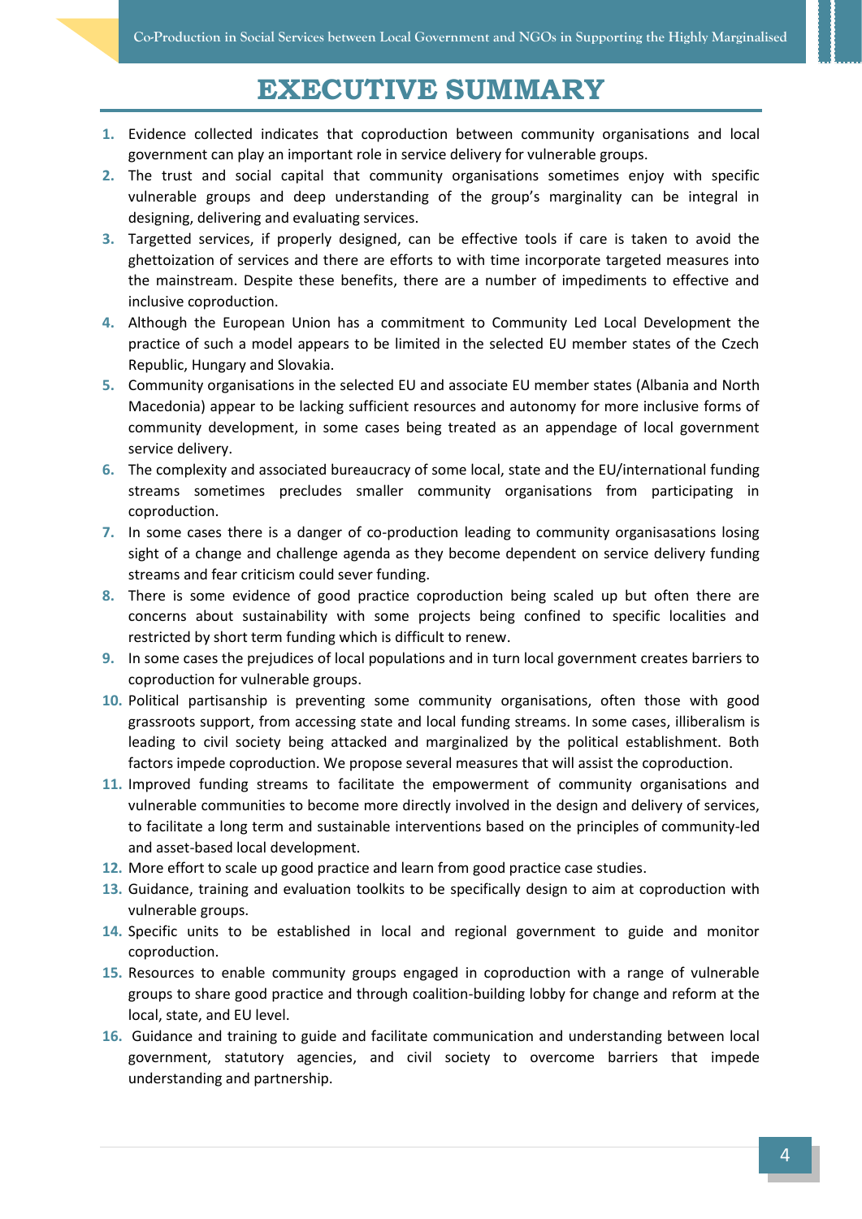# EXECUTIVE SUMMARY

1. Evidence collected indicates that coproduction between community organisations and local government can play an important role in service delivery for vulnerable groups.
2. The trust and social capital that community organisations sometimes enjoy with specific vulnerable groups and deep understanding of the group's marginality can be integral in designing, delivering and evaluating services.
3. Targetted services, if properly designed, can be effective tools if care is taken to avoid the ghettoization of services and there are efforts to with time incorporate targeted measures into the mainstream. Despite these benefits, there are a number of impediments to effective and inclusive coproduction.
4. Although the European Union has a commitment to Community Led Local Development the practice of such a model appears to be limited in the selected EU member states of the Czech Republic, Hungary and Slovakia.
5. Community organisations in the selected EU and associate EU member states (Albania and North Macedonia) appear to be lacking sufficient resources and autonomy for more inclusive forms of community development, in some cases being treated as an appendage of local government service delivery.
6. The complexity and associated bureaucracy of some local, state and the EU/international funding streams sometimes precludes smaller community organisations from participating in coproduction.
7. In some cases there is a danger of co-production leading to community organisasations losing sight of a change and challenge agenda as they become dependent on service delivery funding streams and fear criticism could sever funding.
8. There is some evidence of good practice coproduction being scaled up but often there are concerns about sustainability with some projects being confined to specific localities and restricted by short term funding which is difficult to renew.
9. In some cases the prejudices of local populations and in turn local government creates barriers to coproduction for vulnerable groups.
10. Political partisanship is preventing some community organisations, often those with good grassroots support, from accessing state and local funding streams. In some cases, illiberalism is leading to civil society being attacked and marginalized by the political establishment. Both factors impede coproduction. We propose several measures that will assist the coproduction.
11. Improved funding streams to facilitate the empowerment of community organisations and vulnerable communities to become more directly involved in the design and delivery of services, to facilitate a long term and sustainable interventions based on the principles of community-led and asset-based local development.
12. More effort to scale up good practice and learn from good practice case studies.
13. Guidance, training and evaluation toolkits to be specifically design to aim at coproduction with vulnerable groups.
14. Specific units to be established in local and regional government to guide and monitor coproduction.
15. Resources to enable community groups engaged in coproduction with a range of vulnerable groups to share good practice and through coalition-building lobby for change and reform at the local, state, and EU level.
16. Guidance and training to guide and facilitate communication and understanding between local government, statutory agencies, and civil society to overcome barriers that impede understanding and partnership.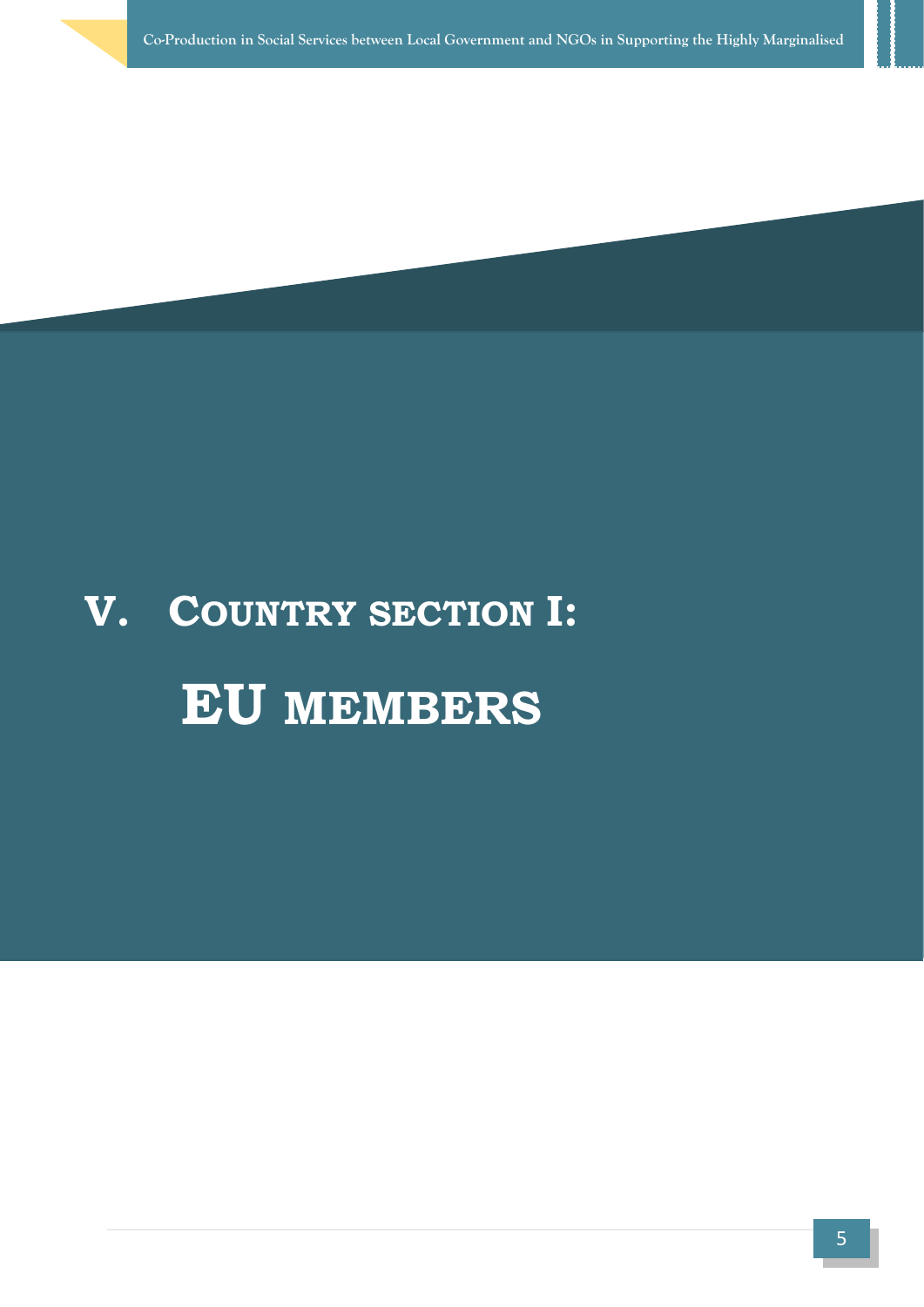# V. Country section I: EU members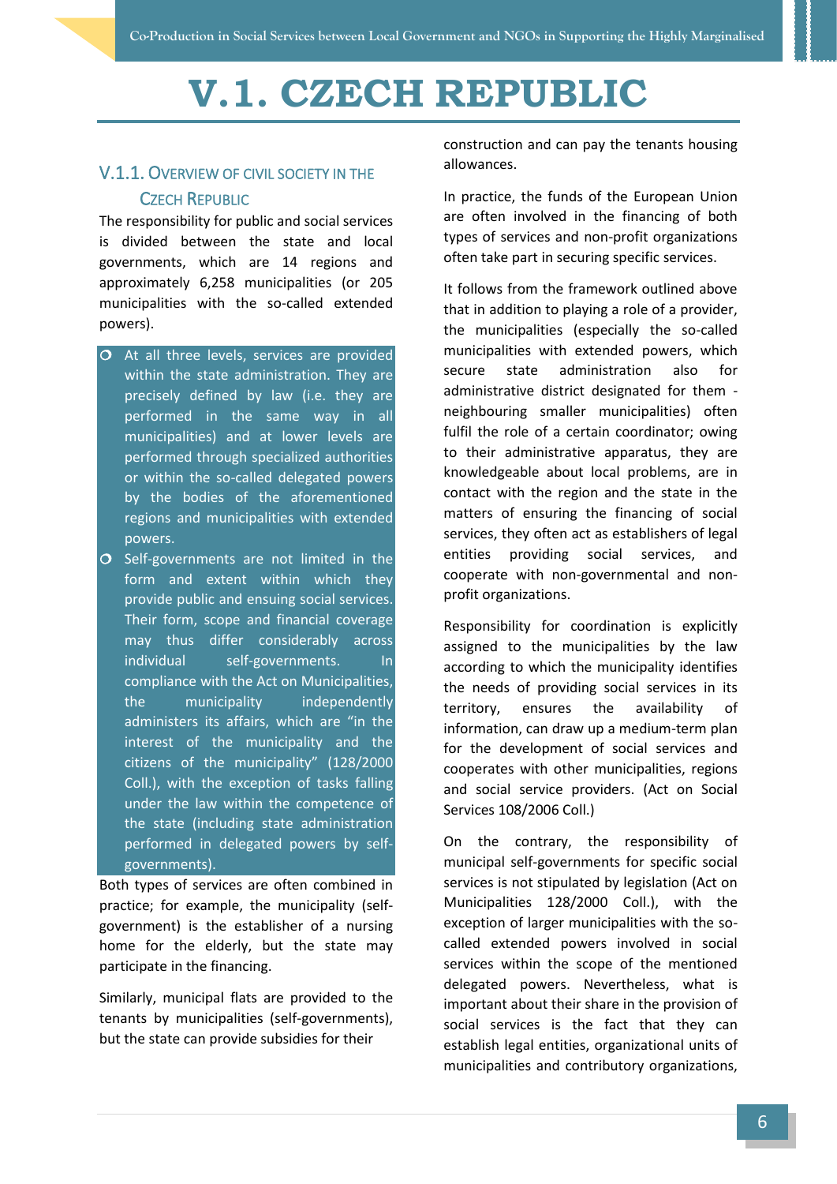# V.1. CZECH REPUBLIC

## V.1.1. Overview of Civil Society in the Czech Republic

The responsibility for public and social services is divided between the state and local governments, which are 14 regions and approximately 6,258 municipalities (or 205 municipalities with the so-called extended powers).

- At all three levels, services are provided within the state administration. They are precisely defined by law (i.e. they are performed in the same way in all municipalities) and at lower levels are performed through specialized authorities or within the so-called delegated powers by the bodies of the aforementioned regions and municipalities with extended powers.
- Self-governments are not limited in the form and extent within which they provide public and ensuing social services. Their form, scope and financial coverage may thus differ considerably across individual self-governments. In compliance with the Act on Municipalities, the municipality independently administers its affairs, which are "in the interest of the municipality and the citizens of the municipality" (128/2000 Coll.), with the exception of tasks falling under the law within the competence of the state (including state administration performed in delegated powers by self-governments).

Both types of services are often combined in practice; for example, the municipality (self-government) is the establisher of a nursing home for the elderly, but the state may participate in the financing.

Similarly, municipal flats are provided to the tenants by municipalities (self-governments), but the state can provide subsidies for their construction and can pay the tenants housing allowances.

In practice, the funds of the European Union are often involved in the financing of both types of services and non-profit organizations often take part in securing specific services.

It follows from the framework outlined above that in addition to playing a role of a provider, the municipalities (especially the so-called municipalities with extended powers, which secure state administration also for administrative district designated for them - neighbouring smaller municipalities) often fulfil the role of a certain coordinator; owing to their administrative apparatus, they are knowledgeable about local problems, are in contact with the region and the state in the matters of ensuring the financing of social services, they often act as establishers of legal entities providing social services, and cooperate with non-governmental and non-profit organizations.

Responsibility for coordination is explicitly assigned to the municipalities by the law according to which the municipality identifies the needs of providing social services in its territory, ensures the availability of information, can draw up a medium-term plan for the development of social services and cooperates with other municipalities, regions and social service providers. (Act on Social Services 108/2006 Coll.)

On the contrary, the responsibility of municipal self-governments for specific social services is not stipulated by legislation (Act on Municipalities 128/2000 Coll.), with the exception of larger municipalities with the so-called extended powers involved in social services within the scope of the mentioned delegated powers. Nevertheless, what is important about their share in the provision of social services is the fact that they can establish legal entities, organizational units of municipalities and contributory organizations,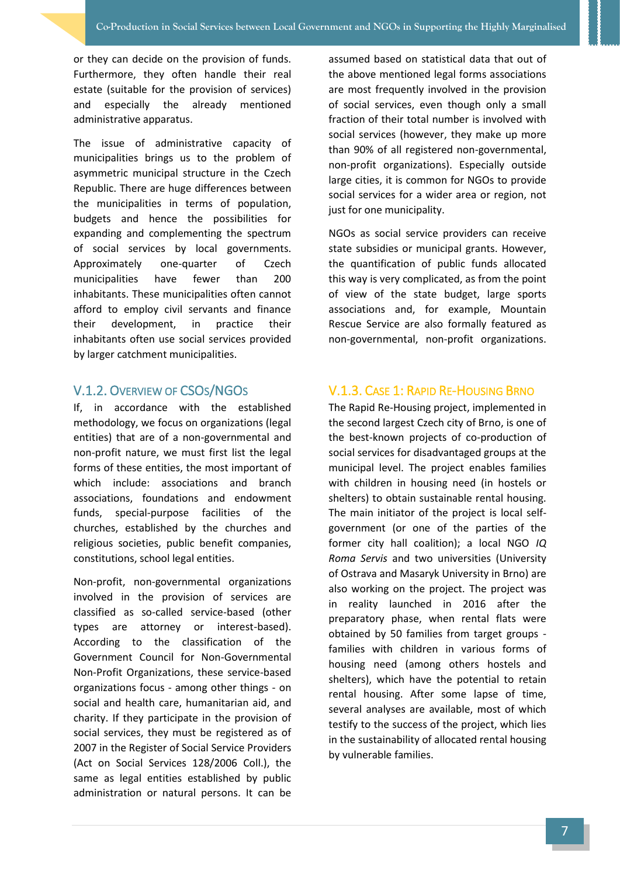or they can decide on the provision of funds. Furthermore, they often handle their real estate (suitable for the provision of services) and especially the already mentioned administrative apparatus.

The issue of administrative capacity of municipalities brings us to the problem of asymmetric municipal structure in the Czech Republic. There are huge differences between the municipalities in terms of population, budgets and hence the possibilities for expanding and complementing the spectrum of social services by local governments. Approximately one-quarter of Czech municipalities have fewer than 200 inhabitants. These municipalities often cannot afford to employ civil servants and finance their development, in practice their inhabitants often use social services provided by larger catchment municipalities.

### V.1.2. Overview of CSOs/NGOs

If, in accordance with the established methodology, we focus on organizations (legal entities) that are of a non-governmental and non-profit nature, we must first list the legal forms of these entities, the most important of which include: associations and branch associations, foundations and endowment funds, special-purpose facilities of the churches, established by the churches and religious societies, public benefit companies, constitutions, school legal entities.

Non-profit, non-governmental organizations involved in the provision of services are classified as so-called service-based (other types are attorney or interest-based). According to the classification of the Government Council for Non-Governmental Non-Profit Organizations, these service-based organizations focus - among other things - on social and health care, humanitarian aid, and charity. If they participate in the provision of social services, they must be registered as of 2007 in the Register of Social Service Providers (Act on Social Services 128/2006 Coll.), the same as legal entities established by public administration or natural persons. It can be assumed based on statistical data that out of the above mentioned legal forms associations are most frequently involved in the provision of social services, even though only a small fraction of their total number is involved with social services (however, they make up more than 90% of all registered non-governmental, non-profit organizations). Especially outside large cities, it is common for NGOs to provide social services for a wider area or region, not just for one municipality.

NGOs as social service providers can receive state subsidies or municipal grants. However, the quantification of public funds allocated this way is very complicated, as from the point of view of the state budget, large sports associations and, for example, Mountain Rescue Service are also formally featured as non-governmental, non-profit organizations.

### V.1.3. Case 1: Rapid Re-Housing Brno

The Rapid Re-Housing project, implemented in the second largest Czech city of Brno, is one of the best-known projects of co-production of social services for disadvantaged groups at the municipal level. The project enables families with children in housing need (in hostels or shelters) to obtain sustainable rental housing. The main initiator of the project is local self-government (or one of the parties of the former city hall coalition); a local NGO *IQ Roma Servis* and two universities (University of Ostrava and Masaryk University in Brno) are also working on the project. The project was in reality launched in 2016 after the preparatory phase, when rental flats were obtained by 50 families from target groups - families with children in various forms of housing need (among others hostels and shelters), which have the potential to retain rental housing. After some lapse of time, several analyses are available, most of which testify to the success of the project, which lies in the sustainability of allocated rental housing by vulnerable families.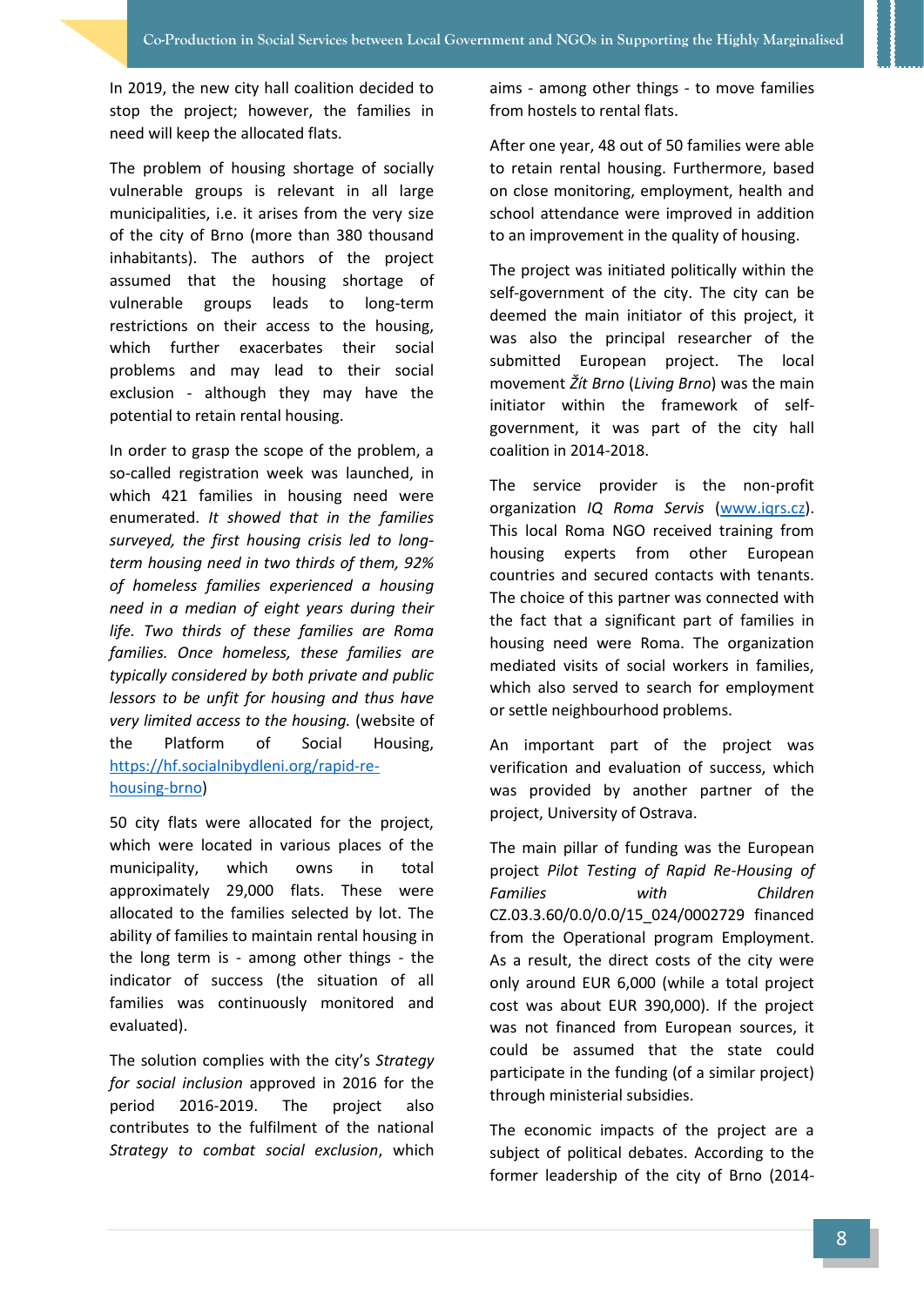In 2019, the new city hall coalition decided to stop the project; however, the families in need will keep the allocated flats.

The problem of housing shortage of socially vulnerable groups is relevant in all large municipalities, i.e. it arises from the very size of the city of Brno (more than 380 thousand inhabitants). The authors of the project assumed that the housing shortage of vulnerable groups leads to long-term restrictions on their access to the housing, which further exacerbates their social problems and may lead to their social exclusion - although they may have the potential to retain rental housing.

In order to grasp the scope of the problem, a so-called registration week was launched, in which 421 families in housing need were enumerated. *It showed that in the families surveyed, the first housing crisis led to long-term housing need in two thirds of them, 92% of homeless families experienced a housing need in a median of eight years during their life. Two thirds of these families are Roma families. Once homeless, these families are typically considered by both private and public lessors to be unfit for housing and thus have very limited access to the housing.* (website of the Platform of Social Housing, [https://hf.socialnibydleni.org/rapid-re-housing-brno](https://hf.socialnibydleni.org/rapid-re-housing-brno))

50 city flats were allocated for the project, which were located in various places of the municipality, which owns in total approximately 29,000 flats. These were allocated to the families selected by lot. The ability of families to maintain rental housing in the long term is - among other things - the indicator of success (the situation of all families was continuously monitored and evaluated).

The solution complies with the city's *Strategy for social inclusion* approved in 2016 for the period 2016-2019. The project also contributes to the fulfilment of the national *Strategy to combat social exclusion*, which aims - among other things - to move families from hostels to rental flats.

After one year, 48 out of 50 families were able to retain rental housing. Furthermore, based on close monitoring, employment, health and school attendance were improved in addition to an improvement in the quality of housing.

The project was initiated politically within the self-government of the city. The city can be deemed the main initiator of this project, it was also the principal researcher of the submitted European project. The local movement *Žít Brno* (*Living Brno*) was the main initiator within the framework of self-government, it was part of the city hall coalition in 2014-2018.

The service provider is the non-profit organization *IQ Roma Servis* ([www.iqrs.cz](www.iqrs.cz)). This local Roma NGO received training from housing experts from other European countries and secured contacts with tenants. The choice of this partner was connected with the fact that a significant part of families in housing need were Roma. The organization mediated visits of social workers in families, which also served to search for employment or settle neighbourhood problems.

An important part of the project was verification and evaluation of success, which was provided by another partner of the project, University of Ostrava.

The main pillar of funding was the European project *Pilot Testing of Rapid Re-Housing of Families with Children* CZ.03.3.60/0.0/0.0/15_024/0002729 financed from the Operational program Employment. As a result, the direct costs of the city were only around EUR 6,000 (while a total project cost was about EUR 390,000). If the project was not financed from European sources, it could be assumed that the state could participate in the funding (of a similar project) through ministerial subsidies.

The economic impacts of the project are a subject of political debates. According to the former leadership of the city of Brno (2014-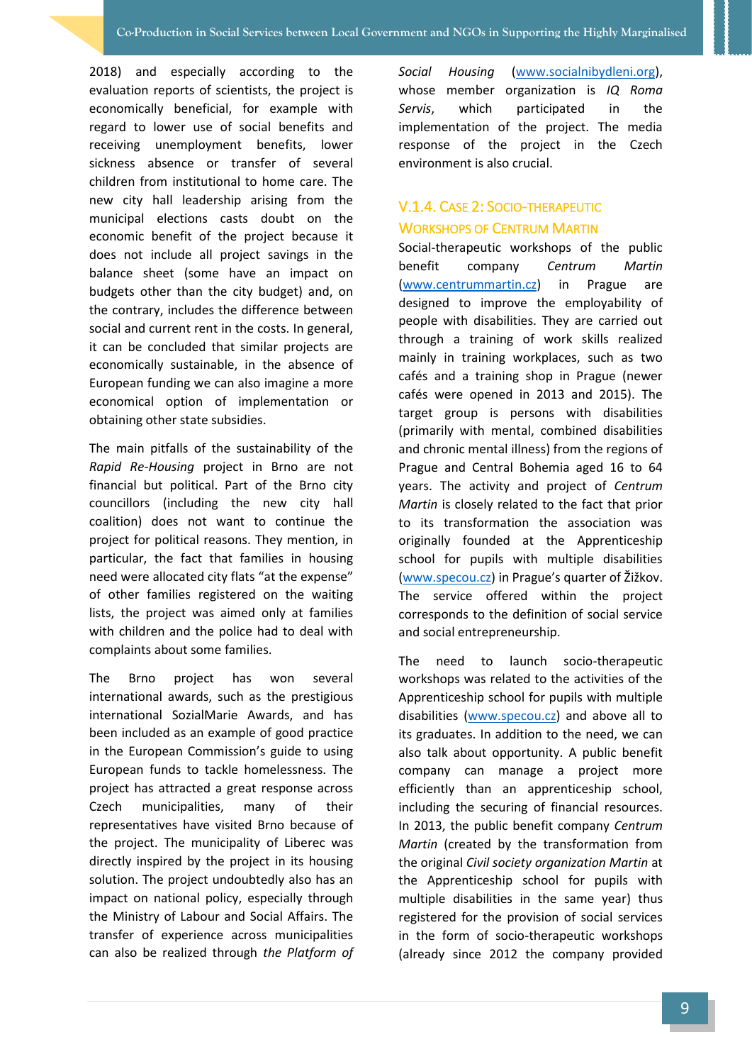2018) and especially according to the evaluation reports of scientists, the project is economically beneficial, for example with regard to lower use of social benefits and receiving unemployment benefits, lower sickness absence or transfer of several children from institutional to home care. The new city hall leadership arising from the municipal elections casts doubt on the economic benefit of the project because it does not include all project savings in the balance sheet (some have an impact on budgets other than the city budget) and, on the contrary, includes the difference between social and current rent in the costs. In general, it can be concluded that similar projects are economically sustainable, in the absence of European funding we can also imagine a more economical option of implementation or obtaining other state subsidies.

The main pitfalls of the sustainability of the *Rapid Re-Housing* project in Brno are not financial but political. Part of the Brno city councillors (including the new city hall coalition) does not want to continue the project for political reasons. They mention, in particular, the fact that families in housing need were allocated city flats "at the expense" of other families registered on the waiting lists, the project was aimed only at families with children and the police had to deal with complaints about some families.

The Brno project has won several international awards, such as the prestigious international SozialMarie Awards, and has been included as an example of good practice in the European Commission's guide to using European funds to tackle homelessness. The project has attracted a great response across Czech municipalities, many of their representatives have visited Brno because of the project. The municipality of Liberec was directly inspired by the project in its housing solution. The project undoubtedly also has an impact on national policy, especially through the Ministry of Labour and Social Affairs. The transfer of experience across municipalities can also be realized through *the Platform of Social Housing* (www.socialnibydleni.org), whose member organization is *IQ Roma Servis*, which participated in the implementation of the project. The media response of the project in the Czech environment is also crucial.

### V.1.4. Case 2: Socio-therapeutic Workshops of Centrum Martin

Social-therapeutic workshops of the public benefit company *Centrum Martin* (www.centrummartin.cz) in Prague are designed to improve the employability of people with disabilities. They are carried out through a training of work skills realized mainly in training workplaces, such as two cafés and a training shop in Prague (newer cafés were opened in 2013 and 2015). The target group is persons with disabilities (primarily with mental, combined disabilities and chronic mental illness) from the regions of Prague and Central Bohemia aged 16 to 64 years. The activity and project of *Centrum Martin* is closely related to the fact that prior to its transformation the association was originally founded at the Apprenticeship school for pupils with multiple disabilities (www.specou.cz) in Prague's quarter of Žižkov. The service offered within the project corresponds to the definition of social service and social entrepreneurship.

The need to launch socio-therapeutic workshops was related to the activities of the Apprenticeship school for pupils with multiple disabilities (www.specou.cz) and above all to its graduates. In addition to the need, we can also talk about opportunity. A public benefit company can manage a project more efficiently than an apprenticeship school, including the securing of financial resources. In 2013, the public benefit company *Centrum Martin* (created by the transformation from the original *Civil society organization Martin* at the Apprenticeship school for pupils with multiple disabilities in the same year) thus registered for the provision of social services in the form of socio-therapeutic workshops (already since 2012 the company provided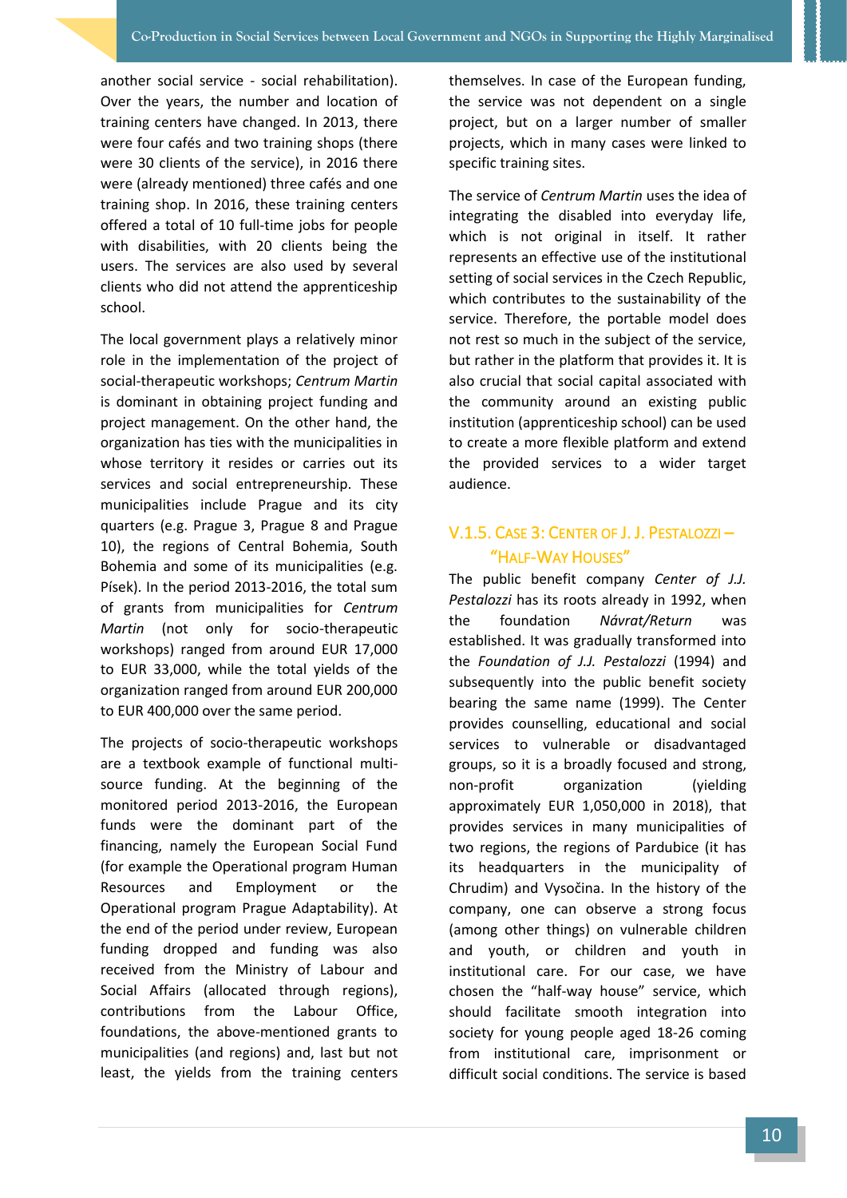another social service - social rehabilitation). Over the years, the number and location of training centers have changed. In 2013, there were four cafés and two training shops (there were 30 clients of the service), in 2016 there were (already mentioned) three cafés and one training shop. In 2016, these training centers offered a total of 10 full-time jobs for people with disabilities, with 20 clients being the users. The services are also used by several clients who did not attend the apprenticeship school.

The local government plays a relatively minor role in the implementation of the project of social-therapeutic workshops; *Centrum Martin* is dominant in obtaining project funding and project management. On the other hand, the organization has ties with the municipalities in whose territory it resides or carries out its services and social entrepreneurship. These municipalities include Prague and its city quarters (e.g. Prague 3, Prague 8 and Prague 10), the regions of Central Bohemia, South Bohemia and some of its municipalities (e.g. Písek). In the period 2013-2016, the total sum of grants from municipalities for *Centrum Martin* (not only for socio-therapeutic workshops) ranged from around EUR 17,000 to EUR 33,000, while the total yields of the organization ranged from around EUR 200,000 to EUR 400,000 over the same period.

The projects of socio-therapeutic workshops are a textbook example of functional multi-source funding. At the beginning of the monitored period 2013-2016, the European funds were the dominant part of the financing, namely the European Social Fund (for example the Operational program Human Resources and Employment or the Operational program Prague Adaptability). At the end of the period under review, European funding dropped and funding was also received from the Ministry of Labour and Social Affairs (allocated through regions), contributions from the Labour Office, foundations, the above-mentioned grants to municipalities (and regions) and, last but not least, the yields from the training centers themselves. In case of the European funding, the service was not dependent on a single project, but on a larger number of smaller projects, which in many cases were linked to specific training sites.

The service of *Centrum Martin* uses the idea of integrating the disabled into everyday life, which is not original in itself. It rather represents an effective use of the institutional setting of social services in the Czech Republic, which contributes to the sustainability of the service. Therefore, the portable model does not rest so much in the subject of the service, but rather in the platform that provides it. It is also crucial that social capital associated with the community around an existing public institution (apprenticeship school) can be used to create a more flexible platform and extend the provided services to a wider target audience.

### V.1.5. Case 3: Center of J. J. Pestalozzi – "Half-Way Houses"

The public benefit company *Center of J.J. Pestalozzi* has its roots already in 1992, when the foundation *Návrat/Return* was established. It was gradually transformed into the *Foundation of J.J. Pestalozzi* (1994) and subsequently into the public benefit society bearing the same name (1999). The Center provides counselling, educational and social services to vulnerable or disadvantaged groups, so it is a broadly focused and strong, non-profit organization (yielding approximately EUR 1,050,000 in 2018), that provides services in many municipalities of two regions, the regions of Pardubice (it has its headquarters in the municipality of Chrudim) and Vysočina. In the history of the company, one can observe a strong focus (among other things) on vulnerable children and youth, or children and youth in institutional care. For our case, we have chosen the "half-way house" service, which should facilitate smooth integration into society for young people aged 18-26 coming from institutional care, imprisonment or difficult social conditions. The service is based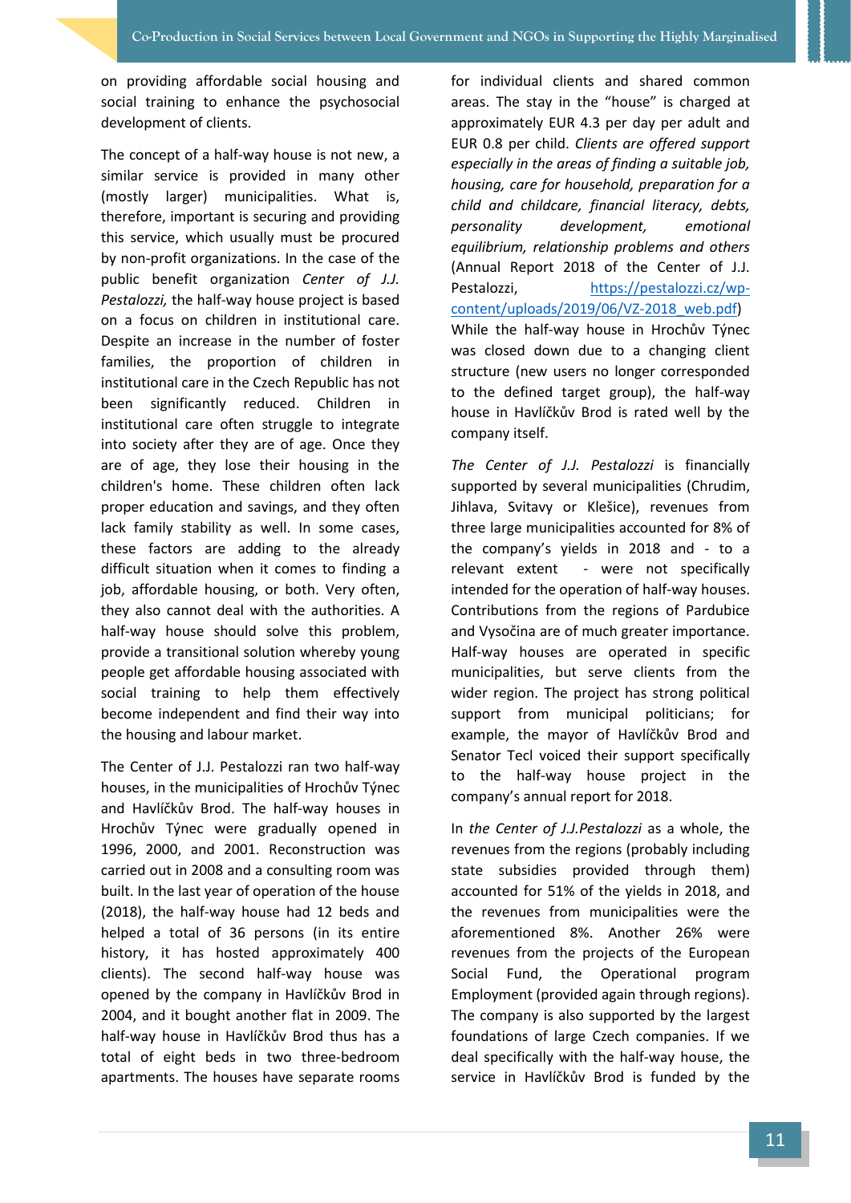on providing affordable social housing and social training to enhance the psychosocial development of clients.

The concept of a half-way house is not new, a similar service is provided in many other (mostly larger) municipalities. What is, therefore, important is securing and providing this service, which usually must be procured by non-profit organizations. In the case of the public benefit organization *Center of J.J. Pestalozzi,* the half-way house project is based on a focus on children in institutional care. Despite an increase in the number of foster families, the proportion of children in institutional care in the Czech Republic has not been significantly reduced. Children in institutional care often struggle to integrate into society after they are of age. Once they are of age, they lose their housing in the children's home. These children often lack proper education and savings, and they often lack family stability as well. In some cases, these factors are adding to the already difficult situation when it comes to finding a job, affordable housing, or both. Very often, they also cannot deal with the authorities. A half-way house should solve this problem, provide a transitional solution whereby young people get affordable housing associated with social training to help them effectively become independent and find their way into the housing and labour market.

The Center of J.J. Pestalozzi ran two half-way houses, in the municipalities of Hrochův Týnec and Havlíčkův Brod. The half-way houses in Hrochův Týnec were gradually opened in 1996, 2000, and 2001. Reconstruction was carried out in 2008 and a consulting room was built. In the last year of operation of the house (2018), the half-way house had 12 beds and helped a total of 36 persons (in its entire history, it has hosted approximately 400 clients). The second half-way house was opened by the company in Havlíčkův Brod in 2004, and it bought another flat in 2009. The half-way house in Havlíčkův Brod thus has a total of eight beds in two three-bedroom apartments. The houses have separate rooms for individual clients and shared common areas. The stay in the "house" is charged at approximately EUR 4.3 per day per adult and EUR 0.8 per child. *Clients are offered support especially in the areas of finding a suitable job, housing, care for household, preparation for a child and childcare, financial literacy, debts, personality development, emotional equilibrium, relationship problems and others* (Annual Report 2018 of the Center of J.J. Pestalozzi, https://pestalozzi.cz/wp-content/uploads/2019/06/VZ-2018_web.pdf) While the half-way house in Hrochův Týnec was closed down due to a changing client structure (new users no longer corresponded to the defined target group), the half-way house in Havlíčkův Brod is rated well by the company itself.

*The Center of J.J. Pestalozzi* is financially supported by several municipalities (Chrudim, Jihlava, Svitavy or Klešice), revenues from three large municipalities accounted for 8% of the company's yields in 2018 and - to a relevant extent - were not specifically intended for the operation of half-way houses. Contributions from the regions of Pardubice and Vysočina are of much greater importance. Half-way houses are operated in specific municipalities, but serve clients from the wider region. The project has strong political support from municipal politicians; for example, the mayor of Havlíčkův Brod and Senator Tecl voiced their support specifically to the half-way house project in the company's annual report for 2018.

In *the Center of J.J.Pestalozzi* as a whole, the revenues from the regions (probably including state subsidies provided through them) accounted for 51% of the yields in 2018, and the revenues from municipalities were the aforementioned 8%. Another 26% were revenues from the projects of the European Social Fund, the Operational program Employment (provided again through regions). The company is also supported by the largest foundations of large Czech companies. If we deal specifically with the half-way house, the service in Havlíčkův Brod is funded by the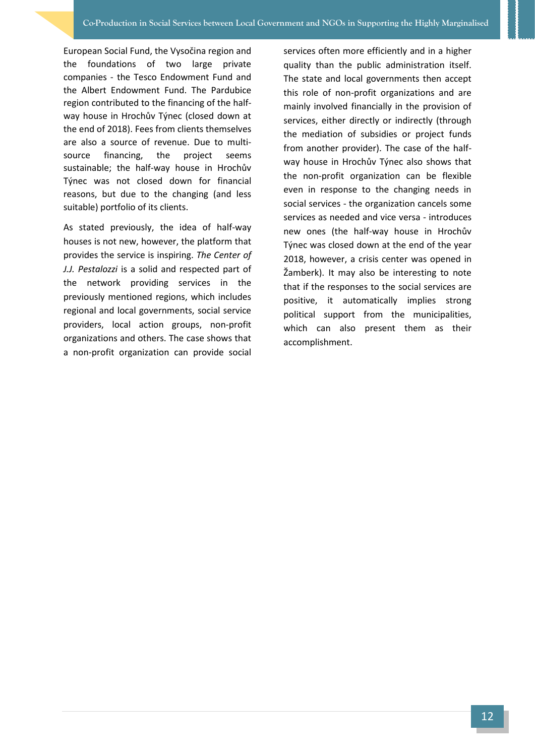European Social Fund, the Vysočina region and the foundations of two large private companies - the Tesco Endowment Fund and the Albert Endowment Fund. The Pardubice region contributed to the financing of the half-way house in Hrochův Týnec (closed down at the end of 2018). Fees from clients themselves are also a source of revenue. Due to multi-source financing, the project seems sustainable; the half-way house in Hrochův Týnec was not closed down for financial reasons, but due to the changing (and less suitable) portfolio of its clients.

As stated previously, the idea of half-way houses is not new, however, the platform that provides the service is inspiring. *The Center of J.J. Pestalozzi* is a solid and respected part of the network providing services in the previously mentioned regions, which includes regional and local governments, social service providers, local action groups, non-profit organizations and others. The case shows that a non-profit organization can provide social services often more efficiently and in a higher quality than the public administration itself. The state and local governments then accept this role of non-profit organizations and are mainly involved financially in the provision of services, either directly or indirectly (through the mediation of subsidies or project funds from another provider). The case of the half-way house in Hrochův Týnec also shows that the non-profit organization can be flexible even in response to the changing needs in social services - the organization cancels some services as needed and vice versa - introduces new ones (the half-way house in Hrochův Týnec was closed down at the end of the year 2018, however, a crisis center was opened in Žamberk). It may also be interesting to note that if the responses to the social services are positive, it automatically implies strong political support from the municipalities, which can also present them as their accomplishment.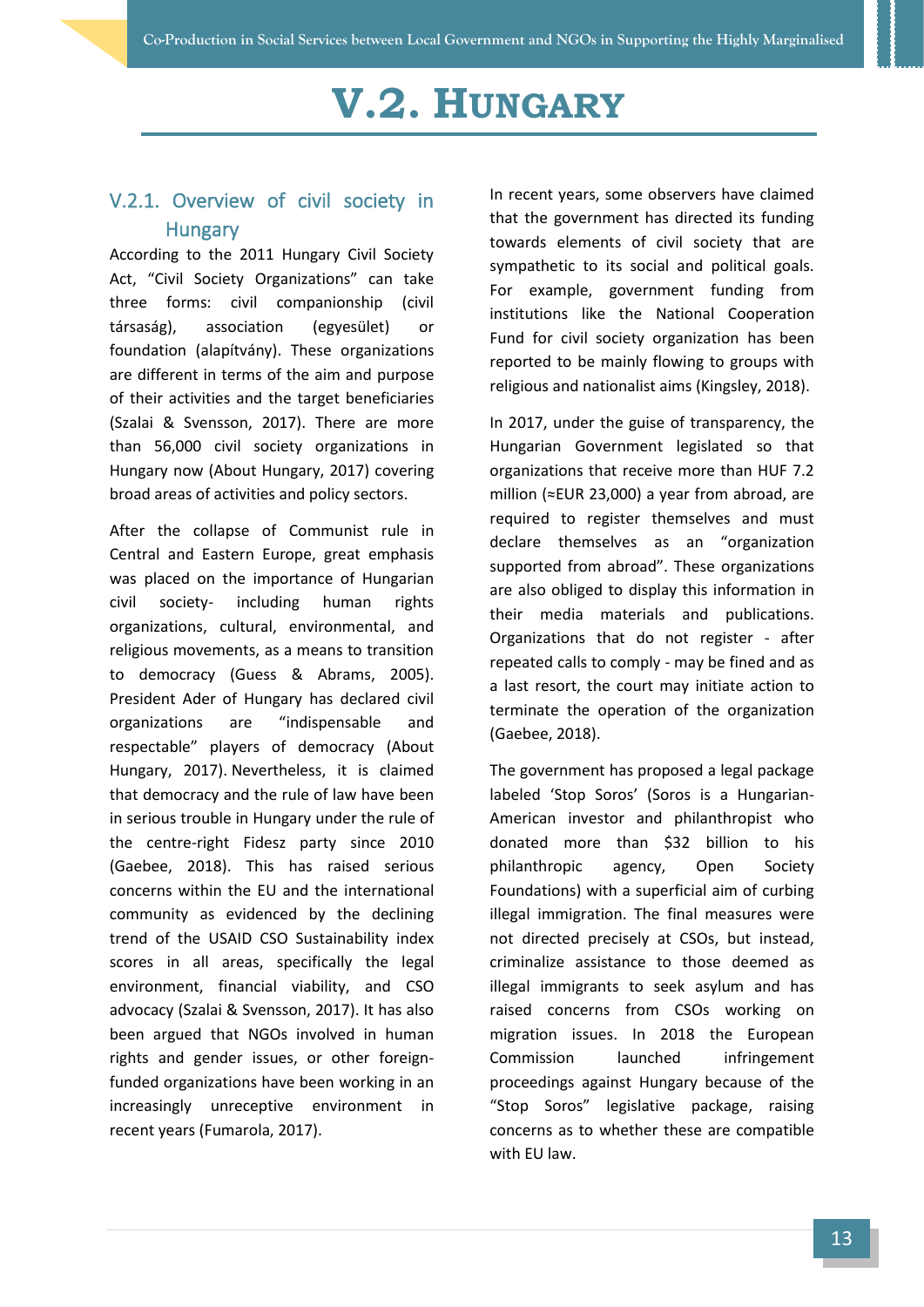# V.2. HUNGARY

## V.2.1. Overview of civil society in Hungary

According to the 2011 Hungary Civil Society Act, "Civil Society Organizations" can take three forms: civil companionship (civil társaság), association (egyesület) or foundation (alapítvány). These organizations are different in terms of the aim and purpose of their activities and the target beneficiaries (Szalai & Svensson, 2017). There are more than 56,000 civil society organizations in Hungary now (About Hungary, 2017) covering broad areas of activities and policy sectors.

After the collapse of Communist rule in Central and Eastern Europe, great emphasis was placed on the importance of Hungarian civil society- including human rights organizations, cultural, environmental, and religious movements, as a means to transition to democracy (Guess & Abrams, 2005). President Ader of Hungary has declared civil organizations are "indispensable and respectable" players of democracy (About Hungary, 2017). Nevertheless, it is claimed that democracy and the rule of law have been in serious trouble in Hungary under the rule of the centre-right Fidesz party since 2010 (Gaebee, 2018). This has raised serious concerns within the EU and the international community as evidenced by the declining trend of the USAID CSO Sustainability index scores in all areas, specifically the legal environment, financial viability, and CSO advocacy (Szalai & Svensson, 2017). It has also been argued that NGOs involved in human rights and gender issues, or other foreign-funded organizations have been working in an increasingly unreceptive environment in recent years (Fumarola, 2017).

In recent years, some observers have claimed that the government has directed its funding towards elements of civil society that are sympathetic to its social and political goals. For example, government funding from institutions like the National Cooperation Fund for civil society organization has been reported to be mainly flowing to groups with religious and nationalist aims (Kingsley, 2018).

In 2017, under the guise of transparency, the Hungarian Government legislated so that organizations that receive more than HUF 7.2 million (≈EUR 23,000) a year from abroad, are required to register themselves and must declare themselves as an "organization supported from abroad". These organizations are also obliged to display this information in their media materials and publications. Organizations that do not register - after repeated calls to comply - may be fined and as a last resort, the court may initiate action to terminate the operation of the organization (Gaebee, 2018).

The government has proposed a legal package labeled 'Stop Soros' (Soros is a Hungarian-American investor and philanthropist who donated more than $32 billion to his philanthropic agency, Open Society Foundations) with a superficial aim of curbing illegal immigration. The final measures were not directed precisely at CSOs, but instead, criminalize assistance to those deemed as illegal immigrants to seek asylum and has raised concerns from CSOs working on migration issues. In 2018 the European Commission launched infringement proceedings against Hungary because of the "Stop Soros" legislative package, raising concerns as to whether these are compatible with EU law.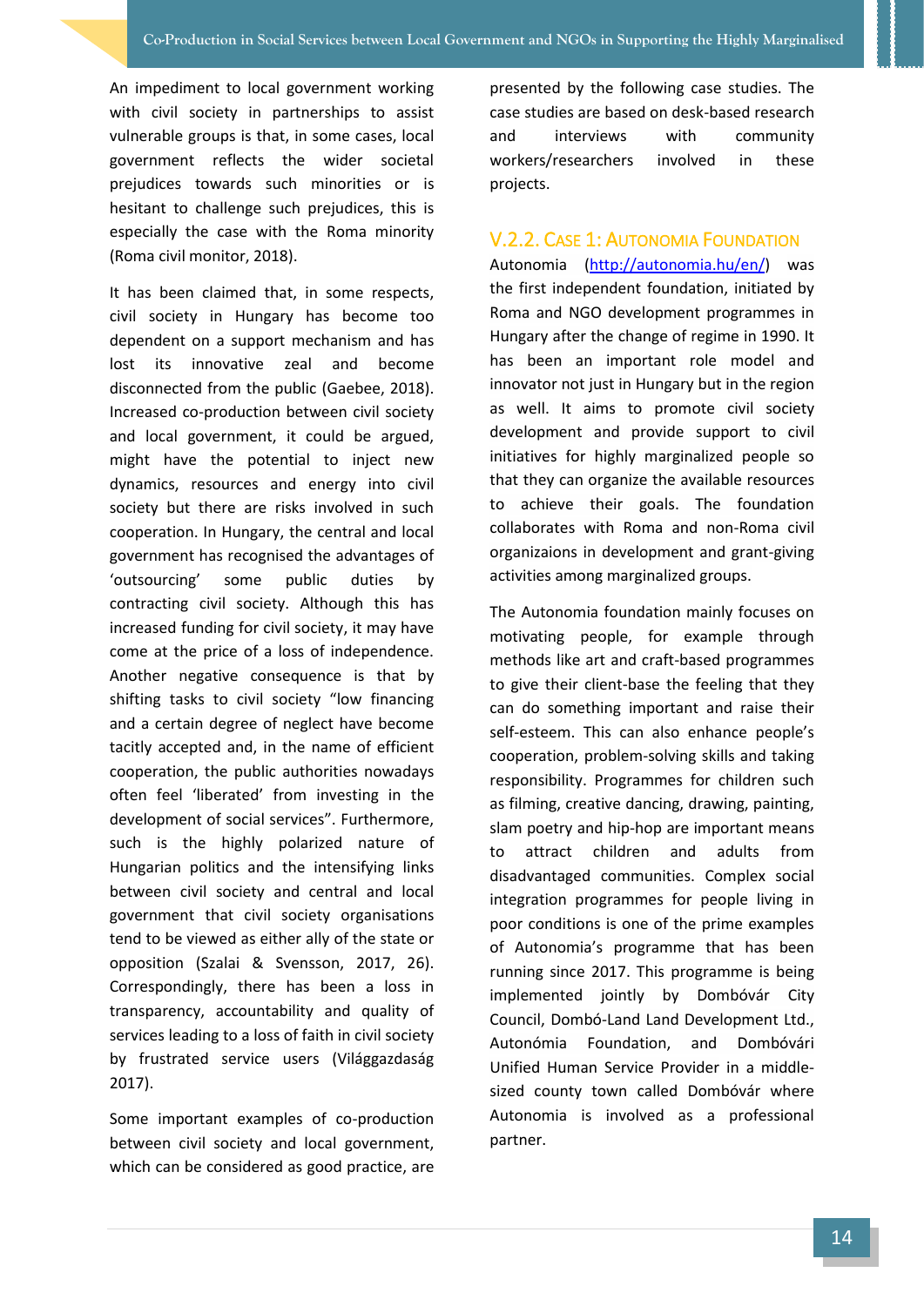An impediment to local government working with civil society in partnerships to assist vulnerable groups is that, in some cases, local government reflects the wider societal prejudices towards such minorities or is hesitant to challenge such prejudices, this is especially the case with the Roma minority (Roma civil monitor, 2018).

It has been claimed that, in some respects, civil society in Hungary has become too dependent on a support mechanism and has lost its innovative zeal and become disconnected from the public (Gaebee, 2018). Increased co-production between civil society and local government, it could be argued, might have the potential to inject new dynamics, resources and energy into civil society but there are risks involved in such cooperation. In Hungary, the central and local government has recognised the advantages of 'outsourcing' some public duties by contracting civil society. Although this has increased funding for civil society, it may have come at the price of a loss of independence. Another negative consequence is that by shifting tasks to civil society "low financing and a certain degree of neglect have become tacitly accepted and, in the name of efficient cooperation, the public authorities nowadays often feel 'liberated' from investing in the development of social services". Furthermore, such is the highly polarized nature of Hungarian politics and the intensifying links between civil society and central and local government that civil society organisations tend to be viewed as either ally of the state or opposition (Szalai & Svensson, 2017, 26). Correspondingly, there has been a loss in transparency, accountability and quality of services leading to a loss of faith in civil society by frustrated service users (Világgazdaság 2017).

Some important examples of co-production between civil society and local government, which can be considered as good practice, are presented by the following case studies. The case studies are based on desk-based research and interviews with community workers/researchers involved in these projects.

### V.2.2. Case 1: Autonomia Foundation

Autonomia (http://autonomia.hu/en/) was the first independent foundation, initiated by Roma and NGO development programmes in Hungary after the change of regime in 1990. It has been an important role model and innovator not just in Hungary but in the region as well. It aims to promote civil society development and provide support to civil initiatives for highly marginalized people so that they can organize the available resources to achieve their goals. The foundation collaborates with Roma and non-Roma civil organizaions in development and grant-giving activities among marginalized groups.

The Autonomia foundation mainly focuses on motivating people, for example through methods like art and craft-based programmes to give their client-base the feeling that they can do something important and raise their self-esteem. This can also enhance people's cooperation, problem-solving skills and taking responsibility. Programmes for children such as filming, creative dancing, drawing, painting, slam poetry and hip-hop are important means to attract children and adults from disadvantaged communities. Complex social integration programmes for people living in poor conditions is one of the prime examples of Autonomia's programme that has been running since 2017. This programme is being implemented jointly by Dombóvár City Council, Dombó-Land Land Development Ltd., Autonómia Foundation, and Dombóvári Unified Human Service Provider in a middle-sized county town called Dombóvár where Autonomia is involved as a professional partner.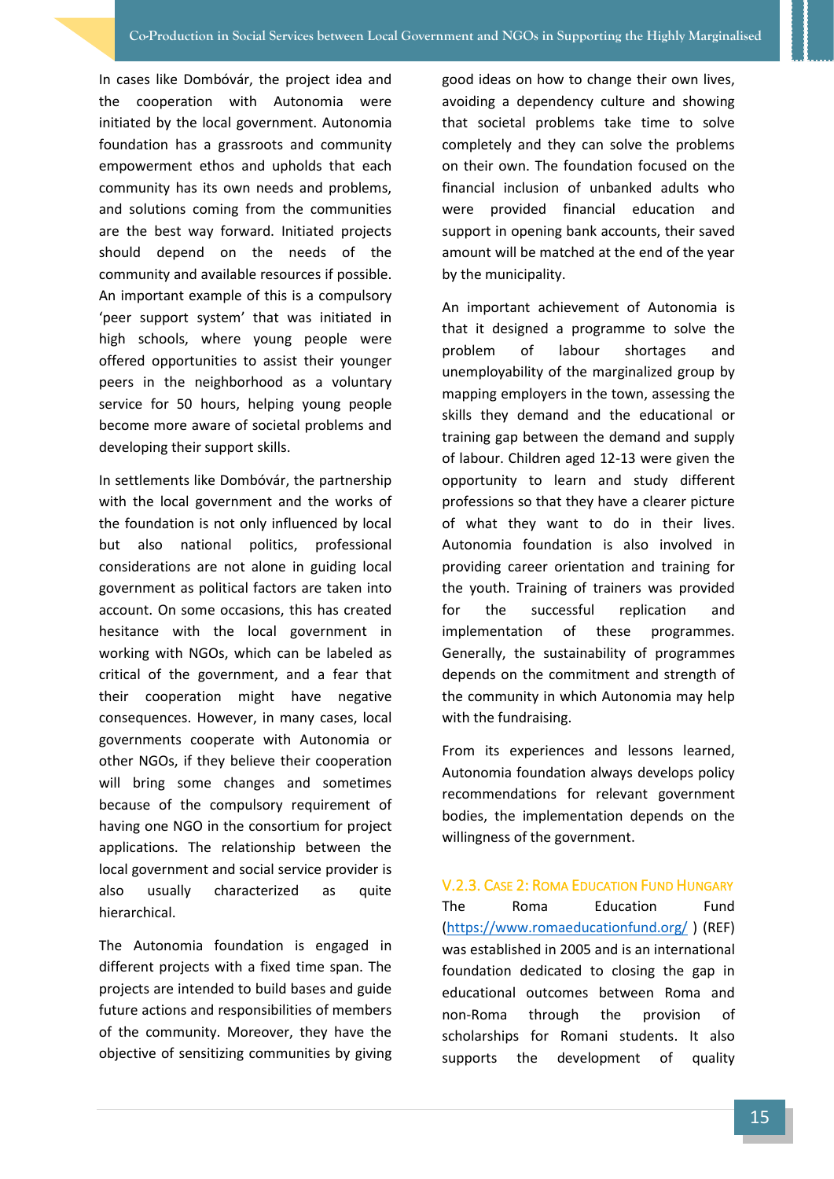In cases like Dombóvár, the project idea and the cooperation with Autonomia were initiated by the local government. Autonomia foundation has a grassroots and community empowerment ethos and upholds that each community has its own needs and problems, and solutions coming from the communities are the best way forward. Initiated projects should depend on the needs of the community and available resources if possible. An important example of this is a compulsory 'peer support system' that was initiated in high schools, where young people were offered opportunities to assist their younger peers in the neighborhood as a voluntary service for 50 hours, helping young people become more aware of societal problems and developing their support skills.

In settlements like Dombóvár, the partnership with the local government and the works of the foundation is not only influenced by local but also national politics, professional considerations are not alone in guiding local government as political factors are taken into account. On some occasions, this has created hesitance with the local government in working with NGOs, which can be labeled as critical of the government, and a fear that their cooperation might have negative consequences. However, in many cases, local governments cooperate with Autonomia or other NGOs, if they believe their cooperation will bring some changes and sometimes because of the compulsory requirement of having one NGO in the consortium for project applications. The relationship between the local government and social service provider is also usually characterized as quite hierarchical.

The Autonomia foundation is engaged in different projects with a fixed time span. The projects are intended to build bases and guide future actions and responsibilities of members of the community. Moreover, they have the objective of sensitizing communities by giving good ideas on how to change their own lives, avoiding a dependency culture and showing that societal problems take time to solve completely and they can solve the problems on their own. The foundation focused on the financial inclusion of unbanked adults who were provided financial education and support in opening bank accounts, their saved amount will be matched at the end of the year by the municipality.

An important achievement of Autonomia is that it designed a programme to solve the problem of labour shortages and unemployability of the marginalized group by mapping employers in the town, assessing the skills they demand and the educational or training gap between the demand and supply of labour. Children aged 12-13 were given the opportunity to learn and study different professions so that they have a clearer picture of what they want to do in their lives. Autonomia foundation is also involved in providing career orientation and training for the youth. Training of trainers was provided for the successful replication and implementation of these programmes. Generally, the sustainability of programmes depends on the commitment and strength of the community in which Autonomia may help with the fundraising.

From its experiences and lessons learned, Autonomia foundation always develops policy recommendations for relevant government bodies, the implementation depends on the willingness of the government.

### V.2.3. Case 2: Roma Education Fund Hungary

The Roma Education Fund (https://www.romaeducationfund.org/ ) (REF) was established in 2005 and is an international foundation dedicated to closing the gap in educational outcomes between Roma and non-Roma through the provision of scholarships for Romani students. It also supports the development of quality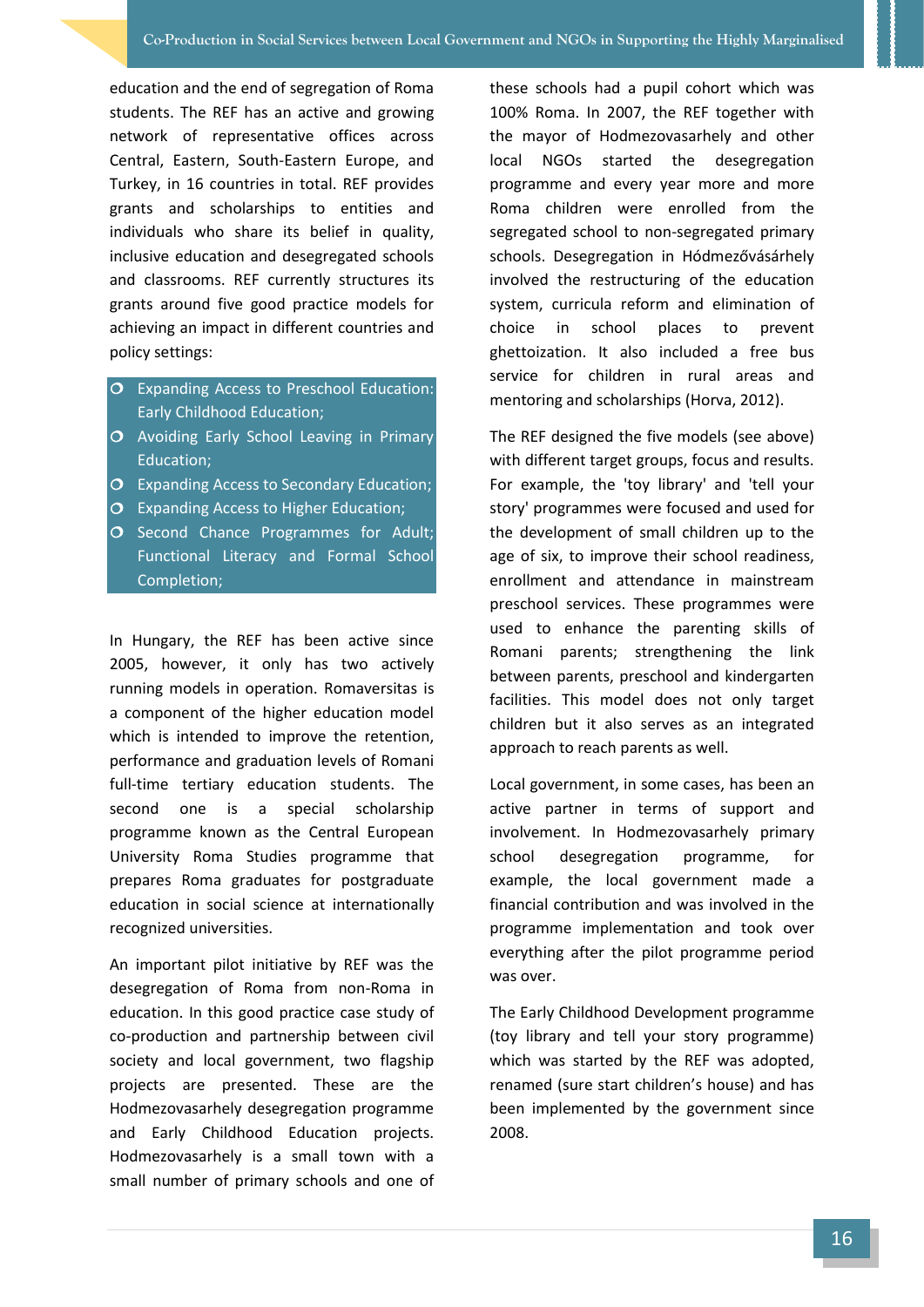education and the end of segregation of Roma students. The REF has an active and growing network of representative offices across Central, Eastern, South-Eastern Europe, and Turkey, in 16 countries in total. REF provides grants and scholarships to entities and individuals who share its belief in quality, inclusive education and desegregated schools and classrooms. REF currently structures its grants around five good practice models for achieving an impact in different countries and policy settings:

- Expanding Access to Preschool Education: Early Childhood Education;
- Avoiding Early School Leaving in Primary Education;
- Expanding Access to Secondary Education;
- Expanding Access to Higher Education;
- Second Chance Programmes for Adult; Functional Literacy and Formal School Completion;

In Hungary, the REF has been active since 2005, however, it only has two actively running models in operation. Romaversitas is a component of the higher education model which is intended to improve the retention, performance and graduation levels of Romani full-time tertiary education students. The second one is a special scholarship programme known as the Central European University Roma Studies programme that prepares Roma graduates for postgraduate education in social science at internationally recognized universities.

An important pilot initiative by REF was the desegregation of Roma from non-Roma in education. In this good practice case study of co-production and partnership between civil society and local government, two flagship projects are presented. These are the Hodmezovasarhely desegregation programme and Early Childhood Education projects. Hodmezovasarhely is a small town with a small number of primary schools and one of these schools had a pupil cohort which was 100% Roma. In 2007, the REF together with the mayor of Hodmezovasarhely and other local NGOs started the desegregation programme and every year more and more Roma children were enrolled from the segregated school to non-segregated primary schools. Desegregation in Hódmezővásárhely involved the restructuring of the education system, curricula reform and elimination of choice in school places to prevent ghettoization. It also included a free bus service for children in rural areas and mentoring and scholarships (Horva, 2012).

The REF designed the five models (see above) with different target groups, focus and results. For example, the 'toy library' and 'tell your story' programmes were focused and used for the development of small children up to the age of six, to improve their school readiness, enrollment and attendance in mainstream preschool services. These programmes were used to enhance the parenting skills of Romani parents; strengthening the link between parents, preschool and kindergarten facilities. This model does not only target children but it also serves as an integrated approach to reach parents as well.

Local government, in some cases, has been an active partner in terms of support and involvement. In Hodmezovasarhely primary school desegregation programme, for example, the local government made a financial contribution and was involved in the programme implementation and took over everything after the pilot programme period was over.

The Early Childhood Development programme (toy library and tell your story programme) which was started by the REF was adopted, renamed (sure start children's house) and has been implemented by the government since 2008.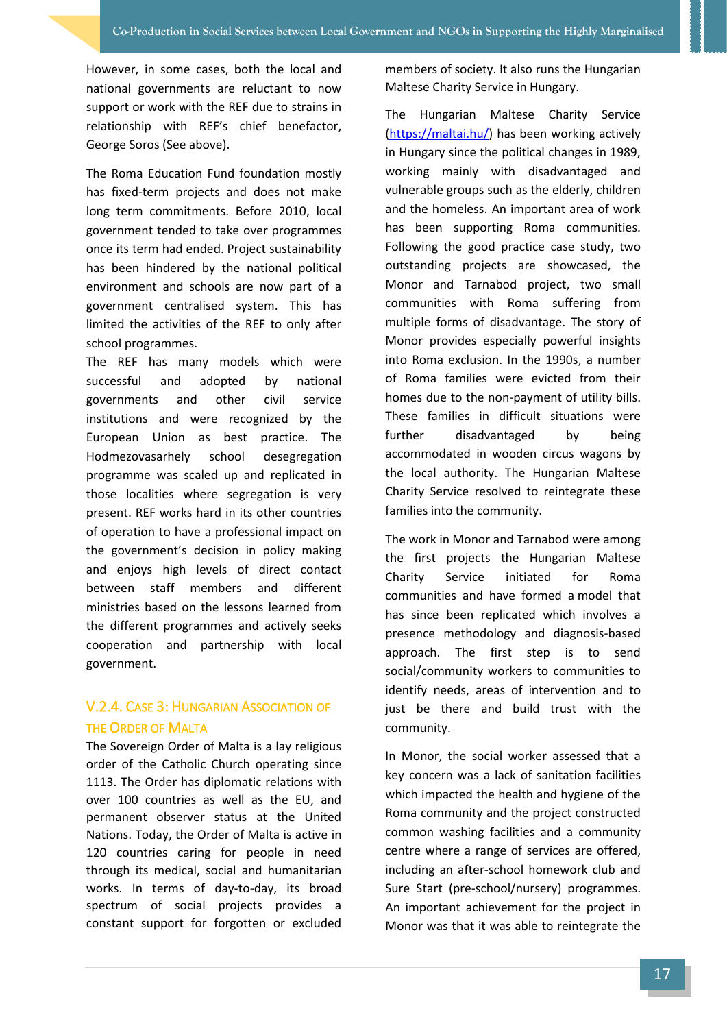However, in some cases, both the local and national governments are reluctant to now support or work with the REF due to strains in relationship with REF's chief benefactor, George Soros (See above).

The Roma Education Fund foundation mostly has fixed-term projects and does not make long term commitments. Before 2010, local government tended to take over programmes once its term had ended. Project sustainability has been hindered by the national political environment and schools are now part of a government centralised system. This has limited the activities of the REF to only after school programmes.

The REF has many models which were successful and adopted by national governments and other civil service institutions and were recognized by the European Union as best practice. The Hodmezovasarhely school desegregation programme was scaled up and replicated in those localities where segregation is very present. REF works hard in its other countries of operation to have a professional impact on the government's decision in policy making and enjoys high levels of direct contact between staff members and different ministries based on the lessons learned from the different programmes and actively seeks cooperation and partnership with local government.

### V.2.4. Case 3: Hungarian Association of the Order of Malta

The Sovereign Order of Malta is a lay religious order of the Catholic Church operating since 1113. The Order has diplomatic relations with over 100 countries as well as the EU, and permanent observer status at the United Nations. Today, the Order of Malta is active in 120 countries caring for people in need through its medical, social and humanitarian works. In terms of day-to-day, its broad spectrum of social projects provides a constant support for forgotten or excluded members of society. It also runs the Hungarian Maltese Charity Service in Hungary.

The Hungarian Maltese Charity Service (https://maltai.hu/) has been working actively in Hungary since the political changes in 1989, working mainly with disadvantaged and vulnerable groups such as the elderly, children and the homeless. An important area of work has been supporting Roma communities. Following the good practice case study, two outstanding projects are showcased, the Monor and Tarnabod project, two small communities with Roma suffering from multiple forms of disadvantage. The story of Monor provides especially powerful insights into Roma exclusion. In the 1990s, a number of Roma families were evicted from their homes due to the non-payment of utility bills. These families in difficult situations were further disadvantaged by being accommodated in wooden circus wagons by the local authority. The Hungarian Maltese Charity Service resolved to reintegrate these families into the community.

The work in Monor and Tarnabod were among the first projects the Hungarian Maltese Charity Service initiated for Roma communities and have formed a model that has since been replicated which involves a presence methodology and diagnosis-based approach. The first step is to send social/community workers to communities to identify needs, areas of intervention and to just be there and build trust with the community.

In Monor, the social worker assessed that a key concern was a lack of sanitation facilities which impacted the health and hygiene of the Roma community and the project constructed common washing facilities and a community centre where a range of services are offered, including an after-school homework club and Sure Start (pre-school/nursery) programmes. An important achievement for the project in Monor was that it was able to reintegrate the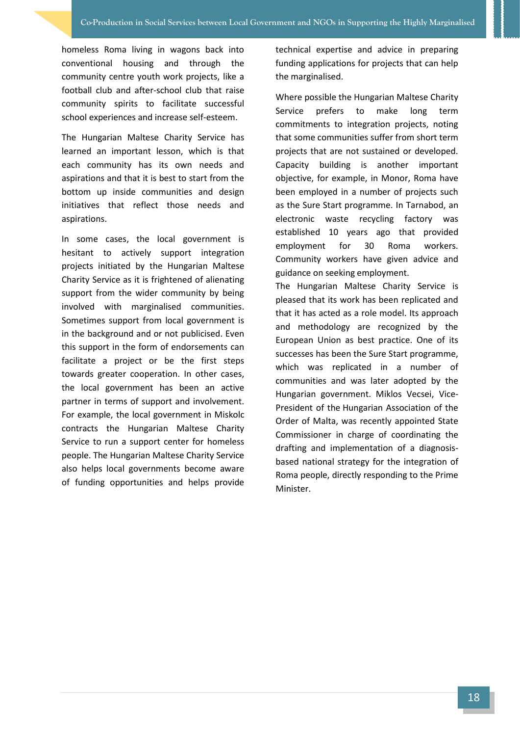homeless Roma living in wagons back into conventional housing and through the community centre youth work projects, like a football club and after-school club that raise community spirits to facilitate successful school experiences and increase self-esteem.

The Hungarian Maltese Charity Service has learned an important lesson, which is that each community has its own needs and aspirations and that it is best to start from the bottom up inside communities and design initiatives that reflect those needs and aspirations.

In some cases, the local government is hesitant to actively support integration projects initiated by the Hungarian Maltese Charity Service as it is frightened of alienating support from the wider community by being involved with marginalised communities. Sometimes support from local government is in the background and or not publicised. Even this support in the form of endorsements can facilitate a project or be the first steps towards greater cooperation. In other cases, the local government has been an active partner in terms of support and involvement. For example, the local government in Miskolc contracts the Hungarian Maltese Charity Service to run a support center for homeless people. The Hungarian Maltese Charity Service also helps local governments become aware of funding opportunities and helps provide technical expertise and advice in preparing funding applications for projects that can help the marginalised.

Where possible the Hungarian Maltese Charity Service prefers to make long term commitments to integration projects, noting that some communities suffer from short term projects that are not sustained or developed. Capacity building is another important objective, for example, in Monor, Roma have been employed in a number of projects such as the Sure Start programme. In Tarnabod, an electronic waste recycling factory was established 10 years ago that provided employment for 30 Roma workers. Community workers have given advice and guidance on seeking employment.

The Hungarian Maltese Charity Service is pleased that its work has been replicated and that it has acted as a role model. Its approach and methodology are recognized by the European Union as best practice. One of its successes has been the Sure Start programme, which was replicated in a number of communities and was later adopted by the Hungarian government. Miklos Vecsei, Vice-President of the Hungarian Association of the Order of Malta, was recently appointed State Commissioner in charge of coordinating the drafting and implementation of a diagnosis-based national strategy for the integration of Roma people, directly responding to the Prime Minister.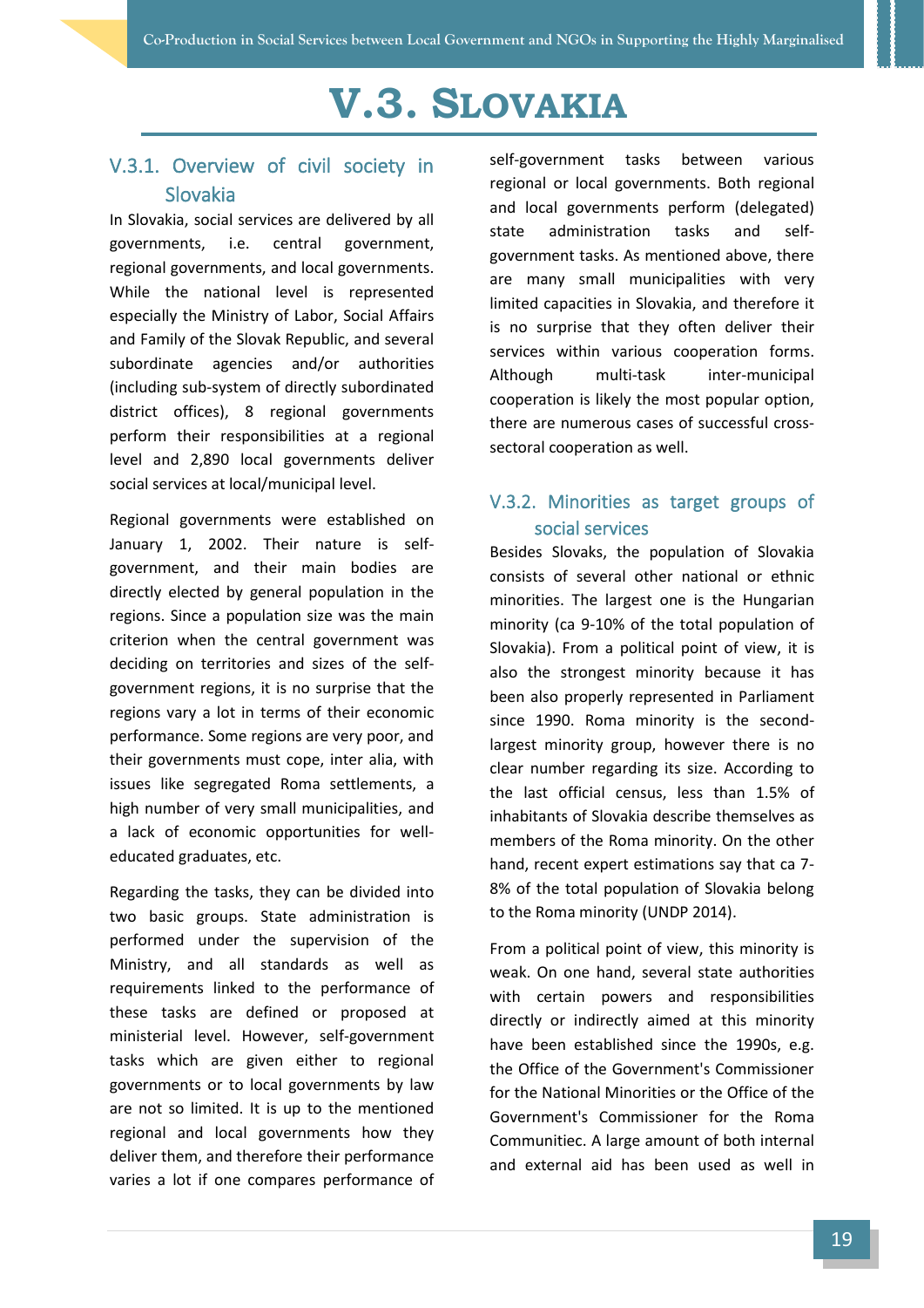# V.3. Slovakia

## V.3.1. Overview of civil society in Slovakia

In Slovakia, social services are delivered by all governments, i.e. central government, regional governments, and local governments. While the national level is represented especially the Ministry of Labor, Social Affairs and Family of the Slovak Republic, and several subordinate agencies and/or authorities (including sub-system of directly subordinated district offices), 8 regional governments perform their responsibilities at a regional level and 2,890 local governments deliver social services at local/municipal level.

Regional governments were established on January 1, 2002. Their nature is self-government, and their main bodies are directly elected by general population in the regions. Since a population size was the main criterion when the central government was deciding on territories and sizes of the self-government regions, it is no surprise that the regions vary a lot in terms of their economic performance. Some regions are very poor, and their governments must cope, inter alia, with issues like segregated Roma settlements, a high number of very small municipalities, and a lack of economic opportunities for well-educated graduates, etc.

Regarding the tasks, they can be divided into two basic groups. State administration is performed under the supervision of the Ministry, and all standards as well as requirements linked to the performance of these tasks are defined or proposed at ministerial level. However, self-government tasks which are given either to regional governments or to local governments by law are not so limited. It is up to the mentioned regional and local governments how they deliver them, and therefore their performance varies a lot if one compares performance of self-government tasks between various regional or local governments. Both regional and local governments perform (delegated) state administration tasks and self-government tasks. As mentioned above, there are many small municipalities with very limited capacities in Slovakia, and therefore it is no surprise that they often deliver their services within various cooperation forms. Although multi-task inter-municipal cooperation is likely the most popular option, there are numerous cases of successful cross-sectoral cooperation as well.

## V.3.2. Minorities as target groups of social services

Besides Slovaks, the population of Slovakia consists of several other national or ethnic minorities. The largest one is the Hungarian minority (ca 9-10% of the total population of Slovakia). From a political point of view, it is also the strongest minority because it has been also properly represented in Parliament since 1990. Roma minority is the second-largest minority group, however there is no clear number regarding its size. According to the last official census, less than 1.5% of inhabitants of Slovakia describe themselves as members of the Roma minority. On the other hand, recent expert estimations say that ca 7-8% of the total population of Slovakia belong to the Roma minority (UNDP 2014).

From a political point of view, this minority is weak. On one hand, several state authorities with certain powers and responsibilities directly or indirectly aimed at this minority have been established since the 1990s, e.g. the Office of the Government's Commissioner for the National Minorities or the Office of the Government's Commissioner for the Roma Communitiec. A large amount of both internal and external aid has been used as well in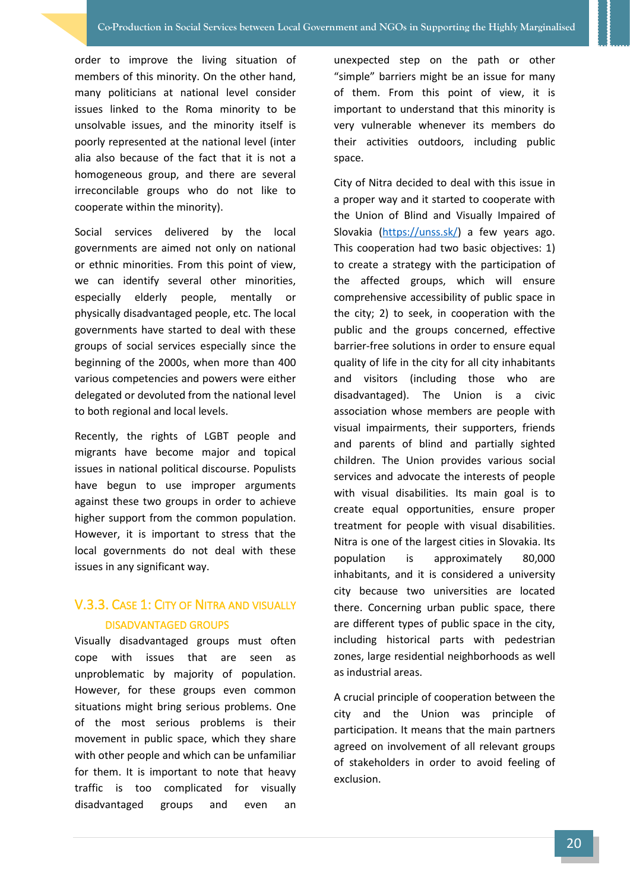order to improve the living situation of members of this minority. On the other hand, many politicians at national level consider issues linked to the Roma minority to be unsolvable issues, and the minority itself is poorly represented at the national level (inter alia also because of the fact that it is not a homogeneous group, and there are several irreconcilable groups who do not like to cooperate within the minority).

Social services delivered by the local governments are aimed not only on national or ethnic minorities. From this point of view, we can identify several other minorities, especially elderly people, mentally or physically disadvantaged people, etc. The local governments have started to deal with these groups of social services especially since the beginning of the 2000s, when more than 400 various competencies and powers were either delegated or devolved from the national level to both regional and local levels.

Recently, the rights of LGBT people and migrants have become major and topical issues in national political discourse. Populists have begun to use improper arguments against these two groups in order to achieve higher support from the common population. However, it is important to stress that the local governments do not deal with these issues in any significant way.

### V.3.3. Case 1: City of Nitra and visually disadvantaged groups

Visually disadvantaged groups must often cope with issues that are seen as unproblematic by majority of population. However, for these groups even common situations might bring serious problems. One of the most serious problems is their movement in public space, which they share with other people and which can be unfamiliar for them. It is important to note that heavy traffic is too complicated for visually disadvantaged groups and even an unexpected step on the path or other "simple" barriers might be an issue for many of them. From this point of view, it is important to understand that this minority is very vulnerable whenever its members do their activities outdoors, including public space.

City of Nitra decided to deal with this issue in a proper way and it started to cooperate with the Union of Blind and Visually Impaired of Slovakia (https://unss.sk/) a few years ago. This cooperation had two basic objectives: 1) to create a strategy with the participation of the affected groups, which will ensure comprehensive accessibility of public space in the city; 2) to seek, in cooperation with the public and the groups concerned, effective barrier-free solutions in order to ensure equal quality of life in the city for all city inhabitants and visitors (including those who are disadvantaged). The Union is a civic association whose members are people with visual impairments, their supporters, friends and parents of blind and partially sighted children. The Union provides various social services and advocate the interests of people with visual disabilities. Its main goal is to create equal opportunities, ensure proper treatment for people with visual disabilities. Nitra is one of the largest cities in Slovakia. Its population is approximately 80,000 inhabitants, and it is considered a university city because two universities are located there. Concerning urban public space, there are different types of public space in the city, including historical parts with pedestrian zones, large residential neighborhoods as well as industrial areas.

A crucial principle of cooperation between the city and the Union was principle of participation. It means that the main partners agreed on involvement of all relevant groups of stakeholders in order to avoid feeling of exclusion.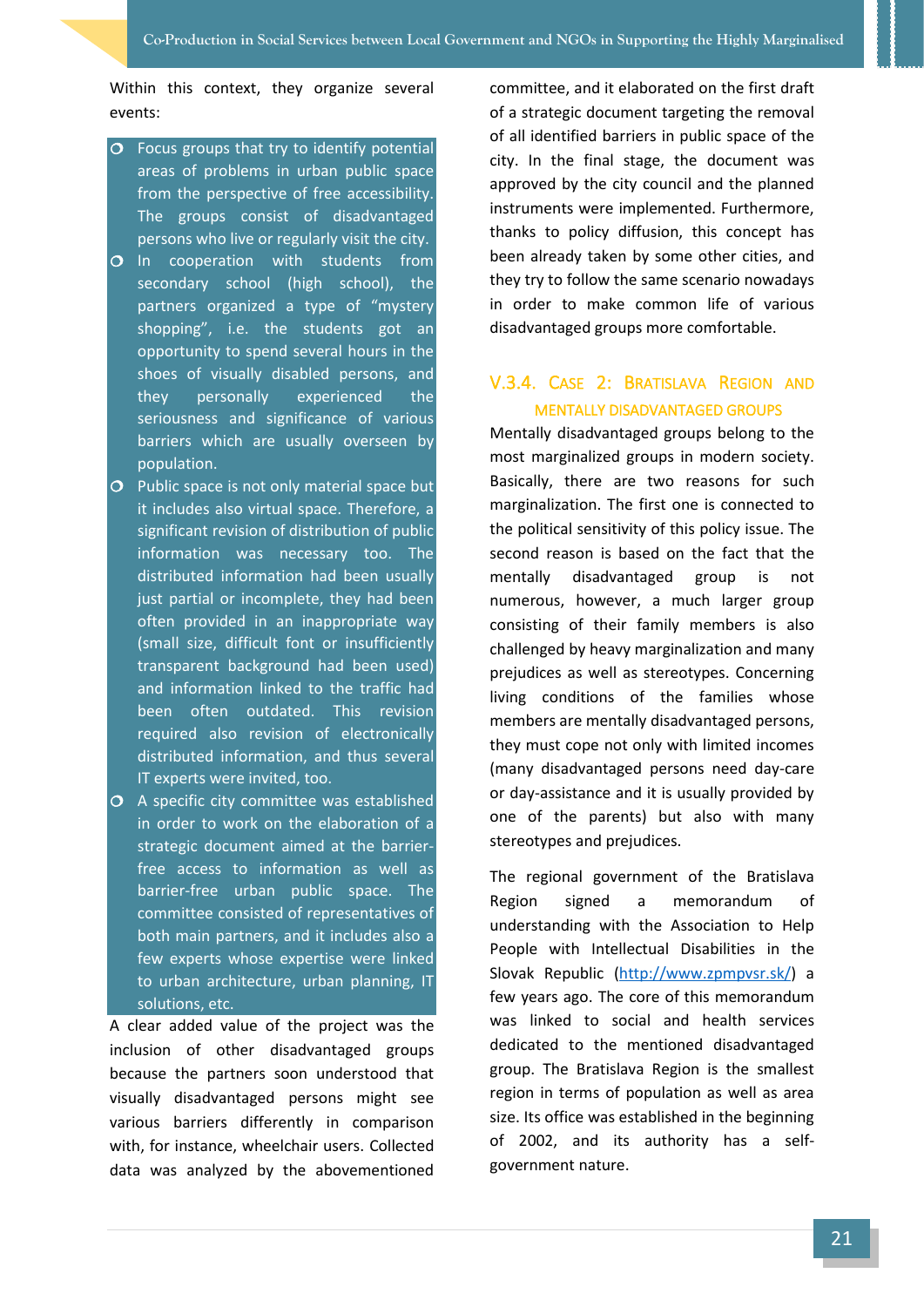Within this context, they organize several events:

- Focus groups that try to identify potential areas of problems in urban public space from the perspective of free accessibility. The groups consist of disadvantaged persons who live or regularly visit the city.
- In cooperation with students from secondary school (high school), the partners organized a type of "mystery shopping", i.e. the students got an opportunity to spend several hours in the shoes of visually disabled persons, and they personally experienced the seriousness and significance of various barriers which are usually overseen by population.
- Public space is not only material space but it includes also virtual space. Therefore, a significant revision of distribution of public information was necessary too. The distributed information had been usually just partial or incomplete, they had been often provided in an inappropriate way (small size, difficult font or insufficiently transparent background had been used) and information linked to the traffic had been often outdated. This revision required also revision of electronically distributed information, and thus several IT experts were invited, too.
- A specific city committee was established in order to work on the elaboration of a strategic document aimed at the barrier-free access to information as well as barrier-free urban public space. The committee consisted of representatives of both main partners, and it includes also a few experts whose expertise were linked to urban architecture, urban planning, IT solutions, etc.

A clear added value of the project was the inclusion of other disadvantaged groups because the partners soon understood that visually disadvantaged persons might see various barriers differently in comparison with, for instance, wheelchair users. Collected data was analyzed by the abovementioned committee, and it elaborated on the first draft of a strategic document targeting the removal of all identified barriers in public space of the city. In the final stage, the document was approved by the city council and the planned instruments were implemented. Furthermore, thanks to policy diffusion, this concept has been already taken by some other cities, and they try to follow the same scenario nowadays in order to make common life of various disadvantaged groups more comfortable.

### V.3.4. Case 2: Bratislava Region and Mentally Disadvantaged Groups

Mentally disadvantaged groups belong to the most marginalized groups in modern society. Basically, there are two reasons for such marginalization. The first one is connected to the political sensitivity of this policy issue. The second reason is based on the fact that the mentally disadvantaged group is not numerous, however, a much larger group consisting of their family members is also challenged by heavy marginalization and many prejudices as well as stereotypes. Concerning living conditions of the families whose members are mentally disadvantaged persons, they must cope not only with limited incomes (many disadvantaged persons need day-care or day-assistance and it is usually provided by one of the parents) but also with many stereotypes and prejudices.

The regional government of the Bratislava Region signed a memorandum of understanding with the Association to Help People with Intellectual Disabilities in the Slovak Republic (http://www.zpmpvsr.sk/) a few years ago. The core of this memorandum was linked to social and health services dedicated to the mentioned disadvantaged group. The Bratislava Region is the smallest region in terms of population as well as area size. Its office was established in the beginning of 2002, and its authority has a self-government nature.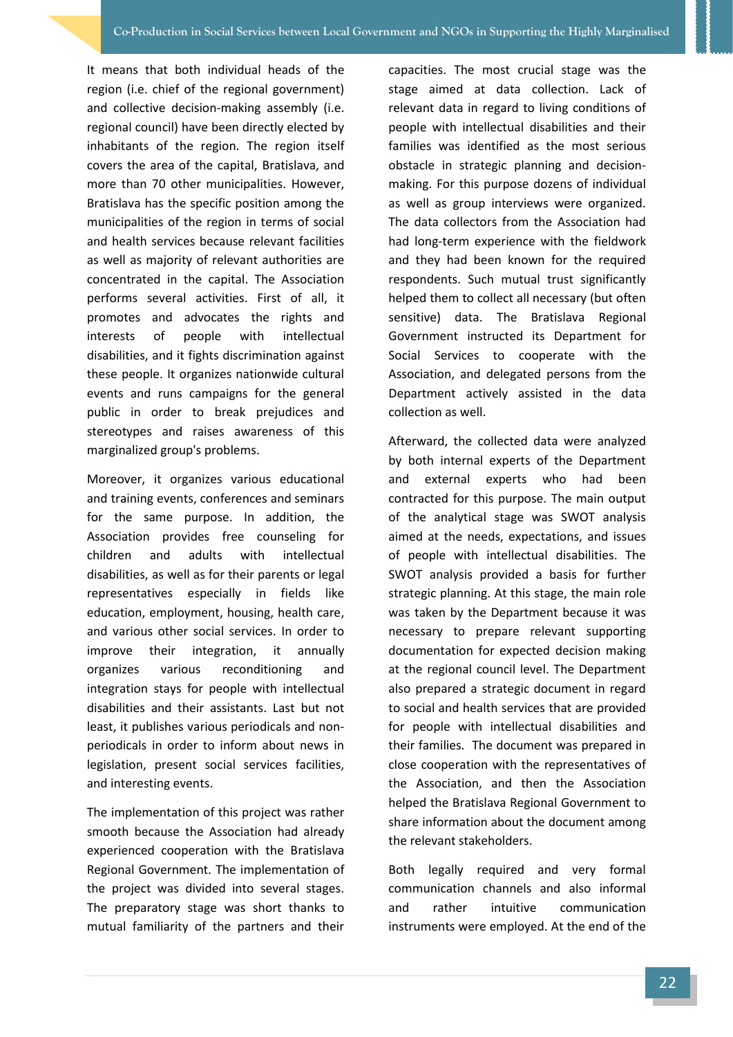It means that both individual heads of the region (i.e. chief of the regional government) and collective decision-making assembly (i.e. regional council) have been directly elected by inhabitants of the region. The region itself covers the area of the capital, Bratislava, and more than 70 other municipalities. However, Bratislava has the specific position among the municipalities of the region in terms of social and health services because relevant facilities as well as majority of relevant authorities are concentrated in the capital. The Association performs several activities. First of all, it promotes and advocates the rights and interests of people with intellectual disabilities, and it fights discrimination against these people. It organizes nationwide cultural events and runs campaigns for the general public in order to break prejudices and stereotypes and raises awareness of this marginalized group's problems.

Moreover, it organizes various educational and training events, conferences and seminars for the same purpose. In addition, the Association provides free counseling for children and adults with intellectual disabilities, as well as for their parents or legal representatives especially in fields like education, employment, housing, health care, and various other social services. In order to improve their integration, it annually organizes various reconditioning and integration stays for people with intellectual disabilities and their assistants. Last but not least, it publishes various periodicals and non-periodicals in order to inform about news in legislation, present social services facilities, and interesting events.

The implementation of this project was rather smooth because the Association had already experienced cooperation with the Bratislava Regional Government. The implementation of the project was divided into several stages. The preparatory stage was short thanks to mutual familiarity of the partners and their capacities. The most crucial stage was the stage aimed at data collection. Lack of relevant data in regard to living conditions of people with intellectual disabilities and their families was identified as the most serious obstacle in strategic planning and decision-making. For this purpose dozens of individual as well as group interviews were organized. The data collectors from the Association had had long-term experience with the fieldwork and they had been known for the required respondents. Such mutual trust significantly helped them to collect all necessary (but often sensitive) data. The Bratislava Regional Government instructed its Department for Social Services to cooperate with the Association, and delegated persons from the Department actively assisted in the data collection as well.

Afterward, the collected data were analyzed by both internal experts of the Department and external experts who had been contracted for this purpose. The main output of the analytical stage was SWOT analysis aimed at the needs, expectations, and issues of people with intellectual disabilities. The SWOT analysis provided a basis for further strategic planning. At this stage, the main role was taken by the Department because it was necessary to prepare relevant supporting documentation for expected decision making at the regional council level. The Department also prepared a strategic document in regard to social and health services that are provided for people with intellectual disabilities and their families. The document was prepared in close cooperation with the representatives of the Association, and then the Association helped the Bratislava Regional Government to share information about the document among the relevant stakeholders.

Both legally required and very formal communication channels and also informal and rather intuitive communication instruments were employed. At the end of the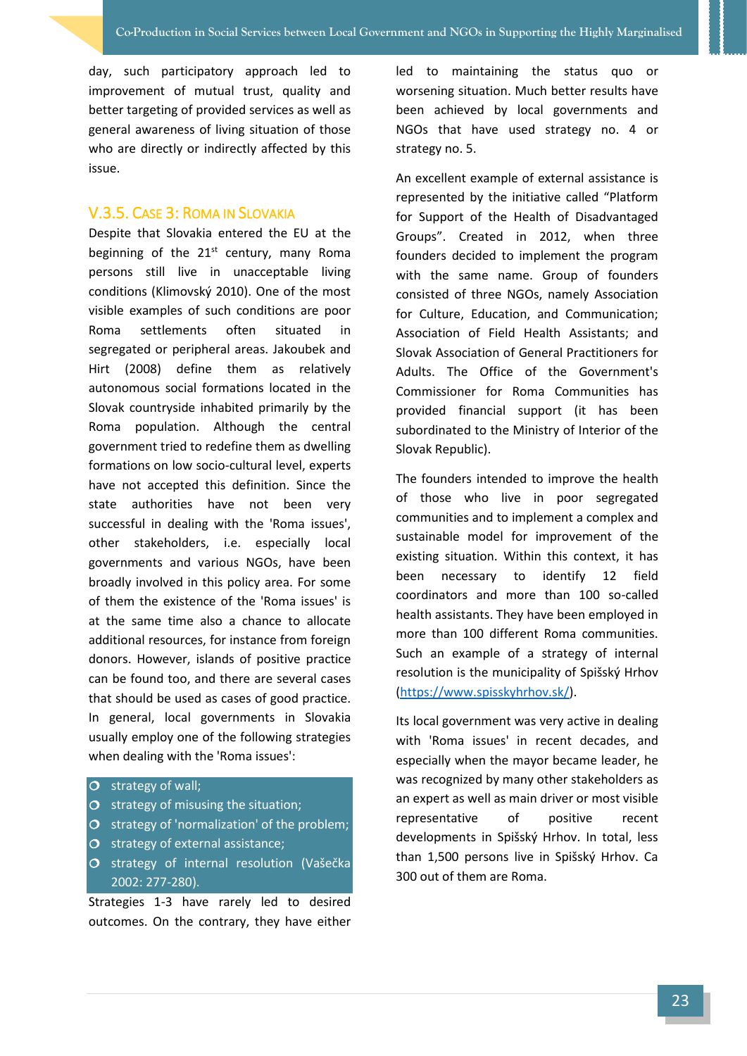day, such participatory approach led to improvement of mutual trust, quality and better targeting of provided services as well as general awareness of living situation of those who are directly or indirectly affected by this issue.

### V.3.5. Case 3: Roma in Slovakia

Despite that Slovakia entered the EU at the beginning of the 21st century, many Roma persons still live in unacceptable living conditions (Klimovský 2010). One of the most visible examples of such conditions are poor Roma settlements often situated in segregated or peripheral areas. Jakoubek and Hirt (2008) define them as relatively autonomous social formations located in the Slovak countryside inhabited primarily by the Roma population. Although the central government tried to redefine them as dwelling formations on low socio-cultural level, experts have not accepted this definition. Since the state authorities have not been very successful in dealing with the 'Roma issues', other stakeholders, i.e. especially local governments and various NGOs, have been broadly involved in this policy area. For some of them the existence of the 'Roma issues' is at the same time also a chance to allocate additional resources, for instance from foreign donors. However, islands of positive practice can be found too, and there are several cases that should be used as cases of good practice. In general, local governments in Slovakia usually employ one of the following strategies when dealing with the 'Roma issues':

- strategy of wall;
- strategy of misusing the situation;
- strategy of 'normalization' of the problem;
- strategy of external assistance;
- strategy of internal resolution (Vašečka 2002: 277-280).

Strategies 1-3 have rarely led to desired outcomes. On the contrary, they have either led to maintaining the status quo or worsening situation. Much better results have been achieved by local governments and NGOs that have used strategy no. 4 or strategy no. 5.

An excellent example of external assistance is represented by the initiative called "Platform for Support of the Health of Disadvantaged Groups". Created in 2012, when three founders decided to implement the program with the same name. Group of founders consisted of three NGOs, namely Association for Culture, Education, and Communication; Association of Field Health Assistants; and Slovak Association of General Practitioners for Adults. The Office of the Government's Commissioner for Roma Communities has provided financial support (it has been subordinated to the Ministry of Interior of the Slovak Republic).

The founders intended to improve the health of those who live in poor segregated communities and to implement a complex and sustainable model for improvement of the existing situation. Within this context, it has been necessary to identify 12 field coordinators and more than 100 so-called health assistants. They have been employed in more than 100 different Roma communities. Such an example of a strategy of internal resolution is the municipality of Spišský Hrhov (https://www.spisskyhrhov.sk/).

Its local government was very active in dealing with 'Roma issues' in recent decades, and especially when the mayor became leader, he was recognized by many other stakeholders as an expert as well as main driver or most visible representative of positive recent developments in Spišský Hrhov. In total, less than 1,500 persons live in Spišský Hrhov. Ca 300 out of them are Roma.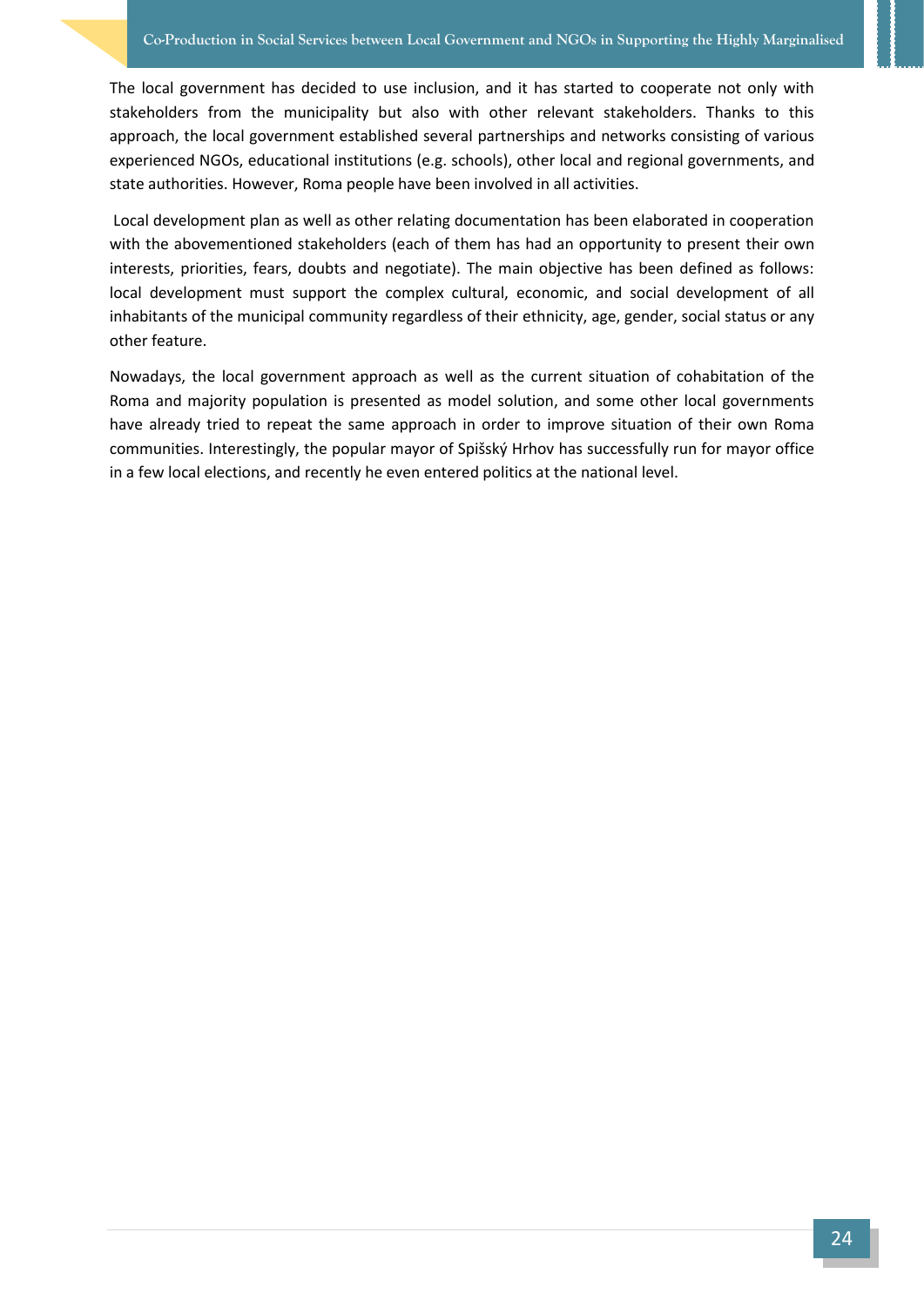The local government has decided to use inclusion, and it has started to cooperate not only with stakeholders from the municipality but also with other relevant stakeholders. Thanks to this approach, the local government established several partnerships and networks consisting of various experienced NGOs, educational institutions (e.g. schools), other local and regional governments, and state authorities. However, Roma people have been involved in all activities.

Local development plan as well as other relating documentation has been elaborated in cooperation with the abovementioned stakeholders (each of them has had an opportunity to present their own interests, priorities, fears, doubts and negotiate). The main objective has been defined as follows: local development must support the complex cultural, economic, and social development of all inhabitants of the municipal community regardless of their ethnicity, age, gender, social status or any other feature.

Nowadays, the local government approach as well as the current situation of cohabitation of the Roma and majority population is presented as model solution, and some other local governments have already tried to repeat the same approach in order to improve situation of their own Roma communities. Interestingly, the popular mayor of Spišský Hrhov has successfully run for mayor office in a few local elections, and recently he even entered politics at the national level.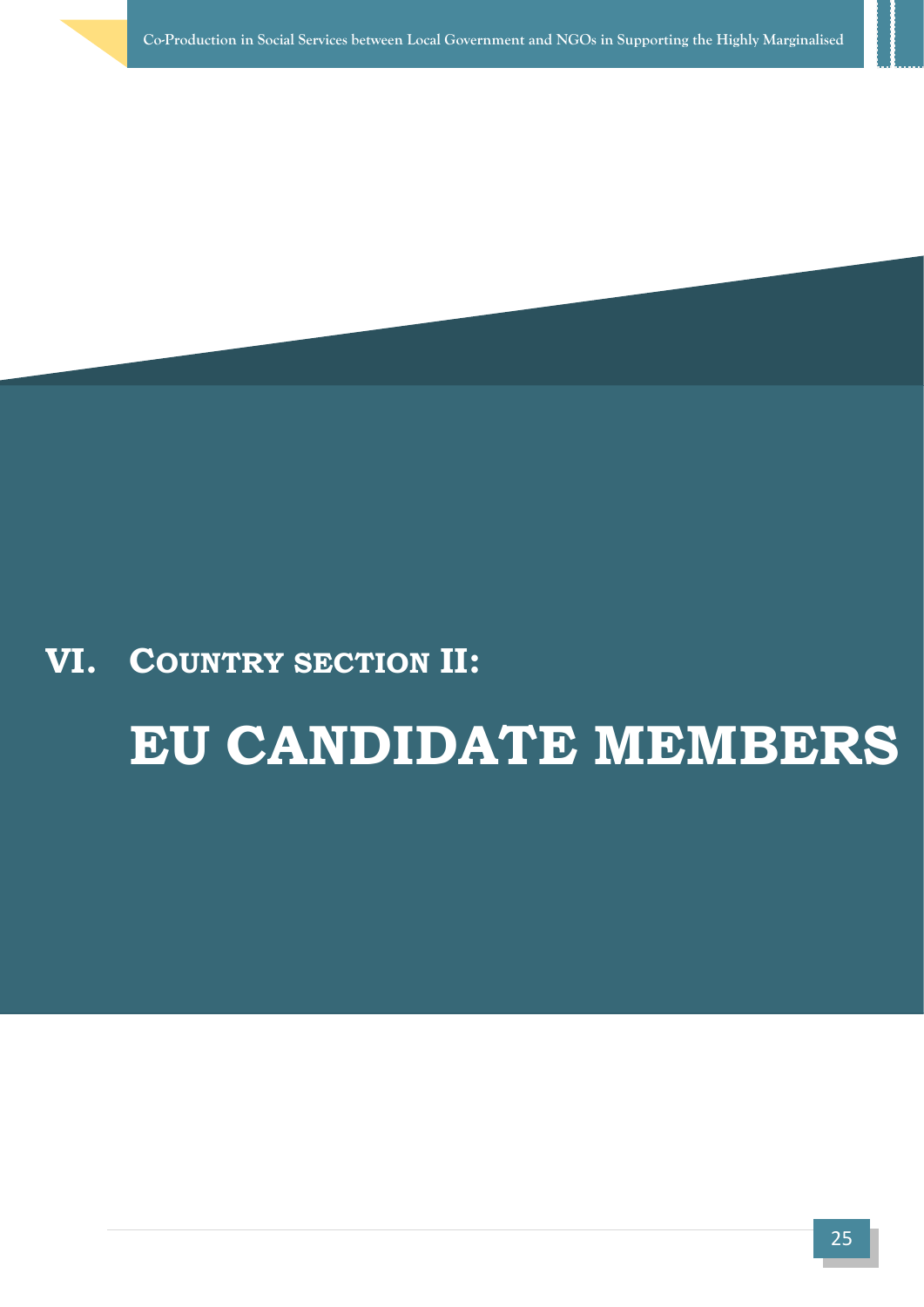# VI. Country section II:

# EU CANDIDATE MEMBERS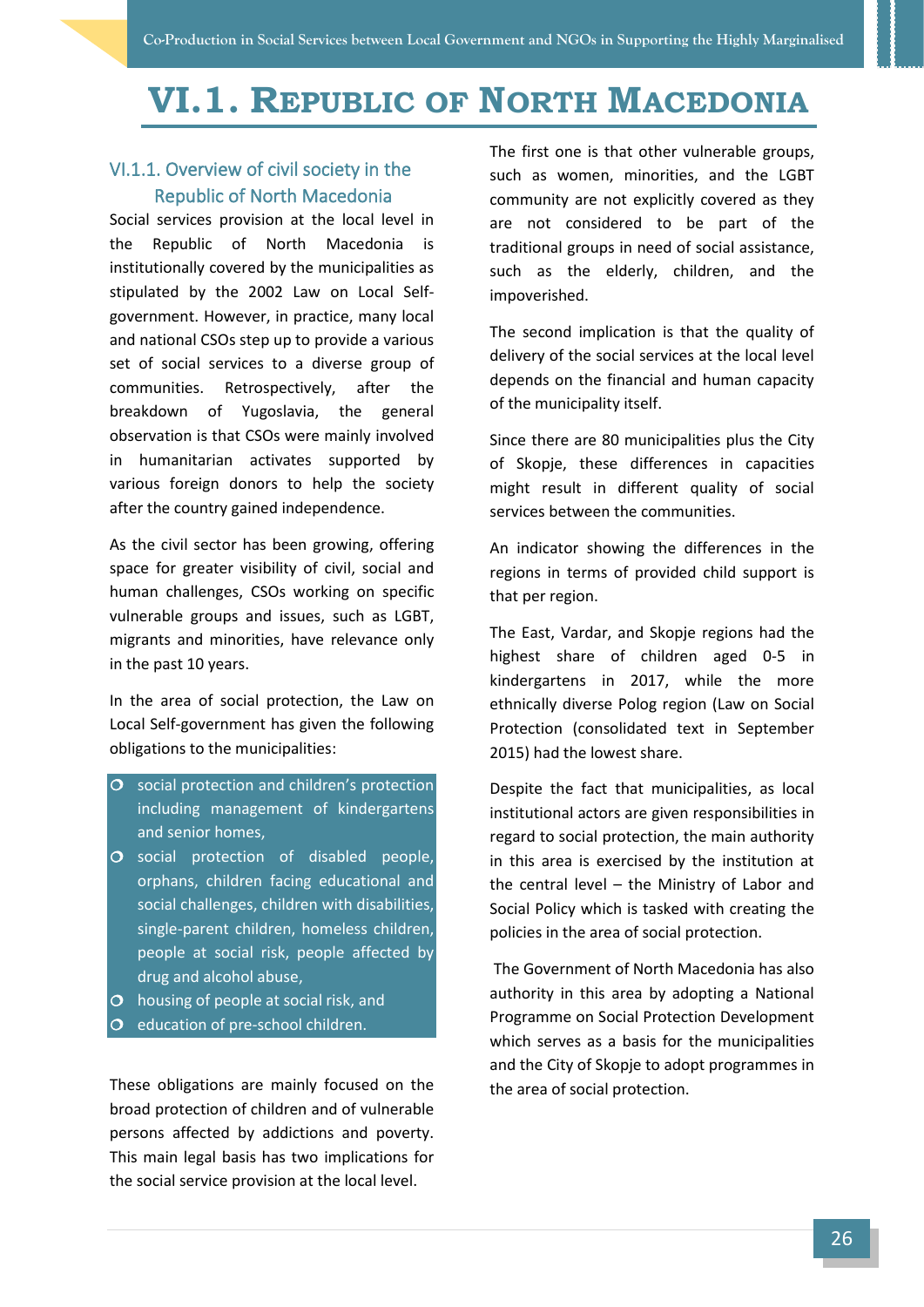# VI.1. Republic of North Macedonia

## VI.1.1. Overview of civil society in the Republic of North Macedonia

Social services provision at the local level in the Republic of North Macedonia is institutionally covered by the municipalities as stipulated by the 2002 Law on Local Self-government. However, in practice, many local and national CSOs step up to provide a various set of social services to a diverse group of communities. Retrospectively, after the breakdown of Yugoslavia, the general observation is that CSOs were mainly involved in humanitarian activates supported by various foreign donors to help the society after the country gained independence.

As the civil sector has been growing, offering space for greater visibility of civil, social and human challenges, CSOs working on specific vulnerable groups and issues, such as LGBT, migrants and minorities, have relevance only in the past 10 years.

In the area of social protection, the Law on Local Self-government has given the following obligations to the municipalities:

- social protection and children's protection including management of kindergartens and senior homes,
- social protection of disabled people, orphans, children facing educational and social challenges, children with disabilities, single-parent children, homeless children, people at social risk, people affected by drug and alcohol abuse,
- housing of people at social risk, and
- education of pre-school children.

These obligations are mainly focused on the broad protection of children and of vulnerable persons affected by addictions and poverty. This main legal basis has two implications for the social service provision at the local level.

The first one is that other vulnerable groups, such as women, minorities, and the LGBT community are not explicitly covered as they are not considered to be part of the traditional groups in need of social assistance, such as the elderly, children, and the impoverished.

The second implication is that the quality of delivery of the social services at the local level depends on the financial and human capacity of the municipality itself.

Since there are 80 municipalities plus the City of Skopje, these differences in capacities might result in different quality of social services between the communities.

An indicator showing the differences in the regions in terms of provided child support is that per region.

The East, Vardar, and Skopje regions had the highest share of children aged 0-5 in kindergartens in 2017, while the more ethnically diverse Polog region (Law on Social Protection (consolidated text in September 2015) had the lowest share.

Despite the fact that municipalities, as local institutional actors are given responsibilities in regard to social protection, the main authority in this area is exercised by the institution at the central level – the Ministry of Labor and Social Policy which is tasked with creating the policies in the area of social protection.

The Government of North Macedonia has also authority in this area by adopting a National Programme on Social Protection Development which serves as a basis for the municipalities and the City of Skopje to adopt programmes in the area of social protection.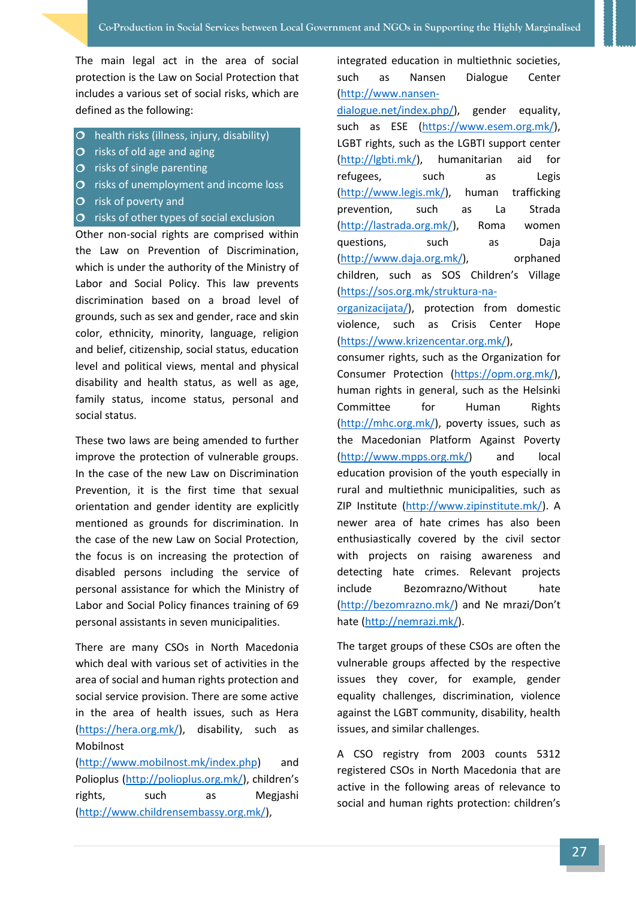The main legal act in the area of social protection is the Law on Social Protection that includes a various set of social risks, which are defined as the following:

- health risks (illness, injury, disability)
- risks of old age and aging
- risks of single parenting
- risks of unemployment and income loss
- risk of poverty and
- risks of other types of social exclusion

Other non-social rights are comprised within the Law on Prevention of Discrimination, which is under the authority of the Ministry of Labor and Social Policy. This law prevents discrimination based on a broad level of grounds, such as sex and gender, race and skin color, ethnicity, minority, language, religion and belief, citizenship, social status, education level and political views, mental and physical disability and health status, as well as age, family status, income status, personal and social status.

These two laws are being amended to further improve the protection of vulnerable groups. In the case of the new Law on Discrimination Prevention, it is the first time that sexual orientation and gender identity are explicitly mentioned as grounds for discrimination. In the case of the new Law on Social Protection, the focus is on increasing the protection of disabled persons including the service of personal assistance for which the Ministry of Labor and Social Policy finances training of 69 personal assistants in seven municipalities.

There are many CSOs in North Macedonia which deal with various set of activities in the area of social and human rights protection and social service provision. There are some active in the area of health issues, such as Hera (https://hera.org.mk/), disability, such as Mobilnost (http://www.mobilnost.mk/index.php) and Polioplus (http://polioplus.org.mk/), children's rights, such as Megjashi (http://www.childrensembassy.org.mk/), integrated education in multiethnic societies, such as Nansen Dialogue Center (http://www.nansen-dialogue.net/index.php/), gender equality, such as ESE (https://www.esem.org.mk/), LGBT rights, such as the LGBTI support center (http://lgbti.mk/), humanitarian aid for refugees, such as Legis (http://www.legis.mk/), human trafficking prevention, such as La Strada (http://lastrada.org.mk/), Roma women questions, such as Daja (http://www.daja.org.mk/), orphaned children, such as SOS Children's Village (https://sos.org.mk/struktura-na-organizacijata/), protection from domestic violence, such as Crisis Center Hope (https://www.krizencentar.org.mk/), consumer rights, such as the Organization for Consumer Protection (https://opm.org.mk/), human rights in general, such as the Helsinki Committee for Human Rights (http://mhc.org.mk/), poverty issues, such as the Macedonian Platform Against Poverty (http://www.mpps.org.mk/) and local education provision of the youth especially in rural and multiethnic municipalities, such as ZIP Institute (http://www.zipinstitute.mk/). A newer area of hate crimes has also been enthusiastically covered by the civil sector with projects on raising awareness and detecting hate crimes. Relevant projects include Bezomrazno/Without hate (http://bezomrazno.mk/) and Ne mrazi/Don't hate (http://nemrazi.mk/).

The target groups of these CSOs are often the vulnerable groups affected by the respective issues they cover, for example, gender equality challenges, discrimination, violence against the LGBT community, disability, health issues, and similar challenges.

A CSO registry from 2003 counts 5312 registered CSOs in North Macedonia that are active in the following areas of relevance to social and human rights protection: children's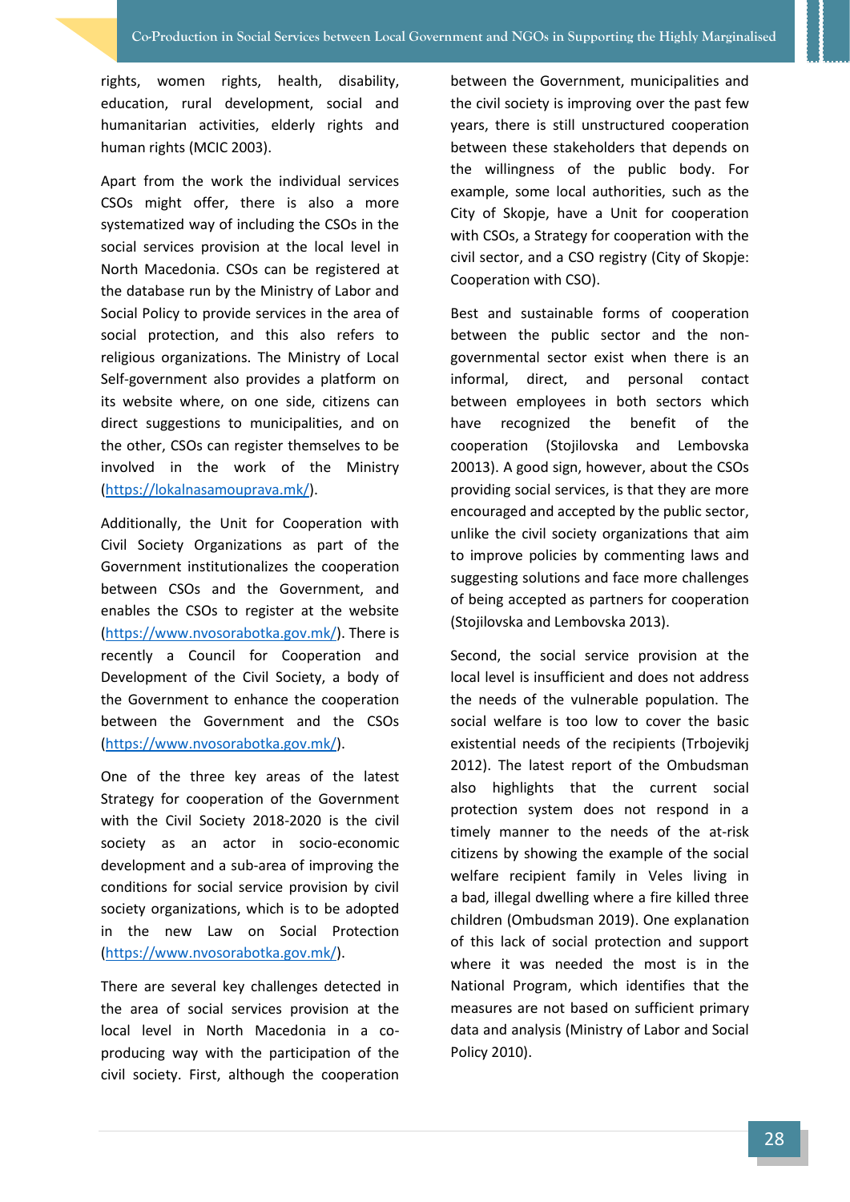rights, women rights, health, disability, education, rural development, social and humanitarian activities, elderly rights and human rights (MCIC 2003).

Apart from the work the individual services CSOs might offer, there is also a more systematized way of including the CSOs in the social services provision at the local level in North Macedonia. CSOs can be registered at the database run by the Ministry of Labor and Social Policy to provide services in the area of social protection, and this also refers to religious organizations. The Ministry of Local Self-government also provides a platform on its website where, on one side, citizens can direct suggestions to municipalities, and on the other, CSOs can register themselves to be involved in the work of the Ministry (https://lokalnasamouprava.mk/).

Additionally, the Unit for Cooperation with Civil Society Organizations as part of the Government institutionalizes the cooperation between CSOs and the Government, and enables the CSOs to register at the website (https://www.nvosorabotka.gov.mk/). There is recently a Council for Cooperation and Development of the Civil Society, a body of the Government to enhance the cooperation between the Government and the CSOs (https://www.nvosorabotka.gov.mk/).

One of the three key areas of the latest Strategy for cooperation of the Government with the Civil Society 2018-2020 is the civil society as an actor in socio-economic development and a sub-area of improving the conditions for social service provision by civil society organizations, which is to be adopted in the new Law on Social Protection (https://www.nvosorabotka.gov.mk/).

There are several key challenges detected in the area of social services provision at the local level in North Macedonia in a co-producing way with the participation of the civil society. First, although the cooperation between the Government, municipalities and the civil society is improving over the past few years, there is still unstructured cooperation between these stakeholders that depends on the willingness of the public body. For example, some local authorities, such as the City of Skopje, have a Unit for cooperation with CSOs, a Strategy for cooperation with the civil sector, and a CSO registry (City of Skopje: Cooperation with CSO).

Best and sustainable forms of cooperation between the public sector and the non-governmental sector exist when there is an informal, direct, and personal contact between employees in both sectors which have recognized the benefit of the cooperation (Stojilovska and Lembovska 20013). A good sign, however, about the CSOs providing social services, is that they are more encouraged and accepted by the public sector, unlike the civil society organizations that aim to improve policies by commenting laws and suggesting solutions and face more challenges of being accepted as partners for cooperation (Stojilovska and Lembovska 2013).

Second, the social service provision at the local level is insufficient and does not address the needs of the vulnerable population. The social welfare is too low to cover the basic existential needs of the recipients (Trbojevikj 2012). The latest report of the Ombudsman also highlights that the current social protection system does not respond in a timely manner to the needs of the at-risk citizens by showing the example of the social welfare recipient family in Veles living in a bad, illegal dwelling where a fire killed three children (Ombudsman 2019). One explanation of this lack of social protection and support where it was needed the most is in the National Program, which identifies that the measures are not based on sufficient primary data and analysis (Ministry of Labor and Social Policy 2010).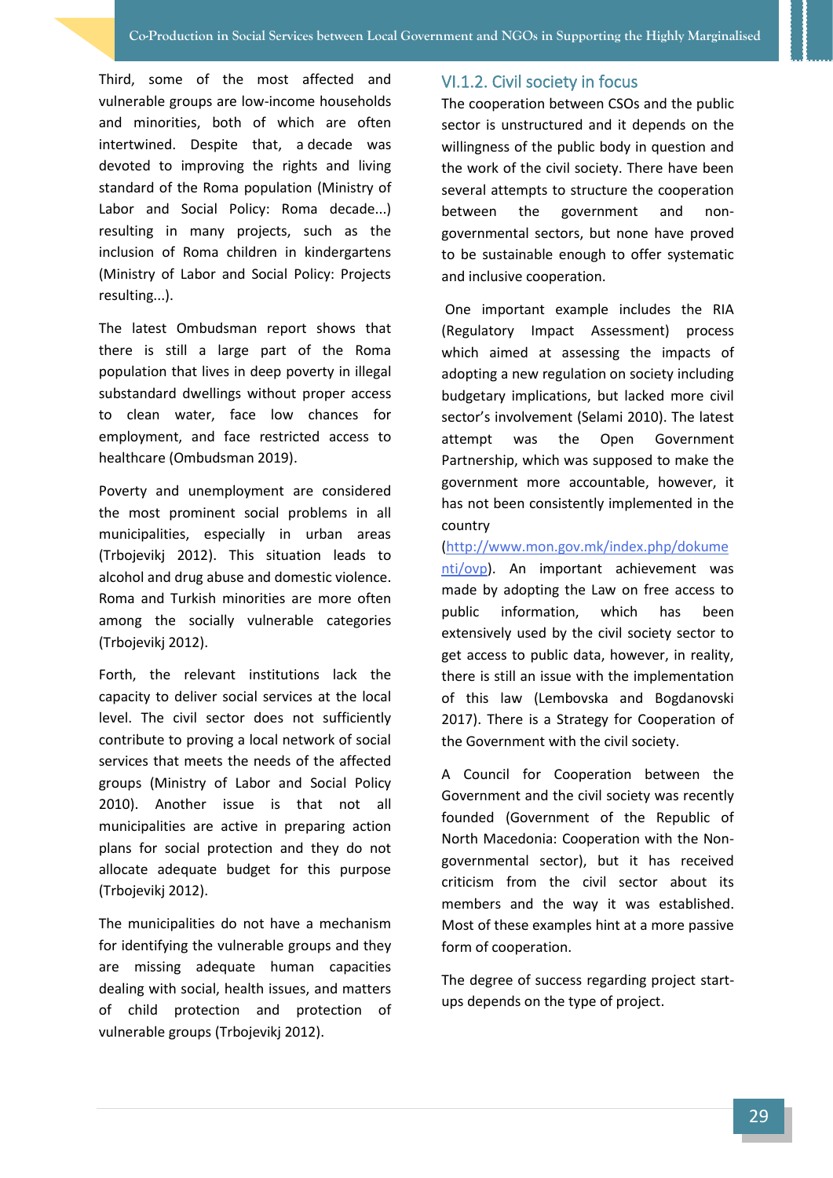Third, some of the most affected and vulnerable groups are low-income households and minorities, both of which are often intertwined. Despite that, a decade was devoted to improving the rights and living standard of the Roma population (Ministry of Labor and Social Policy: Roma decade...) resulting in many projects, such as the inclusion of Roma children in kindergartens (Ministry of Labor and Social Policy: Projects resulting...).

The latest Ombudsman report shows that there is still a large part of the Roma population that lives in deep poverty in illegal substandard dwellings without proper access to clean water, face low chances for employment, and face restricted access to healthcare (Ombudsman 2019).

Poverty and unemployment are considered the most prominent social problems in all municipalities, especially in urban areas (Trbojevikj 2012). This situation leads to alcohol and drug abuse and domestic violence. Roma and Turkish minorities are more often among the socially vulnerable categories (Trbojevikj 2012).

Forth, the relevant institutions lack the capacity to deliver social services at the local level. The civil sector does not sufficiently contribute to proving a local network of social services that meets the needs of the affected groups (Ministry of Labor and Social Policy 2010). Another issue is that not all municipalities are active in preparing action plans for social protection and they do not allocate adequate budget for this purpose (Trbojevikj 2012).

The municipalities do not have a mechanism for identifying the vulnerable groups and they are missing adequate human capacities dealing with social, health issues, and matters of child protection and protection of vulnerable groups (Trbojevikj 2012).

### VI.1.2. Civil society in focus

The cooperation between CSOs and the public sector is unstructured and it depends on the willingness of the public body in question and the work of the civil society. There have been several attempts to structure the cooperation between the government and non-governmental sectors, but none have proved to be sustainable enough to offer systematic and inclusive cooperation.

One important example includes the RIA (Regulatory Impact Assessment) process which aimed at assessing the impacts of adopting a new regulation on society including budgetary implications, but lacked more civil sector's involvement (Selami 2010). The latest attempt was the Open Government Partnership, which was supposed to make the government more accountable, however, it has not been consistently implemented in the country (http://www.mon.gov.mk/index.php/dokumenti/ovp). An important achievement was made by adopting the Law on free access to public information, which has been extensively used by the civil society sector to get access to public data, however, in reality, there is still an issue with the implementation of this law (Lembovska and Bogdanovski 2017). There is a Strategy for Cooperation of the Government with the civil society.

A Council for Cooperation between the Government and the civil society was recently founded (Government of the Republic of North Macedonia: Cooperation with the Non-governmental sector), but it has received criticism from the civil sector about its members and the way it was established. Most of these examples hint at a more passive form of cooperation.

The degree of success regarding project start-ups depends on the type of project.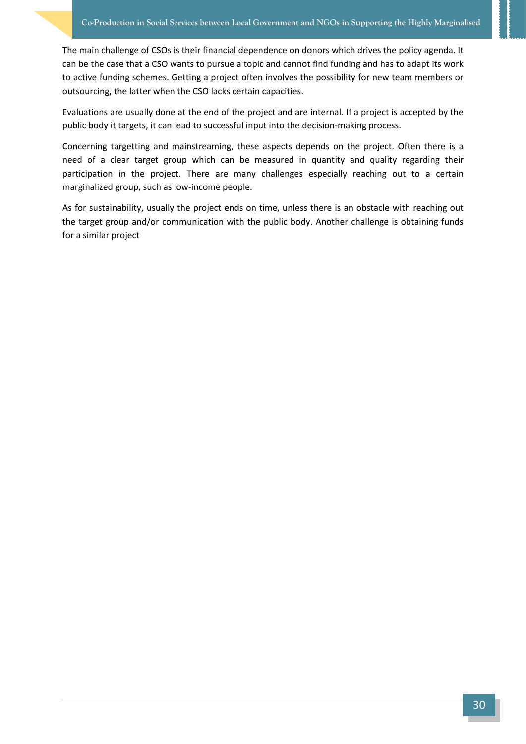The main challenge of CSOs is their financial dependence on donors which drives the policy agenda. It can be the case that a CSO wants to pursue a topic and cannot find funding and has to adapt its work to active funding schemes. Getting a project often involves the possibility for new team members or outsourcing, the latter when the CSO lacks certain capacities.

Evaluations are usually done at the end of the project and are internal. If a project is accepted by the public body it targets, it can lead to successful input into the decision-making process.

Concerning targetting and mainstreaming, these aspects depends on the project. Often there is a need of a clear target group which can be measured in quantity and quality regarding their participation in the project. There are many challenges especially reaching out to a certain marginalized group, such as low-income people.

As for sustainability, usually the project ends on time, unless there is an obstacle with reaching out the target group and/or communication with the public body. Another challenge is obtaining funds for a similar project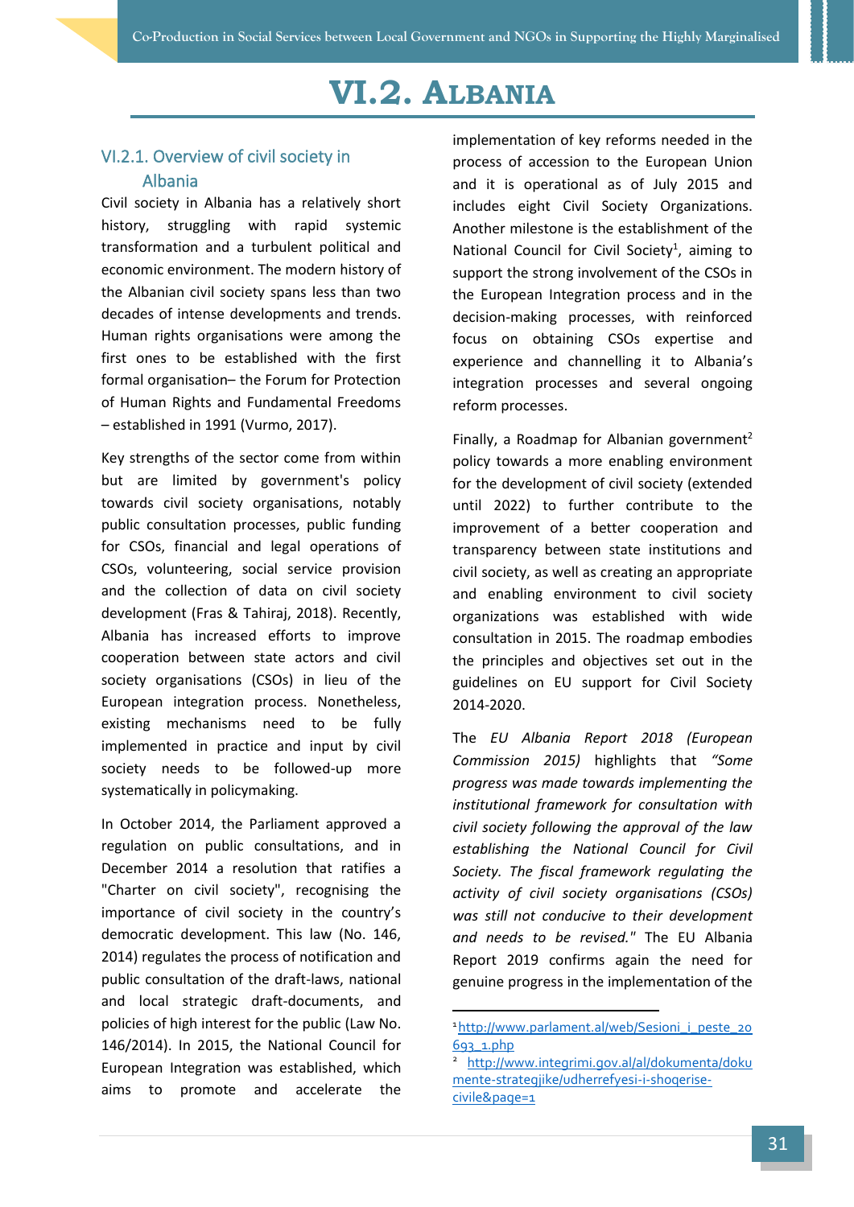# VI.2. ALBANIA

## VI.2.1. Overview of civil society in Albania

Civil society in Albania has a relatively short history, struggling with rapid systemic transformation and a turbulent political and economic environment. The modern history of the Albanian civil society spans less than two decades of intense developments and trends. Human rights organisations were among the first ones to be established with the first formal organisation– the Forum for Protection of Human Rights and Fundamental Freedoms – established in 1991 (Vurmo, 2017).

Key strengths of the sector come from within but are limited by government's policy towards civil society organisations, notably public consultation processes, public funding for CSOs, financial and legal operations of CSOs, volunteering, social service provision and the collection of data on civil society development (Fras & Tahiraj, 2018). Recently, Albania has increased efforts to improve cooperation between state actors and civil society organisations (CSOs) in lieu of the European integration process. Nonetheless, existing mechanisms need to be fully implemented in practice and input by civil society needs to be followed-up more systematically in policymaking.

In October 2014, the Parliament approved a regulation on public consultations, and in December 2014 a resolution that ratifies a "Charter on civil society", recognising the importance of civil society in the country's democratic development. This law (No. 146, 2014) regulates the process of notification and public consultation of the draft-laws, national and local strategic draft-documents, and policies of high interest for the public (Law No. 146/2014). In 2015, the National Council for European Integration was established, which aims to promote and accelerate the implementation of key reforms needed in the process of accession to the European Union and it is operational as of July 2015 and includes eight Civil Society Organizations. Another milestone is the establishment of the National Council for Civil Society[1], aiming to support the strong involvement of the CSOs in the European Integration process and in the decision-making processes, with reinforced focus on obtaining CSOs expertise and experience and channelling it to Albania's integration processes and several ongoing reform processes.

Finally, a Roadmap for Albanian government[2] policy towards a more enabling environment for the development of civil society (extended until 2022) to further contribute to the improvement of a better cooperation and transparency between state institutions and civil society, as well as creating an appropriate and enabling environment to civil society organizations was established with wide consultation in 2015. The roadmap embodies the principles and objectives set out in the guidelines on EU support for Civil Society 2014-2020.

The *EU Albania Report 2018 (European Commission 2015)* highlights that *"Some progress was made towards implementing the institutional framework for consultation with civil society following the approval of the law establishing the National Council for Civil Society. The fiscal framework regulating the activity of civil society organisations (CSOs) was still not conducive to their development and needs to be revised."* The EU Albania Report 2019 confirms again the need for genuine progress in the implementation of the

---

[1] http://www.parlament.al/web/Sesioni_i_peste_20693_1.php

[2] http://www.integrimi.gov.al/al/dokumenta/dokumente-strategjike/udherrefyesi-i-shoqerise-civile&page=1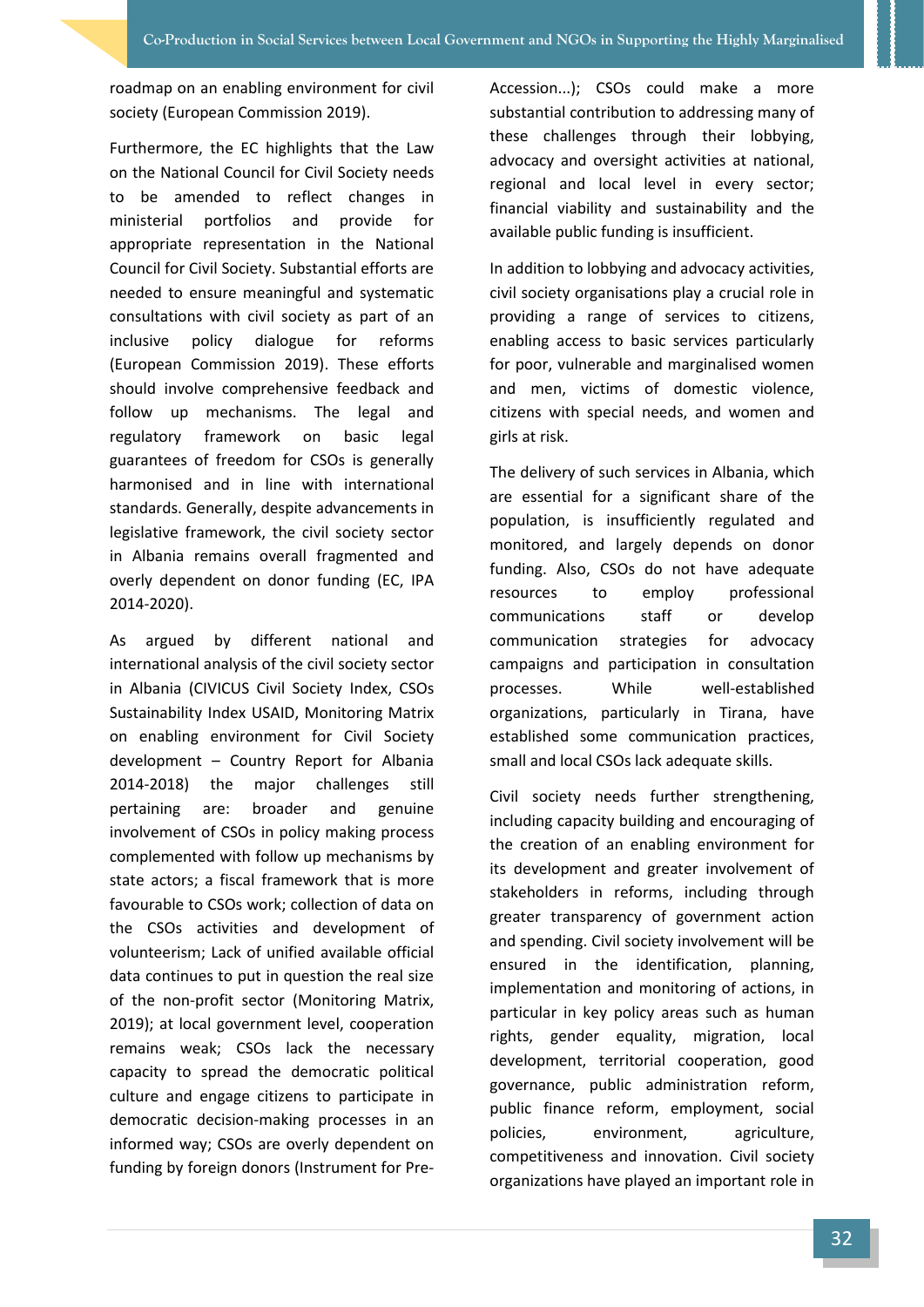roadmap on an enabling environment for civil society (European Commission 2019).

Furthermore, the EC highlights that the Law on the National Council for Civil Society needs to be amended to reflect changes in ministerial portfolios and provide for appropriate representation in the National Council for Civil Society. Substantial efforts are needed to ensure meaningful and systematic consultations with civil society as part of an inclusive policy dialogue for reforms (European Commission 2019). These efforts should involve comprehensive feedback and follow up mechanisms. The legal and regulatory framework on basic legal guarantees of freedom for CSOs is generally harmonised and in line with international standards. Generally, despite advancements in legislative framework, the civil society sector in Albania remains overall fragmented and overly dependent on donor funding (EC, IPA 2014-2020).

As argued by different national and international analysis of the civil society sector in Albania (CIVICUS Civil Society Index, CSOs Sustainability Index USAID, Monitoring Matrix on enabling environment for Civil Society development – Country Report for Albania 2014-2018) the major challenges still pertaining are: broader and genuine involvement of CSOs in policy making process complemented with follow up mechanisms by state actors; a fiscal framework that is more favourable to CSOs work; collection of data on the CSOs activities and development of volunteerism; Lack of unified available official data continues to put in question the real size of the non-profit sector (Monitoring Matrix, 2019); at local government level, cooperation remains weak; CSOs lack the necessary capacity to spread the democratic political culture and engage citizens to participate in democratic decision-making processes in an informed way; CSOs are overly dependent on funding by foreign donors (Instrument for Pre-Accession...); CSOs could make a more substantial contribution to addressing many of these challenges through their lobbying, advocacy and oversight activities at national, regional and local level in every sector; financial viability and sustainability and the available public funding is insufficient.

In addition to lobbying and advocacy activities, civil society organisations play a crucial role in providing a range of services to citizens, enabling access to basic services particularly for poor, vulnerable and marginalised women and men, victims of domestic violence, citizens with special needs, and women and girls at risk.

The delivery of such services in Albania, which are essential for a significant share of the population, is insufficiently regulated and monitored, and largely depends on donor funding. Also, CSOs do not have adequate resources to employ professional communications staff or develop communication strategies for advocacy campaigns and participation in consultation processes. While well-established organizations, particularly in Tirana, have established some communication practices, small and local CSOs lack adequate skills.

Civil society needs further strengthening, including capacity building and encouraging of the creation of an enabling environment for its development and greater involvement of stakeholders in reforms, including through greater transparency of government action and spending. Civil society involvement will be ensured in the identification, planning, implementation and monitoring of actions, in particular in key policy areas such as human rights, gender equality, migration, local development, territorial cooperation, good governance, public administration reform, public finance reform, employment, social policies, environment, agriculture, competitiveness and innovation. Civil society organizations have played an important role in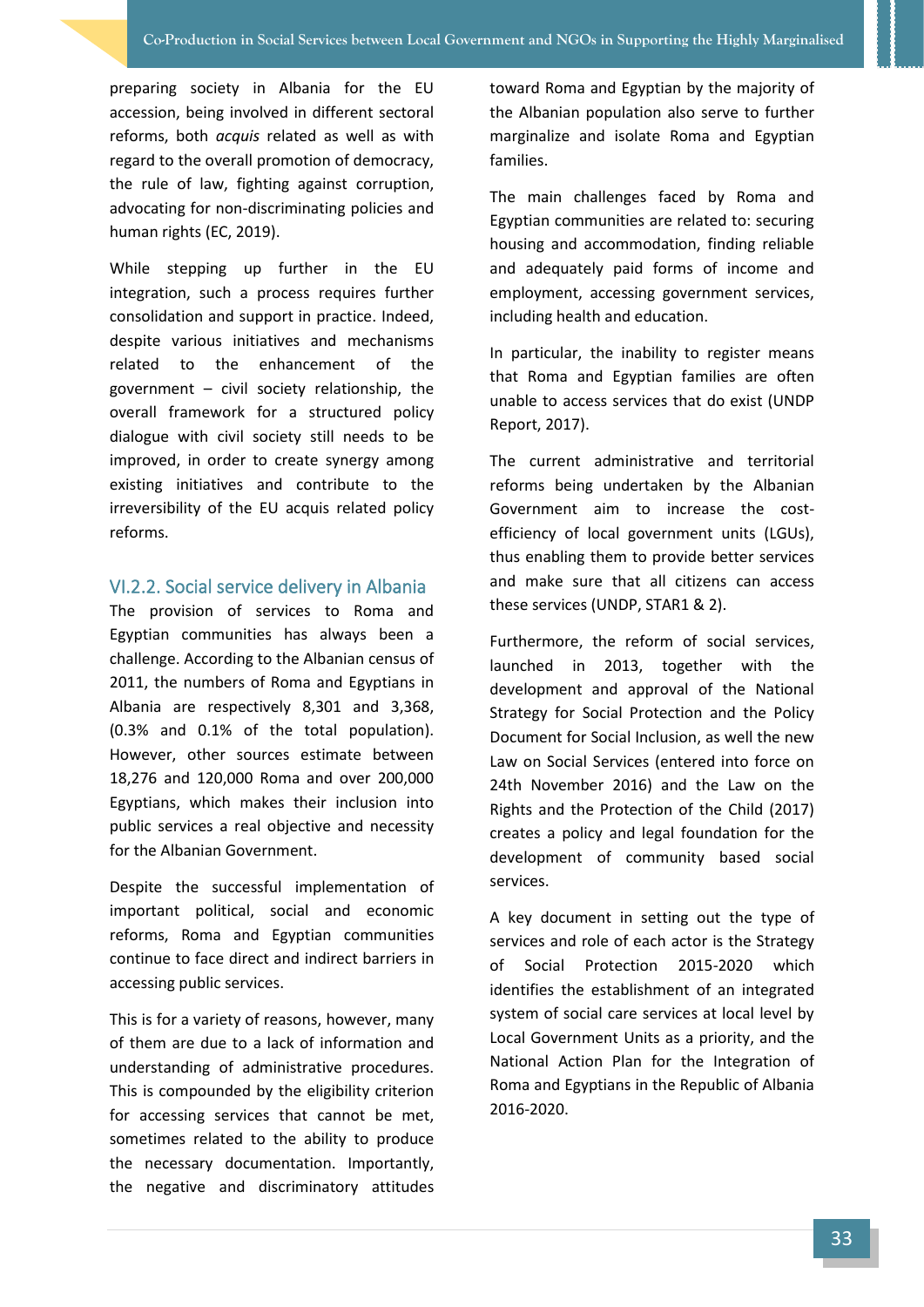preparing society in Albania for the EU accession, being involved in different sectoral reforms, both *acquis* related as well as with regard to the overall promotion of democracy, the rule of law, fighting against corruption, advocating for non-discriminating policies and human rights (EC, 2019).

While stepping up further in the EU integration, such a process requires further consolidation and support in practice. Indeed, despite various initiatives and mechanisms related to the enhancement of the government – civil society relationship, the overall framework for a structured policy dialogue with civil society still needs to be improved, in order to create synergy among existing initiatives and contribute to the irreversibility of the EU acquis related policy reforms.

### VI.2.2. Social service delivery in Albania

The provision of services to Roma and Egyptian communities has always been a challenge. According to the Albanian census of 2011, the numbers of Roma and Egyptians in Albania are respectively 8,301 and 3,368, (0.3% and 0.1% of the total population). However, other sources estimate between 18,276 and 120,000 Roma and over 200,000 Egyptians, which makes their inclusion into public services a real objective and necessity for the Albanian Government.

Despite the successful implementation of important political, social and economic reforms, Roma and Egyptian communities continue to face direct and indirect barriers in accessing public services.

This is for a variety of reasons, however, many of them are due to a lack of information and understanding of administrative procedures. This is compounded by the eligibility criterion for accessing services that cannot be met, sometimes related to the ability to produce the necessary documentation. Importantly, the negative and discriminatory attitudes toward Roma and Egyptian by the majority of the Albanian population also serve to further marginalize and isolate Roma and Egyptian families.

The main challenges faced by Roma and Egyptian communities are related to: securing housing and accommodation, finding reliable and adequately paid forms of income and employment, accessing government services, including health and education.

In particular, the inability to register means that Roma and Egyptian families are often unable to access services that do exist (UNDP Report, 2017).

The current administrative and territorial reforms being undertaken by the Albanian Government aim to increase the cost-efficiency of local government units (LGUs), thus enabling them to provide better services and make sure that all citizens can access these services (UNDP, STAR1 & 2).

Furthermore, the reform of social services, launched in 2013, together with the development and approval of the National Strategy for Social Protection and the Policy Document for Social Inclusion, as well the new Law on Social Services (entered into force on 24th November 2016) and the Law on the Rights and the Protection of the Child (2017) creates a policy and legal foundation for the development of community based social services.

A key document in setting out the type of services and role of each actor is the Strategy of Social Protection 2015-2020 which identifies the establishment of an integrated system of social care services at local level by Local Government Units as a priority, and the National Action Plan for the Integration of Roma and Egyptians in the Republic of Albania 2016-2020.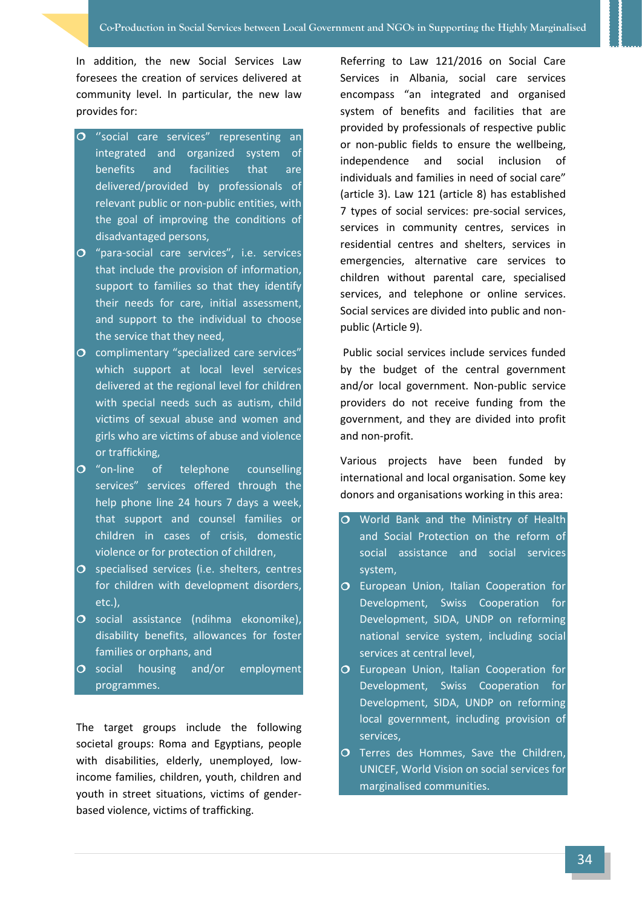In addition, the new Social Services Law foresees the creation of services delivered at community level. In particular, the new law provides for:

- "social care services" representing an integrated and organized system of benefits and facilities that are delivered/provided by professionals of relevant public or non-public entities, with the goal of improving the conditions of disadvantaged persons,
- "para-social care services", i.e. services that include the provision of information, support to families so that they identify their needs for care, initial assessment, and support to the individual to choose the service that they need,
- complimentary "specialized care services" which support at local level services delivered at the regional level for children with special needs such as autism, child victims of sexual abuse and women and girls who are victims of abuse and violence or trafficking,
- "on-line of telephone counselling services" services offered through the help phone line 24 hours 7 days a week, that support and counsel families or children in cases of crisis, domestic violence or for protection of children,
- specialised services (i.e. shelters, centres for children with development disorders, etc.),
- social assistance (ndihma ekonomike), disability benefits, allowances for foster families or orphans, and
- social housing and/or employment programmes.

The target groups include the following societal groups: Roma and Egyptians, people with disabilities, elderly, unemployed, low-income families, children, youth, children and youth in street situations, victims of gender-based violence, victims of trafficking.

Referring to Law 121/2016 on Social Care Services in Albania, social care services encompass "an integrated and organised system of benefits and facilities that are provided by professionals of respective public or non-public fields to ensure the wellbeing, independence and social inclusion of individuals and families in need of social care" (article 3). Law 121 (article 8) has established 7 types of social services: pre-social services, services in community centres, services in residential centres and shelters, services in emergencies, alternative care services to children without parental care, specialised services, and telephone or online services. Social services are divided into public and non-public (Article 9).

Public social services include services funded by the budget of the central government and/or local government. Non-public service providers do not receive funding from the government, and they are divided into profit and non-profit.

Various projects have been funded by international and local organisation. Some key donors and organisations working in this area:

- World Bank and the Ministry of Health and Social Protection on the reform of social assistance and social services system,
- European Union, Italian Cooperation for Development, Swiss Cooperation for Development, SIDA, UNDP on reforming national service system, including social services at central level,
- European Union, Italian Cooperation for Development, Swiss Cooperation for Development, SIDA, UNDP on reforming local government, including provision of services,
- Terres des Hommes, Save the Children, UNICEF, World Vision on social services for marginalised communities.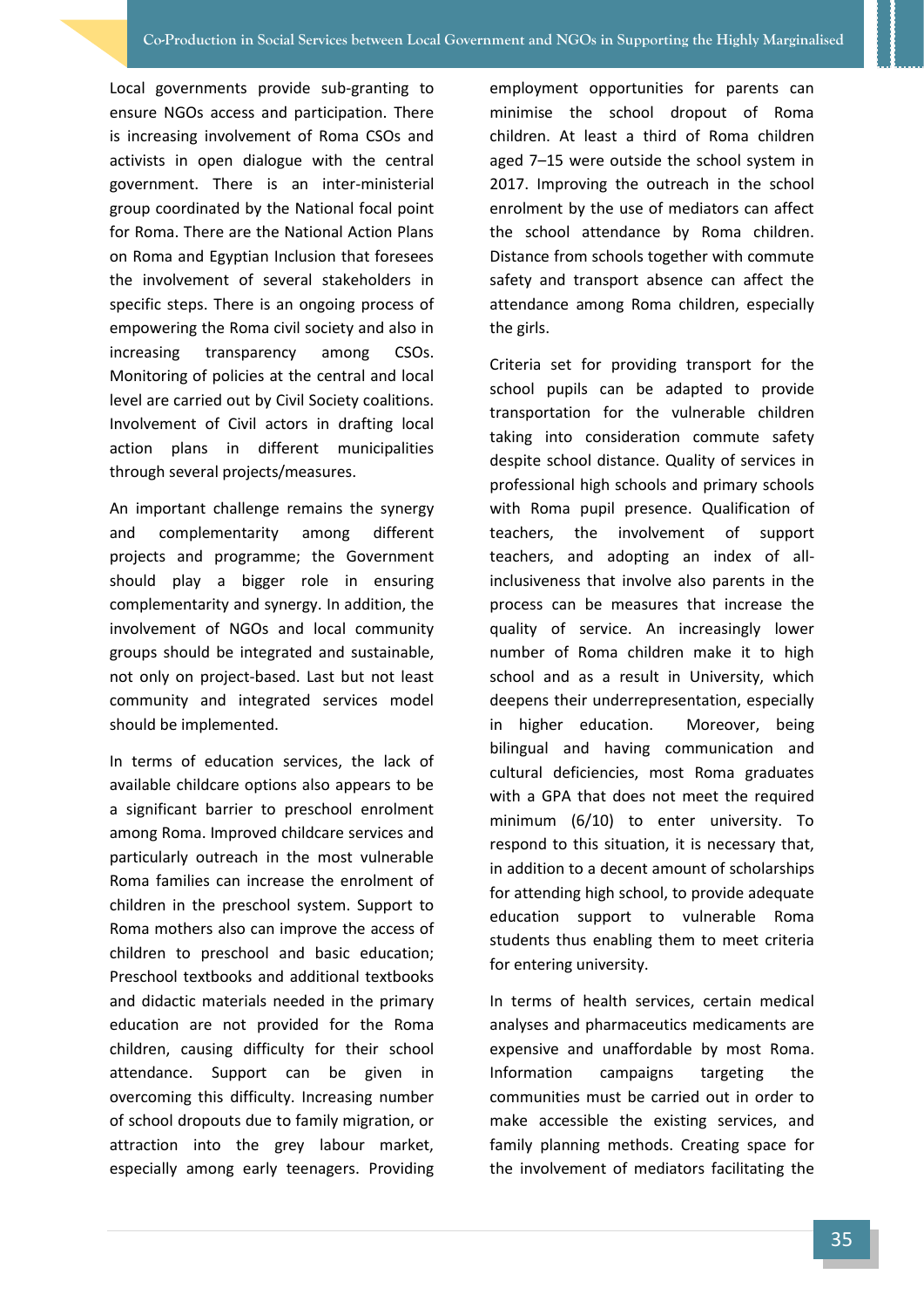Local governments provide sub-granting to ensure NGOs access and participation. There is increasing involvement of Roma CSOs and activists in open dialogue with the central government. There is an inter-ministerial group coordinated by the National focal point for Roma. There are the National Action Plans on Roma and Egyptian Inclusion that foresees the involvement of several stakeholders in specific steps. There is an ongoing process of empowering the Roma civil society and also in increasing transparency among CSOs. Monitoring of policies at the central and local level are carried out by Civil Society coalitions. Involvement of Civil actors in drafting local action plans in different municipalities through several projects/measures.

An important challenge remains the synergy and complementarity among different projects and programme; the Government should play a bigger role in ensuring complementarity and synergy. In addition, the involvement of NGOs and local community groups should be integrated and sustainable, not only on project-based. Last but not least community and integrated services model should be implemented.

In terms of education services, the lack of available childcare options also appears to be a significant barrier to preschool enrolment among Roma. Improved childcare services and particularly outreach in the most vulnerable Roma families can increase the enrolment of children in the preschool system. Support to Roma mothers also can improve the access of children to preschool and basic education; Preschool textbooks and additional textbooks and didactic materials needed in the primary education are not provided for the Roma children, causing difficulty for their school attendance. Support can be given in overcoming this difficulty. Increasing number of school dropouts due to family migration, or attraction into the grey labour market, especially among early teenagers. Providing employment opportunities for parents can minimise the school dropout of Roma children. At least a third of Roma children aged 7–15 were outside the school system in 2017. Improving the outreach in the school enrolment by the use of mediators can affect the school attendance by Roma children. Distance from schools together with commute safety and transport absence can affect the attendance among Roma children, especially the girls.

Criteria set for providing transport for the school pupils can be adapted to provide transportation for the vulnerable children taking into consideration commute safety despite school distance. Quality of services in professional high schools and primary schools with Roma pupil presence. Qualification of teachers, the involvement of support teachers, and adopting an index of all-inclusiveness that involve also parents in the process can be measures that increase the quality of service. An increasingly lower number of Roma children make it to high school and as a result in University, which deepens their underrepresentation, especially in higher education. Moreover, being bilingual and having communication and cultural deficiencies, most Roma graduates with a GPA that does not meet the required minimum (6/10) to enter university. To respond to this situation, it is necessary that, in addition to a decent amount of scholarships for attending high school, to provide adequate education support to vulnerable Roma students thus enabling them to meet criteria for entering university.

In terms of health services, certain medical analyses and pharmaceutics medicaments are expensive and unaffordable by most Roma. Information campaigns targeting the communities must be carried out in order to make accessible the existing services, and family planning methods. Creating space for the involvement of mediators facilitating the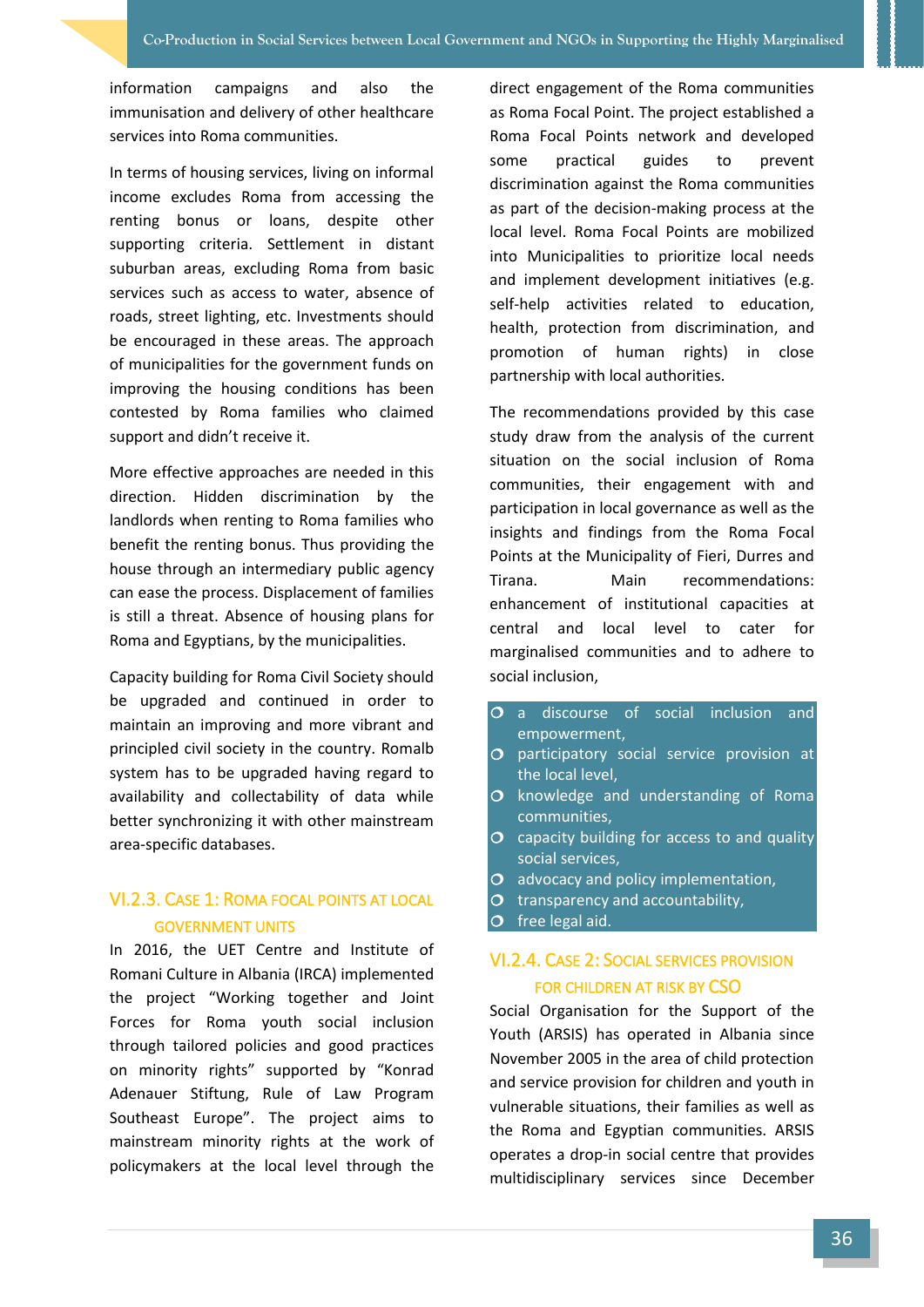information campaigns and also the immunisation and delivery of other healthcare services into Roma communities.

In terms of housing services, living on informal income excludes Roma from accessing the renting bonus or loans, despite other supporting criteria. Settlement in distant suburban areas, excluding Roma from basic services such as access to water, absence of roads, street lighting, etc. Investments should be encouraged in these areas. The approach of municipalities for the government funds on improving the housing conditions has been contested by Roma families who claimed support and didn't receive it.

More effective approaches are needed in this direction. Hidden discrimination by the landlords when renting to Roma families who benefit the renting bonus. Thus providing the house through an intermediary public agency can ease the process. Displacement of families is still a threat. Absence of housing plans for Roma and Egyptians, by the municipalities.

Capacity building for Roma Civil Society should be upgraded and continued in order to maintain an improving and more vibrant and principled civil society in the country. Romalb system has to be upgraded having regard to availability and collectability of data while better synchronizing it with other mainstream area-specific databases.

### VI.2.3. Case 1: Roma Focal Points at Local Government Units

In 2016, the UET Centre and Institute of Romani Culture in Albania (IRCA) implemented the project "Working together and Joint Forces for Roma youth social inclusion through tailored policies and good practices on minority rights" supported by "Konrad Adenauer Stiftung, Rule of Law Program Southeast Europe". The project aims to mainstream minority rights at the work of policymakers at the local level through the direct engagement of the Roma communities as Roma Focal Point. The project established a Roma Focal Points network and developed some practical guides to prevent discrimination against the Roma communities as part of the decision-making process at the local level. Roma Focal Points are mobilized into Municipalities to prioritize local needs and implement development initiatives (e.g. self-help activities related to education, health, protection from discrimination, and promotion of human rights) in close partnership with local authorities.

The recommendations provided by this case study draw from the analysis of the current situation on the social inclusion of Roma communities, their engagement with and participation in local governance as well as the insights and findings from the Roma Focal Points at the Municipality of Fieri, Durres and Tirana. Main recommendations: enhancement of institutional capacities at central and local level to cater for marginalised communities and to adhere to social inclusion,

- a discourse of social inclusion and empowerment,
- participatory social service provision at the local level,
- knowledge and understanding of Roma communities,
- capacity building for access to and quality social services,
- advocacy and policy implementation,
- transparency and accountability,
- free legal aid.

### VI.2.4. Case 2: Social Services Provision for Children at Risk by CSO

Social Organisation for the Support of the Youth (ARSIS) has operated in Albania since November 2005 in the area of child protection and service provision for children and youth in vulnerable situations, their families as well as the Roma and Egyptian communities. ARSIS operates a drop-in social centre that provides multidisciplinary services since December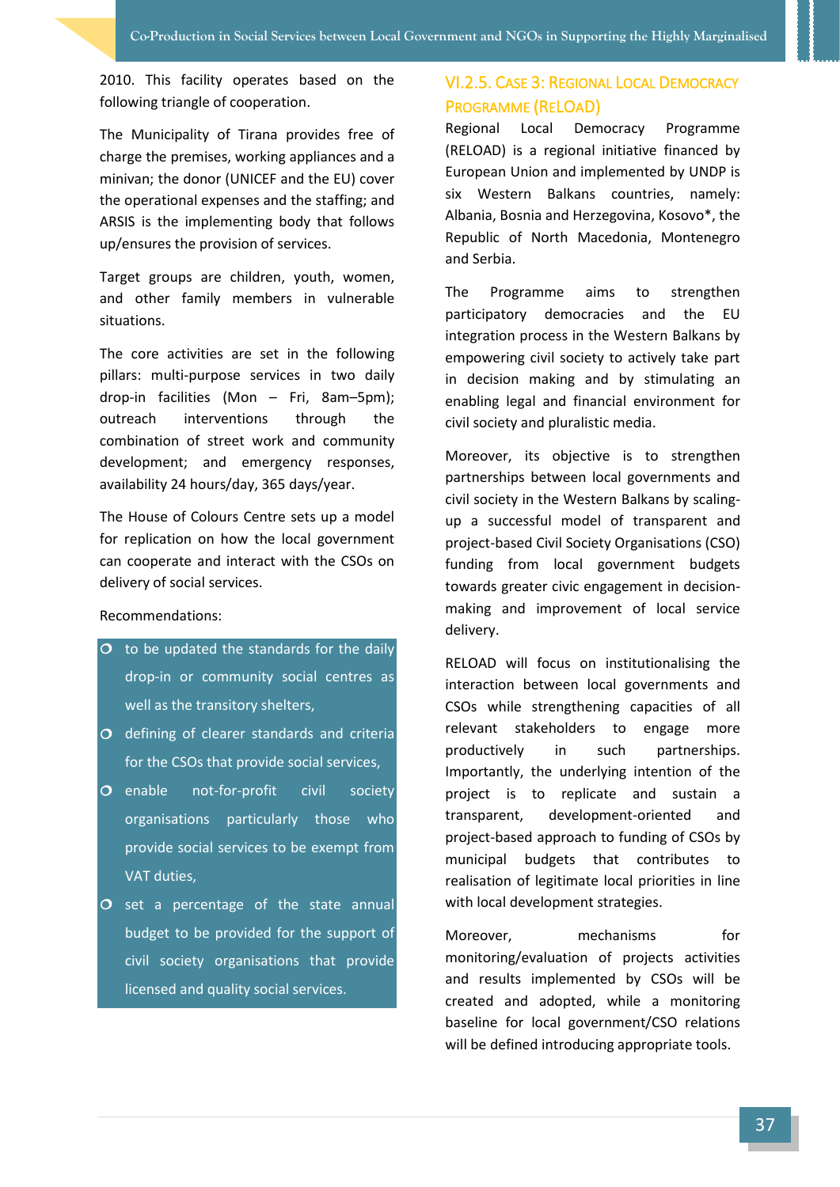2010. This facility operates based on the following triangle of cooperation.

The Municipality of Tirana provides free of charge the premises, working appliances and a minivan; the donor (UNICEF and the EU) cover the operational expenses and the staffing; and ARSIS is the implementing body that follows up/ensures the provision of services.

Target groups are children, youth, women, and other family members in vulnerable situations.

The core activities are set in the following pillars: multi-purpose services in two daily drop-in facilities (Mon – Fri, 8am–5pm); outreach interventions through the combination of street work and community development; and emergency responses, availability 24 hours/day, 365 days/year.

The House of Colours Centre sets up a model for replication on how the local government can cooperate and interact with the CSOs on delivery of social services.

Recommendations:

- to be updated the standards for the daily drop-in or community social centres as well as the transitory shelters,
- defining of clearer standards and criteria for the CSOs that provide social services,
- enable not-for-profit civil society organisations particularly those who provide social services to be exempt from VAT duties,
- set a percentage of the state annual budget to be provided for the support of civil society organisations that provide licensed and quality social services.

### VI.2.5. Case 3: Regional Local Democracy Programme (ReLOaD)

Regional Local Democracy Programme (RELOAD) is a regional initiative financed by European Union and implemented by UNDP is six Western Balkans countries, namely: Albania, Bosnia and Herzegovina, Kosovo*, the Republic of North Macedonia, Montenegro and Serbia.

The Programme aims to strengthen participatory democracies and the EU integration process in the Western Balkans by empowering civil society to actively take part in decision making and by stimulating an enabling legal and financial environment for civil society and pluralistic media.

Moreover, its objective is to strengthen partnerships between local governments and civil society in the Western Balkans by scaling-up a successful model of transparent and project-based Civil Society Organisations (CSO) funding from local government budgets towards greater civic engagement in decision-making and improvement of local service delivery.

RELOAD will focus on institutionalising the interaction between local governments and CSOs while strengthening capacities of all relevant stakeholders to engage more productively in such partnerships. Importantly, the underlying intention of the project is to replicate and sustain a transparent, development-oriented and project-based approach to funding of CSOs by municipal budgets that contributes to realisation of legitimate local priorities in line with local development strategies.

Moreover, mechanisms for monitoring/evaluation of projects activities and results implemented by CSOs will be created and adopted, while a monitoring baseline for local government/CSO relations will be defined introducing appropriate tools.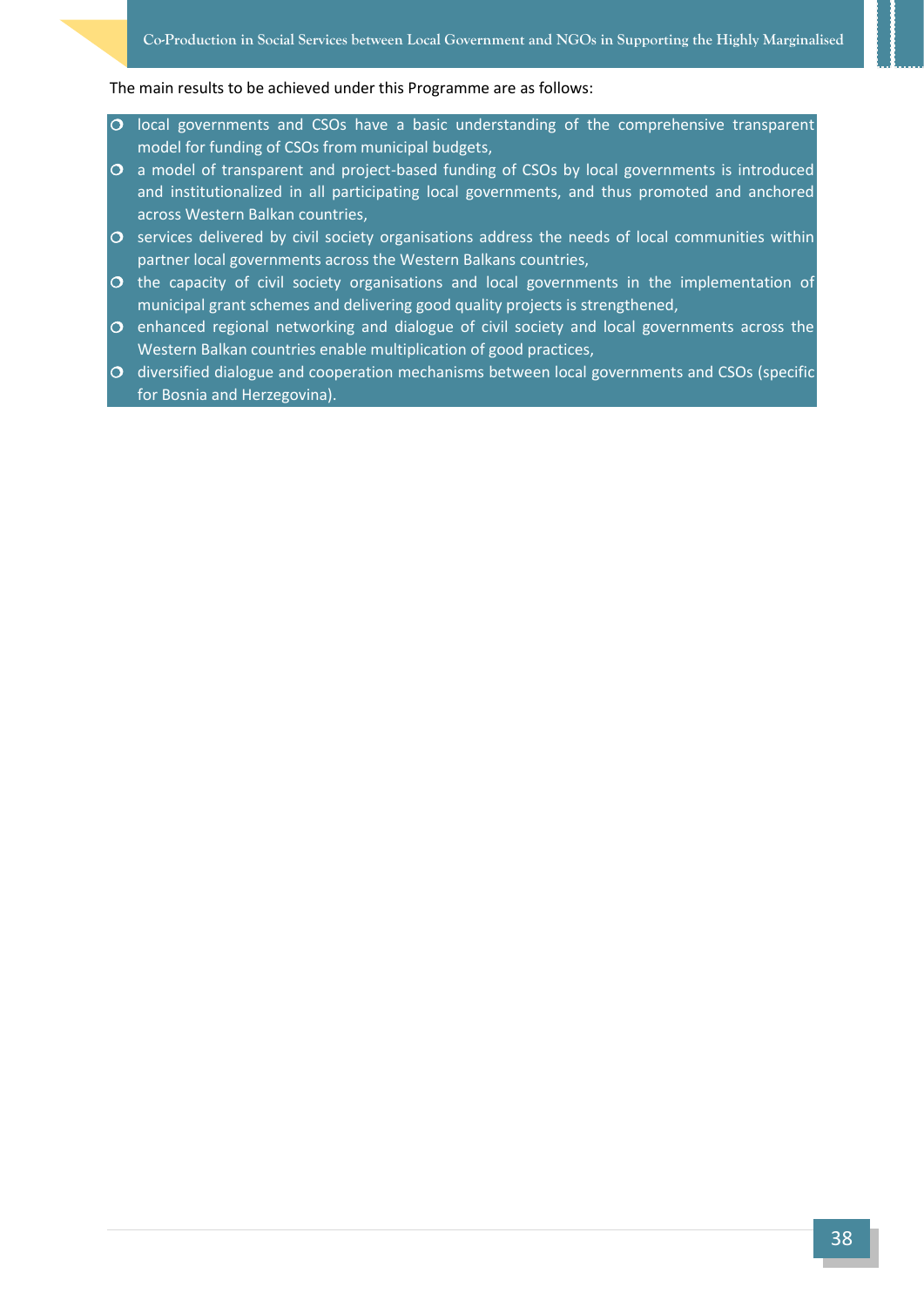The main results to be achieved under this Programme are as follows:

- local governments and CSOs have a basic understanding of the comprehensive transparent model for funding of CSOs from municipal budgets,
- a model of transparent and project-based funding of CSOs by local governments is introduced and institutionalized in all participating local governments, and thus promoted and anchored across Western Balkan countries,
- services delivered by civil society organisations address the needs of local communities within partner local governments across the Western Balkans countries,
- the capacity of civil society organisations and local governments in the implementation of municipal grant schemes and delivering good quality projects is strengthened,
- enhanced regional networking and dialogue of civil society and local governments across the Western Balkan countries enable multiplication of good practices,
- diversified dialogue and cooperation mechanisms between local governments and CSOs (specific for Bosnia and Herzegovina).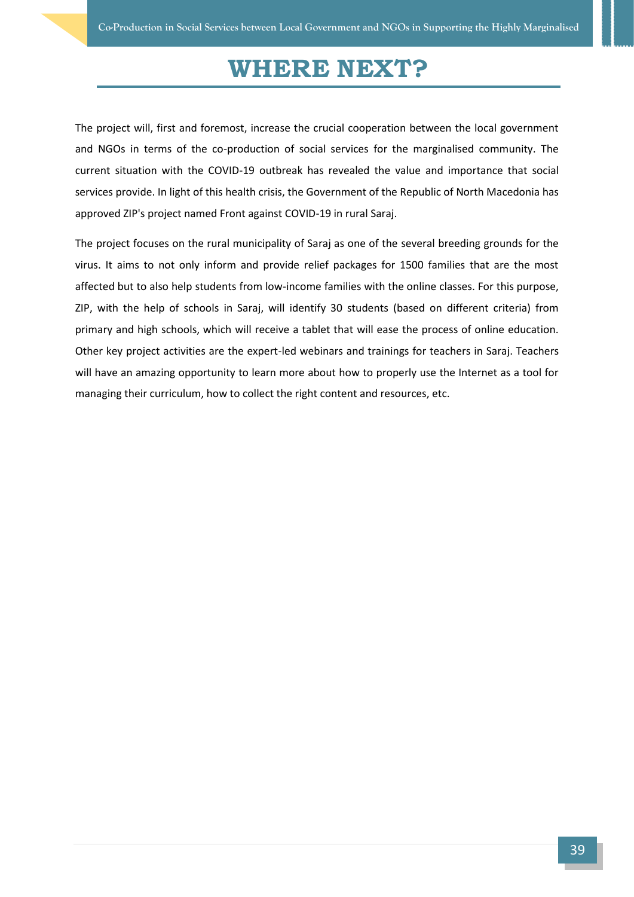# WHERE NEXT?

The project will, first and foremost, increase the crucial cooperation between the local government and NGOs in terms of the co-production of social services for the marginalised community. The current situation with the COVID-19 outbreak has revealed the value and importance that social services provide. In light of this health crisis, the Government of the Republic of North Macedonia has approved ZIP's project named Front against COVID-19 in rural Saraj.

The project focuses on the rural municipality of Saraj as one of the several breeding grounds for the virus. It aims to not only inform and provide relief packages for 1500 families that are the most affected but to also help students from low-income families with the online classes. For this purpose, ZIP, with the help of schools in Saraj, will identify 30 students (based on different criteria) from primary and high schools, which will receive a tablet that will ease the process of online education. Other key project activities are the expert-led webinars and trainings for teachers in Saraj. Teachers will have an amazing opportunity to learn more about how to properly use the Internet as a tool for managing their curriculum, how to collect the right content and resources, etc.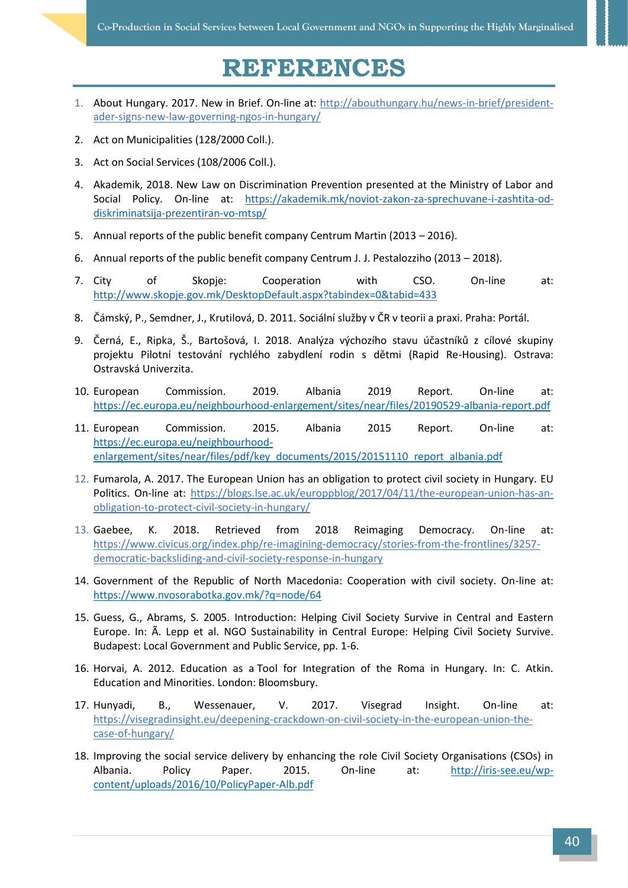# REFERENCES

1. About Hungary. 2017. New in Brief. On-line at: http://abouthungary.hu/news-in-brief/president-ader-signs-new-law-governing-ngos-in-hungary/
2. Act on Municipalities (128/2000 Coll.).
3. Act on Social Services (108/2006 Coll.).
4. Akademik, 2018. New Law on Discrimination Prevention presented at the Ministry of Labor and Social Policy. On-line at: https://akademik.mk/noviot-zakon-za-sprechuvane-i-zashtita-od-diskriminatsija-prezentiran-vo-mtsp/
5. Annual reports of the public benefit company Centrum Martin (2013 – 2016).
6. Annual reports of the public benefit company Centrum J. J. Pestalozziho (2013 – 2018).
7. City of Skopje: Cooperation with CSO. On-line at: http://www.skopje.gov.mk/DesktopDefault.aspx?tabindex=0&tabid=433
8. Čámský, P., Semdner, J., Krutilová, D. 2011. Sociální služby v ČR v teorii a praxi. Praha: Portál.
9. Černá, E., Ripka, Š., Bartošová, I. 2018. Analýza výchozího stavu účastníků z cílové skupiny projektu Pilotní testování rychlého zabydlení rodin s dětmi (Rapid Re-Housing). Ostrava: Ostravská Univerzita.
10. European Commission. 2019. Albania 2019 Report. On-line at: https://ec.europa.eu/neighbourhood-enlargement/sites/near/files/20190529-albania-report.pdf
11. European Commission. 2015. Albania 2015 Report. On-line at: https://ec.europa.eu/neighbourhood-enlargement/sites/near/files/pdf/key_documents/2015/20151110_report_albania.pdf
12. Fumarola, A. 2017. The European Union has an obligation to protect civil society in Hungary. EU Politics. On-line at: https://blogs.lse.ac.uk/europpblog/2017/04/11/the-european-union-has-an-obligation-to-protect-civil-society-in-hungary/
13. Gaebee, K. 2018. Retrieved from 2018 Reimaging Democracy. On-line at: https://www.civicus.org/index.php/re-imagining-democracy/stories-from-the-frontlines/3257-democratic-backsliding-and-civil-society-response-in-hungary
14. Government of the Republic of North Macedonia: Cooperation with civil society. On-line at: https://www.nvosorabotka.gov.mk/?q=node/64
15. Guess, G., Abrams, S. 2005. Introduction: Helping Civil Society Survive in Central and Eastern Europe. In: Ã. Lepp et al. NGO Sustainability in Central Europe: Helping Civil Society Survive. Budapest: Local Government and Public Service, pp. 1-6.
16. Horvai, A. 2012. Education as a Tool for Integration of the Roma in Hungary. In: C. Atkin. Education and Minorities. London: Bloomsbury.
17. Hunyadi, B., Wessenauer, V. 2017. Visegrad Insight. On-line at: https://visegradinsight.eu/deepening-crackdown-on-civil-society-in-the-european-union-the-case-of-hungary/
18. Improving the social service delivery by enhancing the role Civil Society Organisations (CSOs) in Albania. Policy Paper. 2015. On-line at: http://iris-see.eu/wp-content/uploads/2016/10/PolicyPaper-Alb.pdf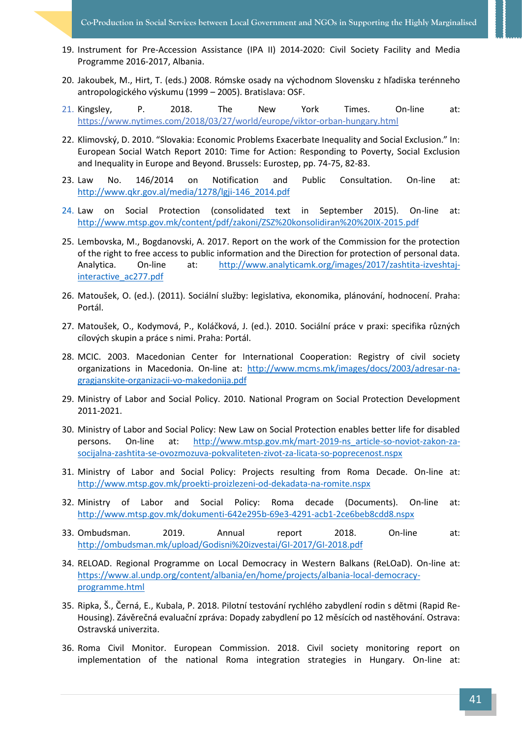19. Instrument for Pre-Accession Assistance (IPA II) 2014-2020: Civil Society Facility and Media Programme 2016-2017, Albania.

20. Jakoubek, M., Hirt, T. (eds.) 2008. Rómske osady na východnom Slovensku z hľadiska terénneho antropologického výskumu (1999 – 2005). Bratislava: OSF.

21. Kingsley, P. 2018. The New York Times. On-line at: https://www.nytimes.com/2018/03/27/world/europe/viktor-orban-hungary.html

22. Klimovský, D. 2010. "Slovakia: Economic Problems Exacerbate Inequality and Social Exclusion." In: European Social Watch Report 2010: Time for Action: Responding to Poverty, Social Exclusion and Inequality in Europe and Beyond. Brussels: Eurostep, pp. 74-75, 82-83.

23. Law No. 146/2014 on Notification and Public Consultation. On-line at: http://www.qkr.gov.al/media/1278/lgji-146_2014.pdf

24. Law on Social Protection (consolidated text in September 2015). On-line at: http://www.mtsp.gov.mk/content/pdf/zakoni/ZSZ%20konsolidiran%20%20IX-2015.pdf

25. Lembovska, M., Bogdanovski, A. 2017. Report on the work of the Commission for the protection of the right to free access to public information and the Direction for protection of personal data. Analytica. On-line at: http://www.analyticamk.org/images/2017/zashtita-izveshtaj-interactive_ac277.pdf

26. Matoušek, O. (ed.). (2011). Sociální služby: legislativa, ekonomika, plánování, hodnocení. Praha: Portál.

27. Matoušek, O., Kodymová, P., Koláčková, J. (ed.). 2010. Sociální práce v praxi: specifika různých cílových skupin a práce s nimi. Praha: Portál.

28. MCIC. 2003. Macedonian Center for International Cooperation: Registry of civil society organizations in Macedonia. On-line at: http://www.mcms.mk/images/docs/2003/adresar-na-gragjanskite-organizacii-vo-makedonija.pdf

29. Ministry of Labor and Social Policy. 2010. National Program on Social Protection Development 2011-2021.

30. Ministry of Labor and Social Policy: New Law on Social Protection enables better life for disabled persons. On-line at: http://www.mtsp.gov.mk/mart-2019-ns_article-so-noviot-zakon-za-socijalna-zashtita-se-ovozmozuva-pokvaliteten-zivot-za-licata-so-poprecenost.nspx

31. Ministry of Labor and Social Policy: Projects resulting from Roma Decade. On-line at: http://www.mtsp.gov.mk/proekti-proizlezeni-od-dekadata-na-romite.nspx

32. Ministry of Labor and Social Policy: Roma decade (Documents). On-line at: http://www.mtsp.gov.mk/dokumenti-642e295b-69e3-4291-acb1-2ce6beb8cdd8.nspx

33. Ombudsman. 2019. Annual report 2018. On-line at: http://ombudsman.mk/upload/Godisni%20izvestai/GI-2017/GI-2018.pdf

34. RELOAD. Regional Programme on Local Democracy in Western Balkans (ReLOaD). On-line at: https://www.al.undp.org/content/albania/en/home/projects/albania-local-democracy-programme.html

35. Ripka, Š., Černá, E., Kubala, P. 2018. Pilotní testování rychlého zabydlení rodin s dětmi (Rapid Re-Housing). Závěrečná evaluační zpráva: Dopady zabydlení po 12 měsících od nastěhování. Ostrava: Ostravská univerzita.

36. Roma Civil Monitor. European Commission. 2018. Civil society monitoring report on implementation of the national Roma integration strategies in Hungary. On-line at: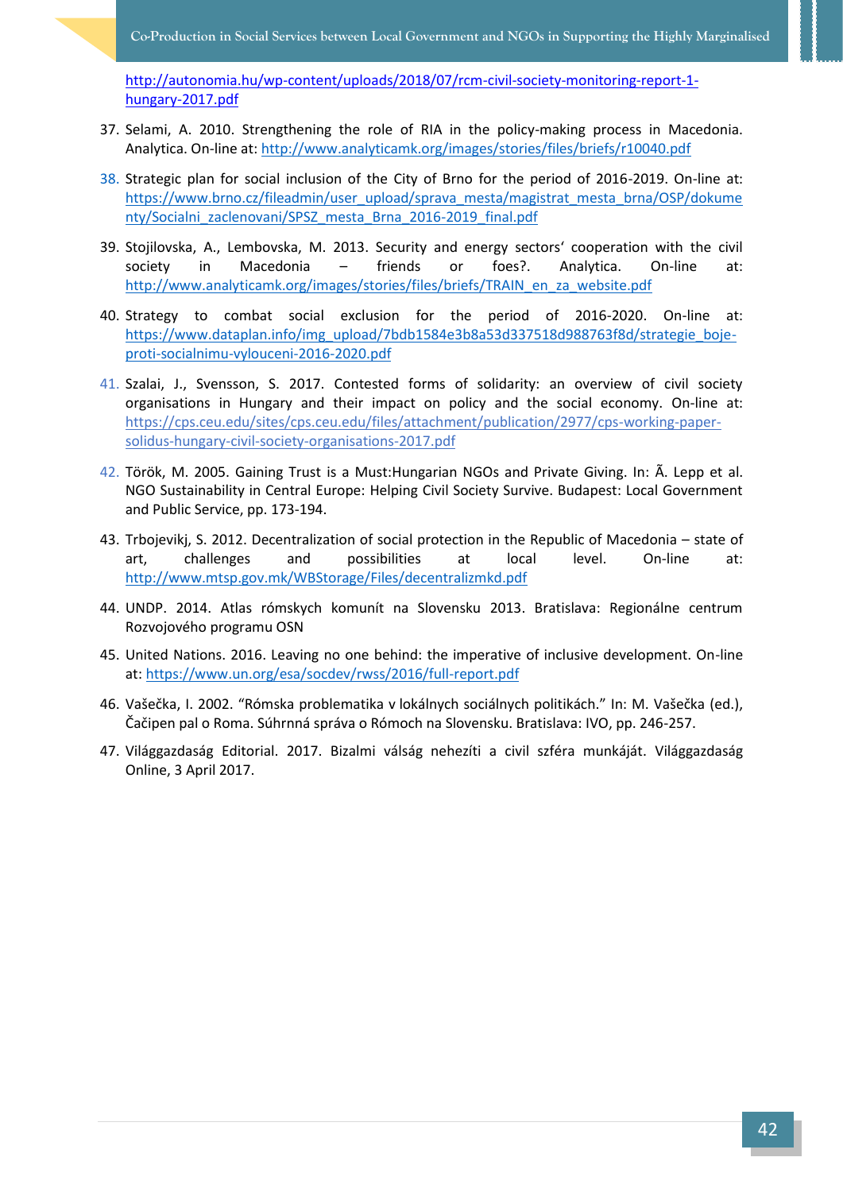http://autonomia.hu/wp-content/uploads/2018/07/rcm-civil-society-monitoring-report-1-hungary-2017.pdf

37. Selami, A. 2010. Strengthening the role of RIA in the policy-making process in Macedonia. Analytica. On-line at: http://www.analyticamk.org/images/stories/files/briefs/r10040.pdf

38. Strategic plan for social inclusion of the City of Brno for the period of 2016-2019. On-line at: https://www.brno.cz/fileadmin/user_upload/sprava_mesta/magistrat_mesta_brna/OSP/dokumenty/Socialni_zaclenovani/SPSZ_mesta_Brna_2016-2019_final.pdf

39. Stojilovska, A., Lembovska, M. 2013. Security and energy sectors' cooperation with the civil society in Macedonia – friends or foes?. Analytica. On-line at: http://www.analyticamk.org/images/stories/files/briefs/TRAIN_en_za_website.pdf

40. Strategy to combat social exclusion for the period of 2016-2020. On-line at: https://www.dataplan.info/img_upload/7bdb1584e3b8a53d337518d988763f8d/strategie_boje-proti-socialnimu-vylouceni-2016-2020.pdf

41. Szalai, J., Svensson, S. 2017. Contested forms of solidarity: an overview of civil society organisations in Hungary and their impact on policy and the social economy. On-line at: https://cps.ceu.edu/sites/cps.ceu.edu/files/attachment/publication/2977/cps-working-paper-solidus-hungary-civil-society-organisations-2017.pdf

42. Török, M. 2005. Gaining Trust is a Must:Hungarian NGOs and Private Giving. In: Ã. Lepp et al. NGO Sustainability in Central Europe: Helping Civil Society Survive. Budapest: Local Government and Public Service, pp. 173-194.

43. Trbojevikj, S. 2012. Decentralization of social protection in the Republic of Macedonia – state of art, challenges and possibilities at local level. On-line at: http://www.mtsp.gov.mk/WBStorage/Files/decentralizmkd.pdf

44. UNDP. 2014. Atlas rómskych komunít na Slovensku 2013. Bratislava: Regionálne centrum Rozvojového programu OSN

45. United Nations. 2016. Leaving no one behind: the imperative of inclusive development. On-line at: https://www.un.org/esa/socdev/rwss/2016/full-report.pdf

46. Vašečka, I. 2002. "Rómska problematika v lokálnych sociálnych politikách." In: M. Vašečka (ed.), Čačipen pal o Roma. Súhrnná správa o Rómoch na Slovensku. Bratislava: IVO, pp. 246-257.

47. Világgazdaság Editorial. 2017. Bizalmi válság nehezíti a civil szféra munkáját. Világgazdaság Online, 3 April 2017.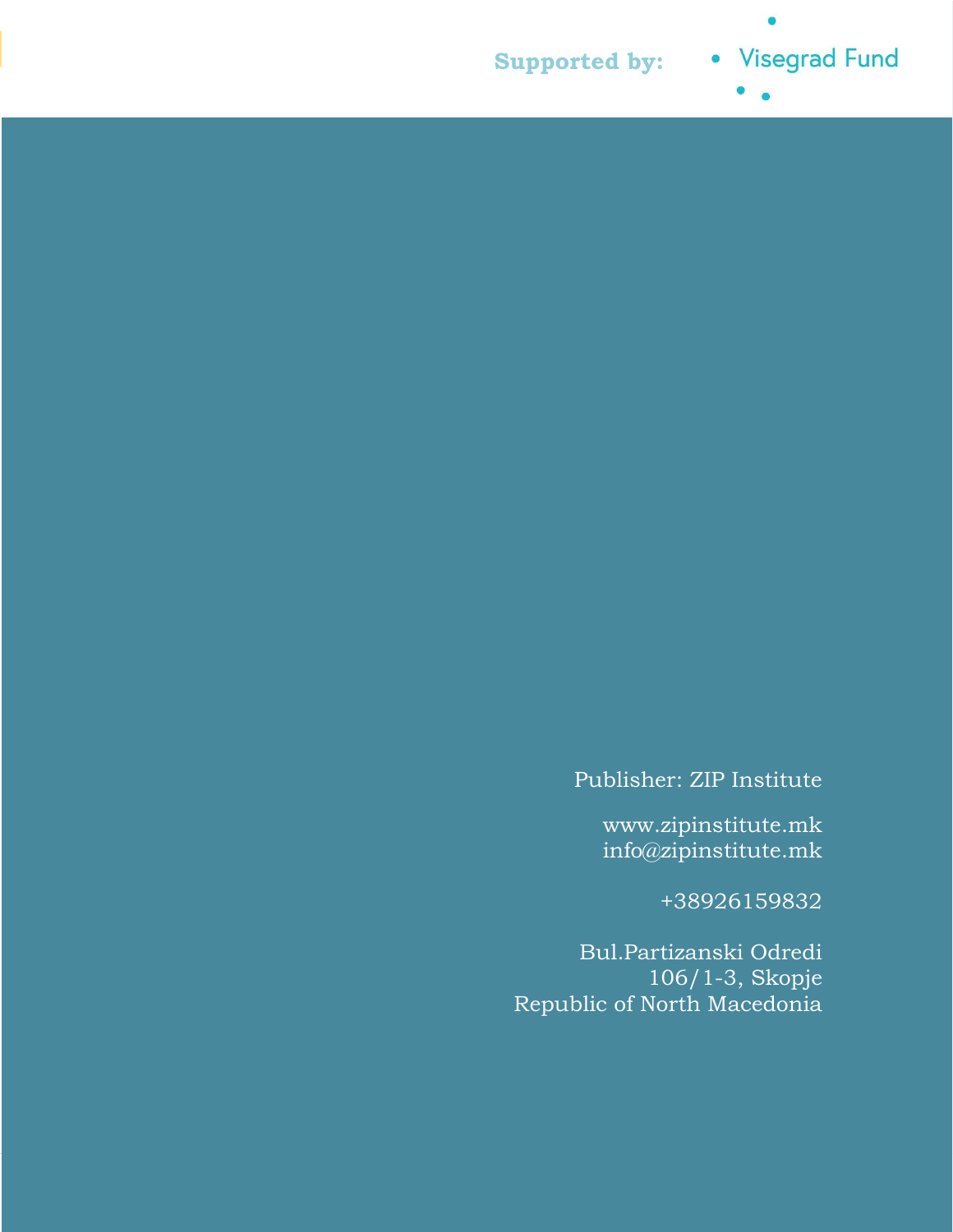Supported by: Visegrad Fund

Publisher: ZIP Institute

www.zipinstitute.mk
info@zipinstitute.mk

+38926159832

Bul.Partizanski Odredi
106/1-3, Skopje
Republic of North Macedonia